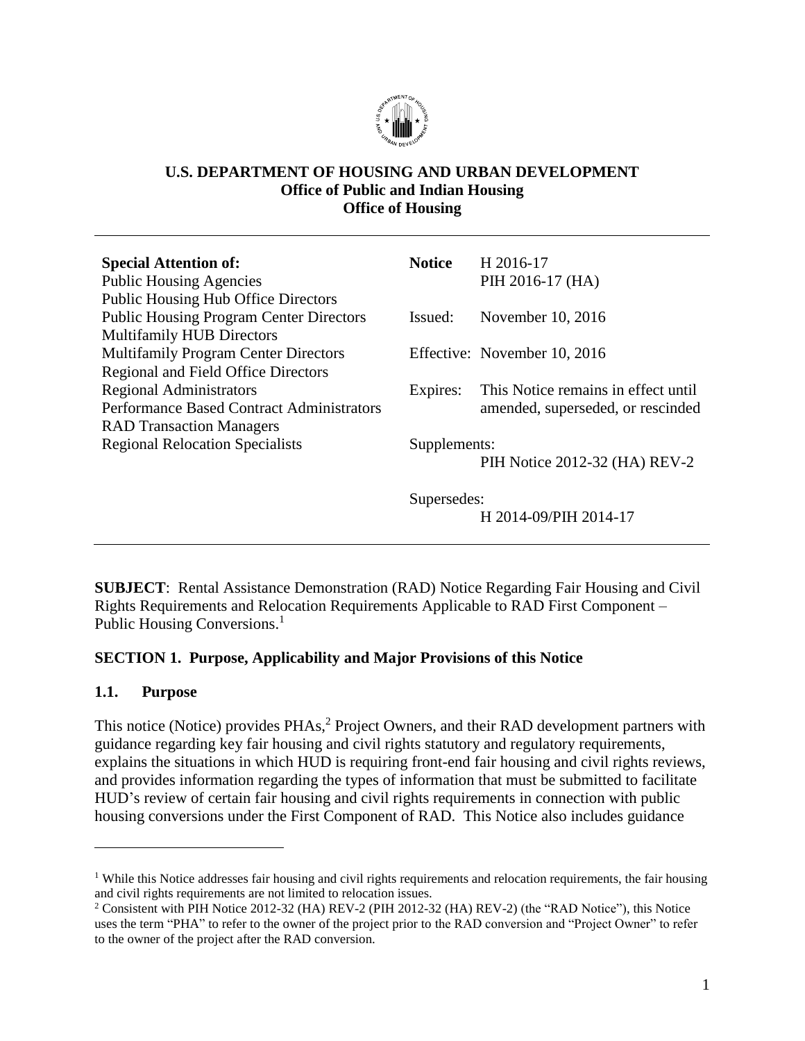**U.S. DEPARTMENT OF HOUSING AND URBAN DEVELOPMENT**
**Office of Public and Indian Housing**
**Office of Housing**

---

| **Special Attention of:** | | |
|---|---|---|
| Public Housing Agencies | **Notice** | H 2016-17 |
| Public Housing Hub Office Directors | | PIH 2016-17 (HA) |
| Public Housing Program Center Directors | Issued: | November 10, 2016 |
| Multifamily HUB Directors | | |
| Multifamily Program Center Directors | Effective: | November 10, 2016 |
| Regional and Field Office Directors | | |
| Regional Administrators | Expires: | This Notice remains in effect until amended, superseded, or rescinded |
| Performance Based Contract Administrators | | |
| RAD Transaction Managers | | |
| Regional Relocation Specialists | Supplements: | PIH Notice 2012-32 (HA) REV-2 |
| | Supersedes: | H 2014-09/PIH 2014-17 |

---

**SUBJECT**: Rental Assistance Demonstration (RAD) Notice Regarding Fair Housing and Civil Rights Requirements and Relocation Requirements Applicable to RAD First Component – Public Housing Conversions.[1]

## SECTION 1. Purpose, Applicability and Major Provisions of this Notice

### 1.1. Purpose

This notice (Notice) provides PHAs,[2] Project Owners, and their RAD development partners with guidance regarding key fair housing and civil rights statutory and regulatory requirements, explains the situations in which HUD is requiring front-end fair housing and civil rights reviews, and provides information regarding the types of information that must be submitted to facilitate HUD's review of certain fair housing and civil rights requirements in connection with public housing conversions under the First Component of RAD. This Notice also includes guidance

---

[1] While this Notice addresses fair housing and civil rights requirements and relocation requirements, the fair housing and civil rights requirements are not limited to relocation issues.

[2] Consistent with PIH Notice 2012-32 (HA) REV-2 (PIH 2012-32 (HA) REV-2) (the "RAD Notice"), this Notice uses the term "PHA" to refer to the owner of the project prior to the RAD conversion and "Project Owner" to refer to the owner of the project after the RAD conversion.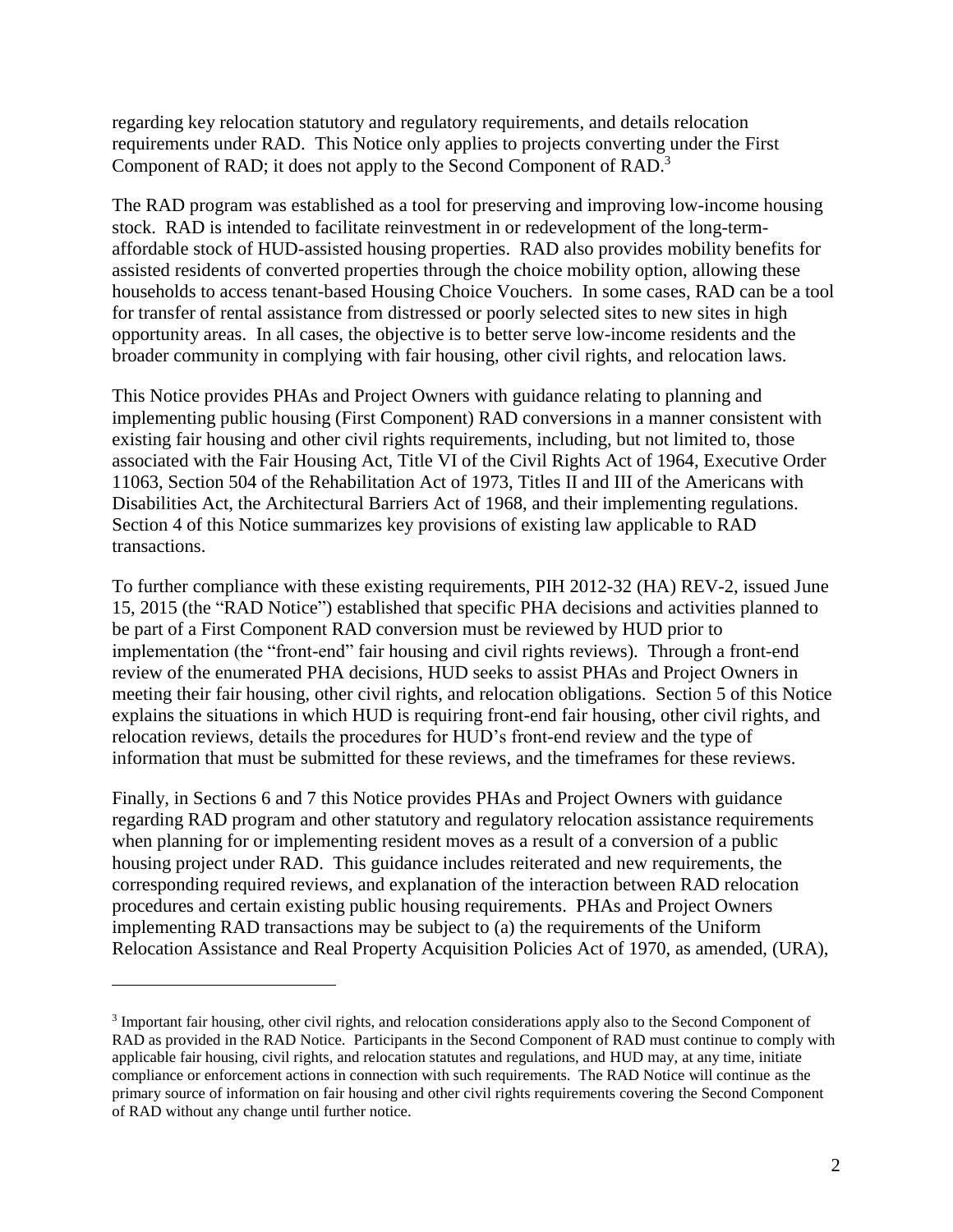regarding key relocation statutory and regulatory requirements, and details relocation requirements under RAD. This Notice only applies to projects converting under the First Component of RAD; it does not apply to the Second Component of RAD.[3]

The RAD program was established as a tool for preserving and improving low-income housing stock. RAD is intended to facilitate reinvestment in or redevelopment of the long-term-affordable stock of HUD-assisted housing properties. RAD also provides mobility benefits for assisted residents of converted properties through the choice mobility option, allowing these households to access tenant-based Housing Choice Vouchers. In some cases, RAD can be a tool for transfer of rental assistance from distressed or poorly selected sites to new sites in high opportunity areas. In all cases, the objective is to better serve low-income residents and the broader community in complying with fair housing, other civil rights, and relocation laws.

This Notice provides PHAs and Project Owners with guidance relating to planning and implementing public housing (First Component) RAD conversions in a manner consistent with existing fair housing and other civil rights requirements, including, but not limited to, those associated with the Fair Housing Act, Title VI of the Civil Rights Act of 1964, Executive Order 11063, Section 504 of the Rehabilitation Act of 1973, Titles II and III of the Americans with Disabilities Act, the Architectural Barriers Act of 1968, and their implementing regulations. Section 4 of this Notice summarizes key provisions of existing law applicable to RAD transactions.

To further compliance with these existing requirements, PIH 2012-32 (HA) REV-2, issued June 15, 2015 (the "RAD Notice") established that specific PHA decisions and activities planned to be part of a First Component RAD conversion must be reviewed by HUD prior to implementation (the "front-end" fair housing and civil rights reviews). Through a front-end review of the enumerated PHA decisions, HUD seeks to assist PHAs and Project Owners in meeting their fair housing, other civil rights, and relocation obligations. Section 5 of this Notice explains the situations in which HUD is requiring front-end fair housing, other civil rights, and relocation reviews, details the procedures for HUD's front-end review and the type of information that must be submitted for these reviews, and the timeframes for these reviews.

Finally, in Sections 6 and 7 this Notice provides PHAs and Project Owners with guidance regarding RAD program and other statutory and regulatory relocation assistance requirements when planning for or implementing resident moves as a result of a conversion of a public housing project under RAD. This guidance includes reiterated and new requirements, the corresponding required reviews, and explanation of the interaction between RAD relocation procedures and certain existing public housing requirements. PHAs and Project Owners implementing RAD transactions may be subject to (a) the requirements of the Uniform Relocation Assistance and Real Property Acquisition Policies Act of 1970, as amended, (URA),

---

[3] Important fair housing, other civil rights, and relocation considerations apply also to the Second Component of RAD as provided in the RAD Notice. Participants in the Second Component of RAD must continue to comply with applicable fair housing, civil rights, and relocation statutes and regulations, and HUD may, at any time, initiate compliance or enforcement actions in connection with such requirements. The RAD Notice will continue as the primary source of information on fair housing and other civil rights requirements covering the Second Component of RAD without any change until further notice.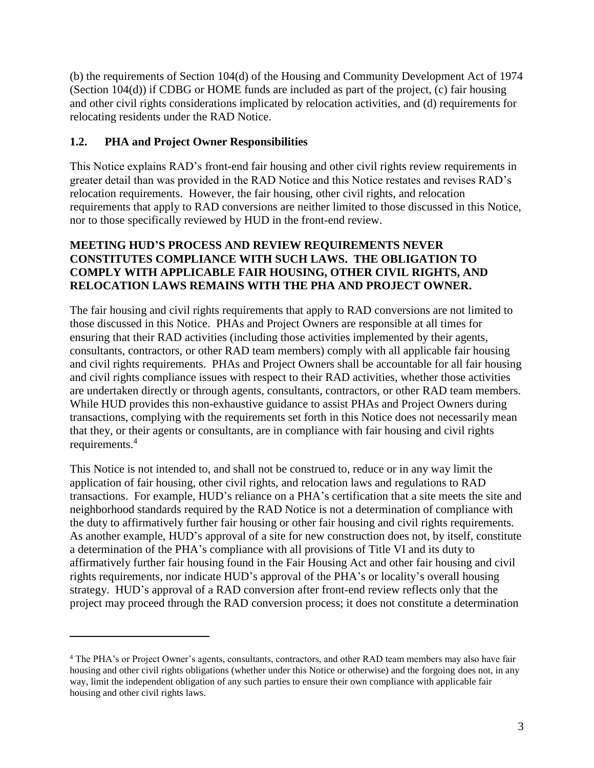(b) the requirements of Section 104(d) of the Housing and Community Development Act of 1974 (Section 104(d)) if CDBG or HOME funds are included as part of the project, (c) fair housing and other civil rights considerations implicated by relocation activities, and (d) requirements for relocating residents under the RAD Notice.

## 1.2. PHA and Project Owner Responsibilities

This Notice explains RAD's front-end fair housing and other civil rights review requirements in greater detail than was provided in the RAD Notice and this Notice restates and revises RAD's relocation requirements. However, the fair housing, other civil rights, and relocation requirements that apply to RAD conversions are neither limited to those discussed in this Notice, nor to those specifically reviewed by HUD in the front-end review.

**MEETING HUD'S PROCESS AND REVIEW REQUIREMENTS NEVER CONSTITUTES COMPLIANCE WITH SUCH LAWS. THE OBLIGATION TO COMPLY WITH APPLICABLE FAIR HOUSING, OTHER CIVIL RIGHTS, AND RELOCATION LAWS REMAINS WITH THE PHA AND PROJECT OWNER.**

The fair housing and civil rights requirements that apply to RAD conversions are not limited to those discussed in this Notice. PHAs and Project Owners are responsible at all times for ensuring that their RAD activities (including those activities implemented by their agents, consultants, contractors, or other RAD team members) comply with all applicable fair housing and civil rights requirements. PHAs and Project Owners shall be accountable for all fair housing and civil rights compliance issues with respect to their RAD activities, whether those activities are undertaken directly or through agents, consultants, contractors, or other RAD team members. While HUD provides this non-exhaustive guidance to assist PHAs and Project Owners during transactions, complying with the requirements set forth in this Notice does not necessarily mean that they, or their agents or consultants, are in compliance with fair housing and civil rights requirements.[4]

This Notice is not intended to, and shall not be construed to, reduce or in any way limit the application of fair housing, other civil rights, and relocation laws and regulations to RAD transactions. For example, HUD's reliance on a PHA's certification that a site meets the site and neighborhood standards required by the RAD Notice is not a determination of compliance with the duty to affirmatively further fair housing or other fair housing and civil rights requirements. As another example, HUD's approval of a site for new construction does not, by itself, constitute a determination of the PHA's compliance with all provisions of Title VI and its duty to affirmatively further fair housing found in the Fair Housing Act and other fair housing and civil rights requirements, nor indicate HUD's approval of the PHA's or locality's overall housing strategy. HUD's approval of a RAD conversion after front-end review reflects only that the project may proceed through the RAD conversion process; it does not constitute a determination

[4] The PHA's or Project Owner's agents, consultants, contractors, and other RAD team members may also have fair housing and other civil rights obligations (whether under this Notice or otherwise) and the forgoing does not, in any way, limit the independent obligation of any such parties to ensure their own compliance with applicable fair housing and other civil rights laws.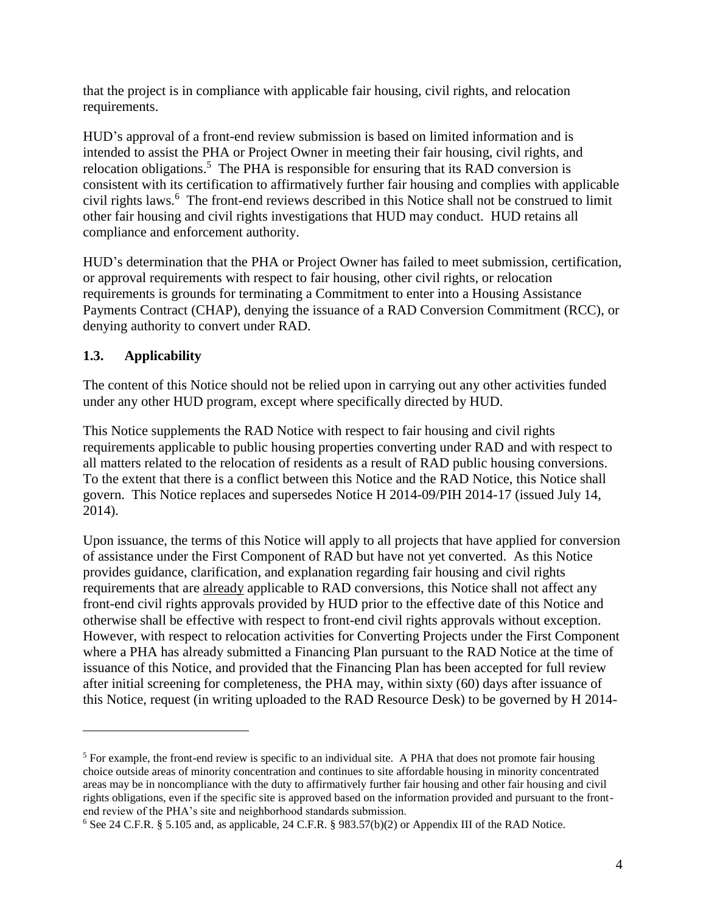that the project is in compliance with applicable fair housing, civil rights, and relocation requirements.

HUD's approval of a front-end review submission is based on limited information and is intended to assist the PHA or Project Owner in meeting their fair housing, civil rights, and relocation obligations.[5] The PHA is responsible for ensuring that its RAD conversion is consistent with its certification to affirmatively further fair housing and complies with applicable civil rights laws.[6] The front-end reviews described in this Notice shall not be construed to limit other fair housing and civil rights investigations that HUD may conduct. HUD retains all compliance and enforcement authority.

HUD's determination that the PHA or Project Owner has failed to meet submission, certification, or approval requirements with respect to fair housing, other civil rights, or relocation requirements is grounds for terminating a Commitment to enter into a Housing Assistance Payments Contract (CHAP), denying the issuance of a RAD Conversion Commitment (RCC), or denying authority to convert under RAD.

## 1.3. Applicability

The content of this Notice should not be relied upon in carrying out any other activities funded under any other HUD program, except where specifically directed by HUD.

This Notice supplements the RAD Notice with respect to fair housing and civil rights requirements applicable to public housing properties converting under RAD and with respect to all matters related to the relocation of residents as a result of RAD public housing conversions. To the extent that there is a conflict between this Notice and the RAD Notice, this Notice shall govern. This Notice replaces and supersedes Notice H 2014-09/PIH 2014-17 (issued July 14, 2014).

Upon issuance, the terms of this Notice will apply to all projects that have applied for conversion of assistance under the First Component of RAD but have not yet converted. As this Notice provides guidance, clarification, and explanation regarding fair housing and civil rights requirements that are already applicable to RAD conversions, this Notice shall not affect any front-end civil rights approvals provided by HUD prior to the effective date of this Notice and otherwise shall be effective with respect to front-end civil rights approvals without exception. However, with respect to relocation activities for Converting Projects under the First Component where a PHA has already submitted a Financing Plan pursuant to the RAD Notice at the time of issuance of this Notice, and provided that the Financing Plan has been accepted for full review after initial screening for completeness, the PHA may, within sixty (60) days after issuance of this Notice, request (in writing uploaded to the RAD Resource Desk) to be governed by H 2014-

---

[5] For example, the front-end review is specific to an individual site. A PHA that does not promote fair housing choice outside areas of minority concentration and continues to site affordable housing in minority concentrated areas may be in noncompliance with the duty to affirmatively further fair housing and other fair housing and civil rights obligations, even if the specific site is approved based on the information provided and pursuant to the front-end review of the PHA's site and neighborhood standards submission.

[6] See 24 C.F.R. § 5.105 and, as applicable, 24 C.F.R. § 983.57(b)(2) or Appendix III of the RAD Notice.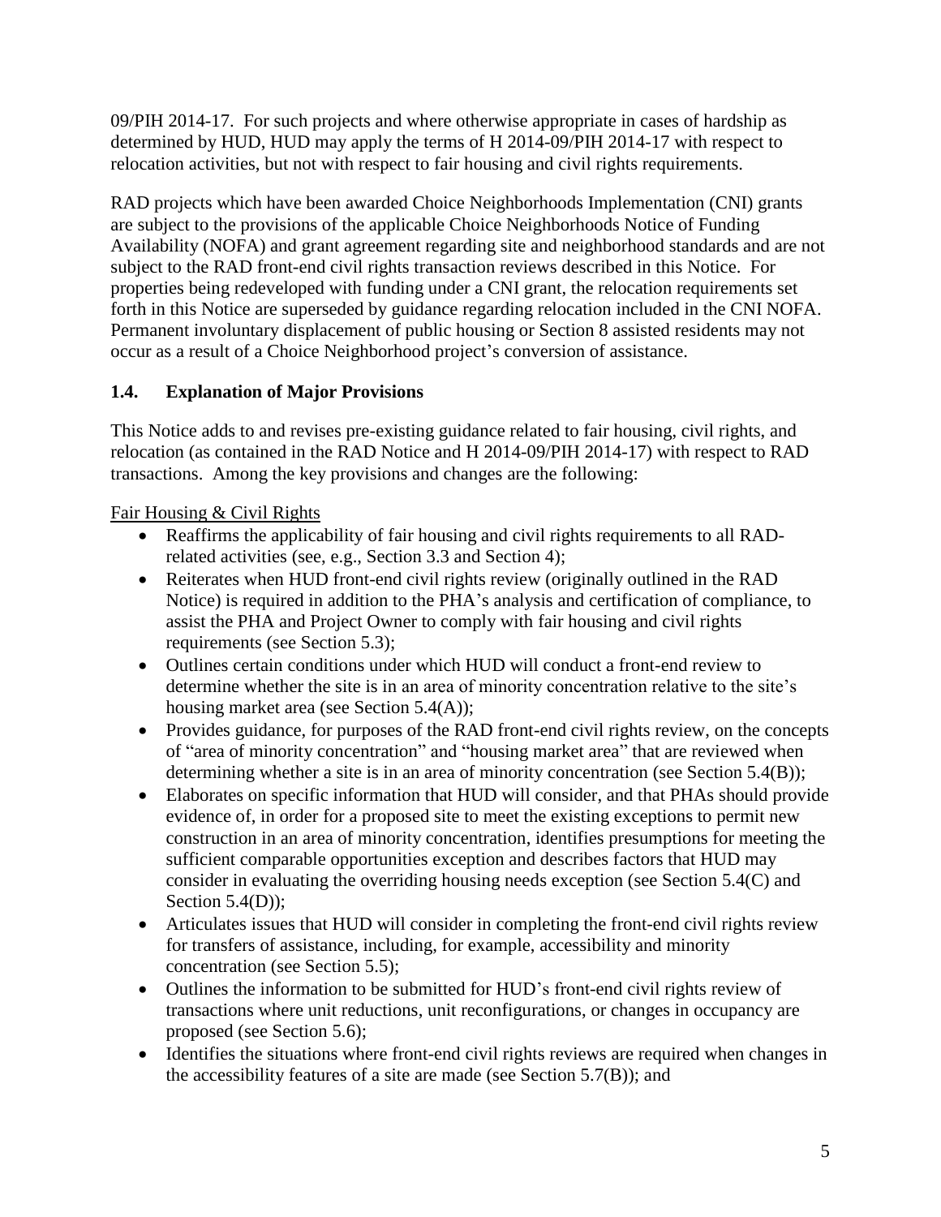09/PIH 2014-17. For such projects and where otherwise appropriate in cases of hardship as determined by HUD, HUD may apply the terms of H 2014-09/PIH 2014-17 with respect to relocation activities, but not with respect to fair housing and civil rights requirements.

RAD projects which have been awarded Choice Neighborhoods Implementation (CNI) grants are subject to the provisions of the applicable Choice Neighborhoods Notice of Funding Availability (NOFA) and grant agreement regarding site and neighborhood standards and are not subject to the RAD front-end civil rights transaction reviews described in this Notice. For properties being redeveloped with funding under a CNI grant, the relocation requirements set forth in this Notice are superseded by guidance regarding relocation included in the CNI NOFA. Permanent involuntary displacement of public housing or Section 8 assisted residents may not occur as a result of a Choice Neighborhood project's conversion of assistance.

## 1.4. Explanation of Major Provisions

This Notice adds to and revises pre-existing guidance related to fair housing, civil rights, and relocation (as contained in the RAD Notice and H 2014-09/PIH 2014-17) with respect to RAD transactions. Among the key provisions and changes are the following:

Fair Housing & Civil Rights

- Reaffirms the applicability of fair housing and civil rights requirements to all RAD-related activities (see, e.g., Section 3.3 and Section 4);
- Reiterates when HUD front-end civil rights review (originally outlined in the RAD Notice) is required in addition to the PHA's analysis and certification of compliance, to assist the PHA and Project Owner to comply with fair housing and civil rights requirements (see Section 5.3);
- Outlines certain conditions under which HUD will conduct a front-end review to determine whether the site is in an area of minority concentration relative to the site's housing market area (see Section 5.4(A));
- Provides guidance, for purposes of the RAD front-end civil rights review, on the concepts of "area of minority concentration" and "housing market area" that are reviewed when determining whether a site is in an area of minority concentration (see Section 5.4(B));
- Elaborates on specific information that HUD will consider, and that PHAs should provide evidence of, in order for a proposed site to meet the existing exceptions to permit new construction in an area of minority concentration, identifies presumptions for meeting the sufficient comparable opportunities exception and describes factors that HUD may consider in evaluating the overriding housing needs exception (see Section 5.4(C) and Section 5.4(D));
- Articulates issues that HUD will consider in completing the front-end civil rights review for transfers of assistance, including, for example, accessibility and minority concentration (see Section 5.5);
- Outlines the information to be submitted for HUD's front-end civil rights review of transactions where unit reductions, unit reconfigurations, or changes in occupancy are proposed (see Section 5.6);
- Identifies the situations where front-end civil rights reviews are required when changes in the accessibility features of a site are made (see Section 5.7(B)); and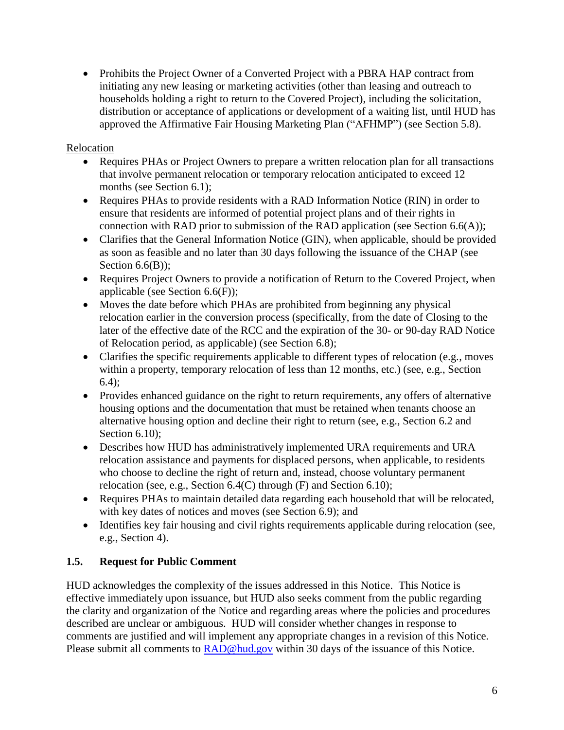- Prohibits the Project Owner of a Converted Project with a PBRA HAP contract from initiating any new leasing or marketing activities (other than leasing and outreach to households holding a right to return to the Covered Project), including the solicitation, distribution or acceptance of applications or development of a waiting list, until HUD has approved the Affirmative Fair Housing Marketing Plan ("AFHMP") (see Section 5.8).

Relocation

- Requires PHAs or Project Owners to prepare a written relocation plan for all transactions that involve permanent relocation or temporary relocation anticipated to exceed 12 months (see Section 6.1);
- Requires PHAs to provide residents with a RAD Information Notice (RIN) in order to ensure that residents are informed of potential project plans and of their rights in connection with RAD prior to submission of the RAD application (see Section 6.6(A));
- Clarifies that the General Information Notice (GIN), when applicable, should be provided as soon as feasible and no later than 30 days following the issuance of the CHAP (see Section 6.6(B));
- Requires Project Owners to provide a notification of Return to the Covered Project, when applicable (see Section 6.6(F));
- Moves the date before which PHAs are prohibited from beginning any physical relocation earlier in the conversion process (specifically, from the date of Closing to the later of the effective date of the RCC and the expiration of the 30- or 90-day RAD Notice of Relocation period, as applicable) (see Section 6.8);
- Clarifies the specific requirements applicable to different types of relocation (e.g., moves within a property, temporary relocation of less than 12 months, etc.) (see, e.g., Section 6.4);
- Provides enhanced guidance on the right to return requirements, any offers of alternative housing options and the documentation that must be retained when tenants choose an alternative housing option and decline their right to return (see, e.g., Section 6.2 and Section 6.10);
- Describes how HUD has administratively implemented URA requirements and URA relocation assistance and payments for displaced persons, when applicable, to residents who choose to decline the right of return and, instead, choose voluntary permanent relocation (see, e.g., Section 6.4(C) through (F) and Section 6.10);
- Requires PHAs to maintain detailed data regarding each household that will be relocated, with key dates of notices and moves (see Section 6.9); and
- Identifies key fair housing and civil rights requirements applicable during relocation (see, e.g., Section 4).

### 1.5. Request for Public Comment

HUD acknowledges the complexity of the issues addressed in this Notice. This Notice is effective immediately upon issuance, but HUD also seeks comment from the public regarding the clarity and organization of the Notice and regarding areas where the policies and procedures described are unclear or ambiguous. HUD will consider whether changes in response to comments are justified and will implement any appropriate changes in a revision of this Notice. Please submit all comments to RAD@hud.gov within 30 days of the issuance of this Notice.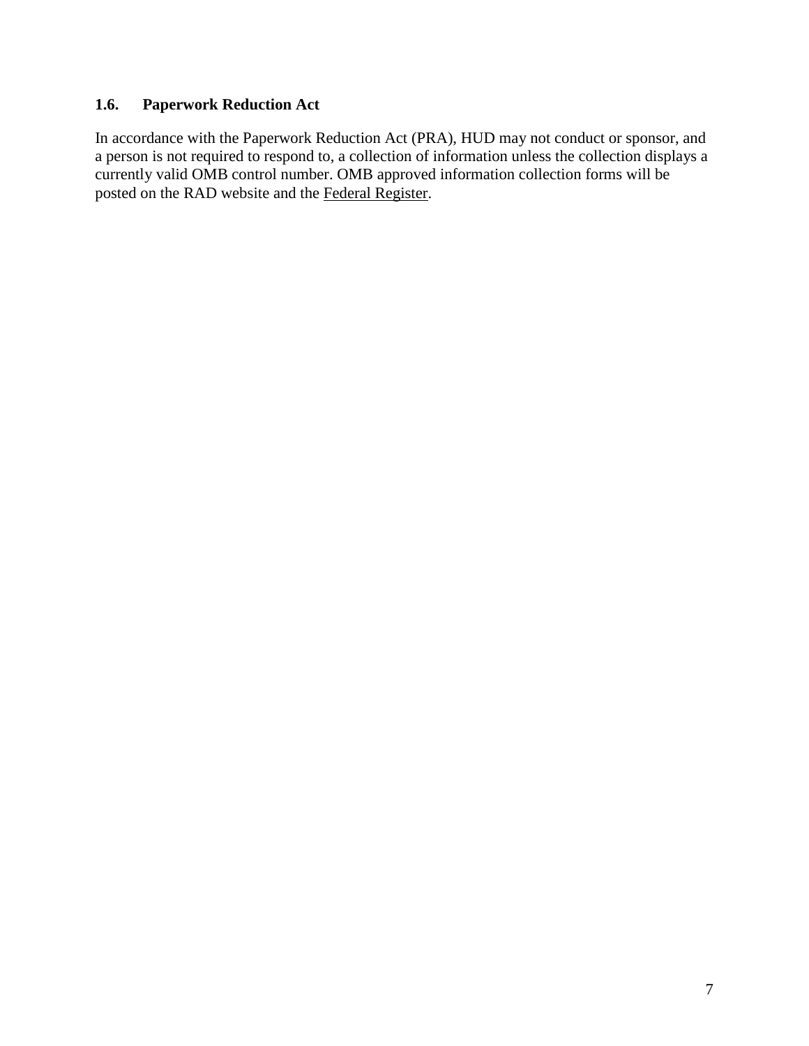### 1.6. Paperwork Reduction Act

In accordance with the Paperwork Reduction Act (PRA), HUD may not conduct or sponsor, and a person is not required to respond to, a collection of information unless the collection displays a currently valid OMB control number. OMB approved information collection forms will be posted on the RAD website and the Federal Register.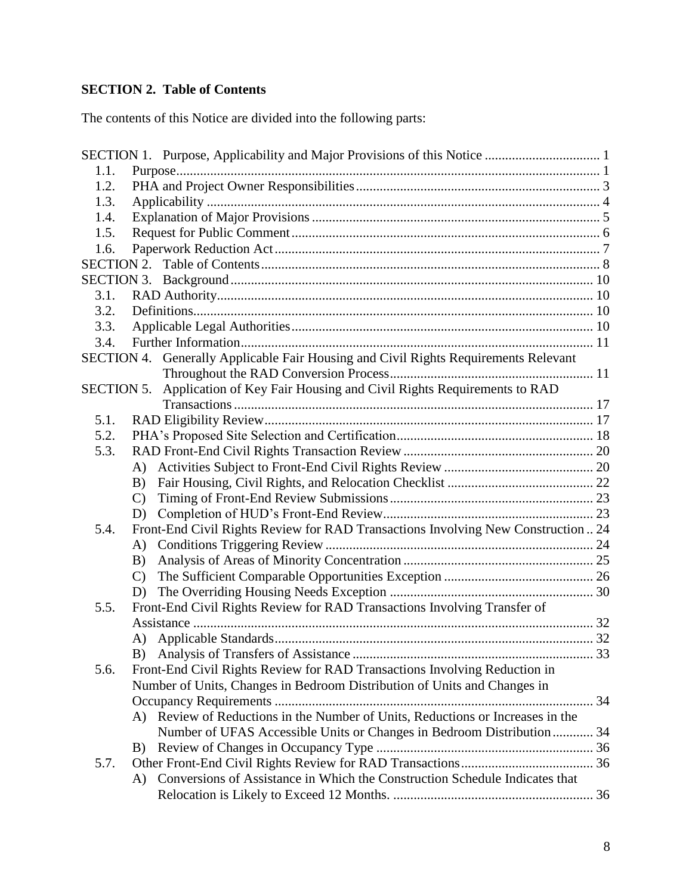**SECTION 2. Table of Contents**

The contents of this Notice are divided into the following parts:

SECTION 1. Purpose, Applicability and Major Provisions of this Notice .......... 1
- 1.1. Purpose .......... 1
- 1.2. PHA and Project Owner Responsibilities .......... 3
- 1.3. Applicability .......... 4
- 1.4. Explanation of Major Provisions .......... 5
- 1.5. Request for Public Comment .......... 6
- 1.6. Paperwork Reduction Act .......... 7

SECTION 2. Table of Contents .......... 8

SECTION 3. Background .......... 10
- 3.1. RAD Authority .......... 10
- 3.2. Definitions .......... 10
- 3.3. Applicable Legal Authorities .......... 10
- 3.4. Further Information .......... 11

SECTION 4. Generally Applicable Fair Housing and Civil Rights Requirements Relevant Throughout the RAD Conversion Process .......... 11

SECTION 5. Application of Key Fair Housing and Civil Rights Requirements to RAD Transactions .......... 17
- 5.1. RAD Eligibility Review .......... 17
- 5.2. PHA's Proposed Site Selection and Certification .......... 18
- 5.3. RAD Front-End Civil Rights Transaction Review .......... 20
  - A) Activities Subject to Front-End Civil Rights Review .......... 20
  - B) Fair Housing, Civil Rights, and Relocation Checklist .......... 22
  - C) Timing of Front-End Review Submissions .......... 23
  - D) Completion of HUD's Front-End Review .......... 23
- 5.4. Front-End Civil Rights Review for RAD Transactions Involving New Construction .. 24
  - A) Conditions Triggering Review .......... 24
  - B) Analysis of Areas of Minority Concentration .......... 25
  - C) The Sufficient Comparable Opportunities Exception .......... 26
  - D) The Overriding Housing Needs Exception .......... 30
- 5.5. Front-End Civil Rights Review for RAD Transactions Involving Transfer of Assistance .......... 32
  - A) Applicable Standards .......... 32
  - B) Analysis of Transfers of Assistance .......... 33
- 5.6. Front-End Civil Rights Review for RAD Transactions Involving Reduction in Number of Units, Changes in Bedroom Distribution of Units and Changes in Occupancy Requirements .......... 34
  - A) Review of Reductions in the Number of Units, Reductions or Increases in the Number of UFAS Accessible Units or Changes in Bedroom Distribution .......... 34
  - B) Review of Changes in Occupancy Type .......... 36
- 5.7. Other Front-End Civil Rights Review for RAD Transactions .......... 36
  - A) Conversions of Assistance in Which the Construction Schedule Indicates that Relocation is Likely to Exceed 12 Months. .......... 36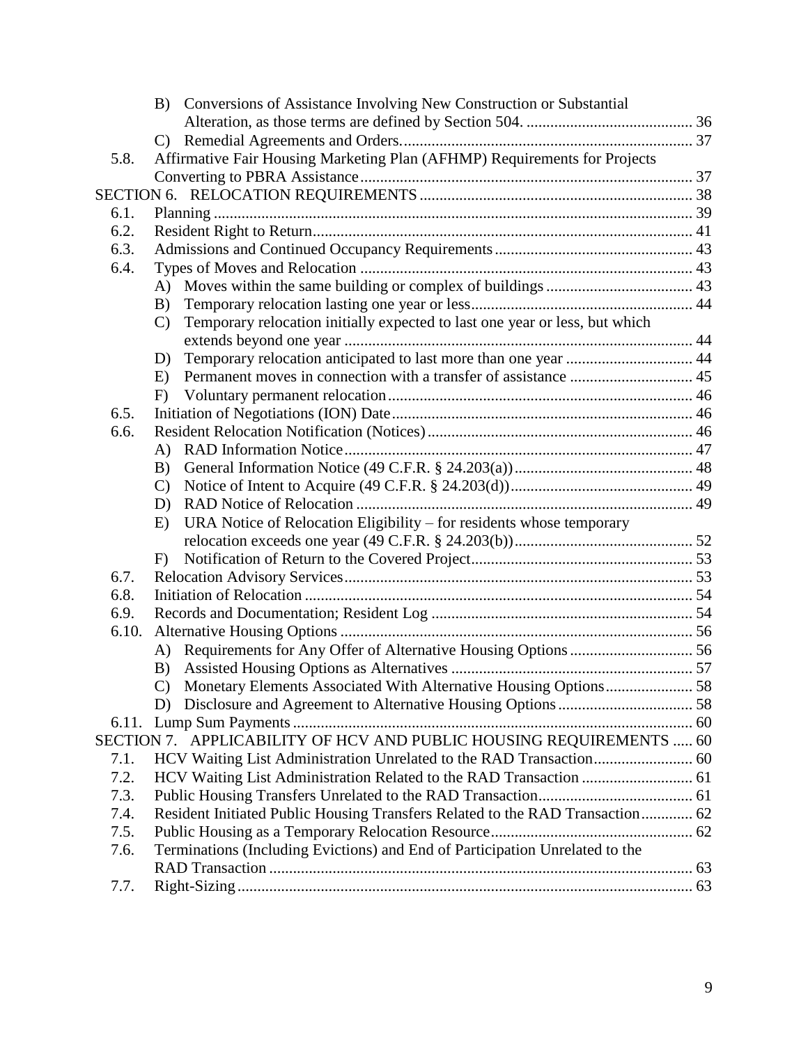B) Conversions of Assistance Involving New Construction or Substantial Alteration, as those terms are defined by Section 504. .......................................... 36

C) Remedial Agreements and Orders......................................................................... 37

5.8. Affirmative Fair Housing Marketing Plan (AFHMP) Requirements for Projects Converting to PBRA Assistance.................................................................................. 37

SECTION 6. RELOCATION REQUIREMENTS .................................................................... 38

6.1. Planning ........................................................................................................................ 39

6.2. Resident Right to Return............................................................................................... 41

6.3. Admissions and Continued Occupancy Requirements.................................................. 43

6.4. Types of Moves and Relocation .................................................................................... 43

A) Moves within the same building or complex of buildings ..................................... 43

B) Temporary relocation lasting one year or less........................................................ 44

C) Temporary relocation initially expected to last one year or less, but which extends beyond one year ....................................................................................... 44

D) Temporary relocation anticipated to last more than one year ................................ 44

E) Permanent moves in connection with a transfer of assistance ............................... 45

F) Voluntary permanent relocation............................................................................. 46

6.5. Initiation of Negotiations (ION) Date............................................................................ 46

6.6. Resident Relocation Notification (Notices).................................................................. 46

A) RAD Information Notice........................................................................................ 47

B) General Information Notice (49 C.F.R. § 24.203(a)) ............................................. 48

C) Notice of Intent to Acquire (49 C.F.R. § 24.203(d))............................................... 49

D) RAD Notice of Relocation ..................................................................................... 49

E) URA Notice of Relocation Eligibility – for residents whose temporary relocation exceeds one year (49 C.F.R. § 24.203(b))............................................. 52

F) Notification of Return to the Covered Project........................................................ 53

6.7. Relocation Advisory Services....................................................................................... 53

6.8. Initiation of Relocation ................................................................................................. 54

6.9. Records and Documentation; Resident Log ................................................................. 54

6.10. Alternative Housing Options ........................................................................................ 56

A) Requirements for Any Offer of Alternative Housing Options............................... 56

B) Assisted Housing Options as Alternatives ............................................................. 57

C) Monetary Elements Associated With Alternative Housing Options...................... 58

D) Disclosure and Agreement to Alternative Housing Options.................................. 58

6.11. Lump Sum Payments .................................................................................................... 60

SECTION 7. APPLICABILITY OF HCV AND PUBLIC HOUSING REQUIREMENTS ..... 60

7.1. HCV Waiting List Administration Unrelated to the RAD Transaction......................... 60

7.2. HCV Waiting List Administration Related to the RAD Transaction ............................ 61

7.3. Public Housing Transfers Unrelated to the RAD Transaction....................................... 61

7.4. Resident Initiated Public Housing Transfers Related to the RAD Transaction............. 62

7.5. Public Housing as a Temporary Relocation Resource................................................... 62

7.6. Terminations (Including Evictions) and End of Participation Unrelated to the RAD Transaction ........................................................................................................... 63

7.7. Right-Sizing.................................................................................................................. 63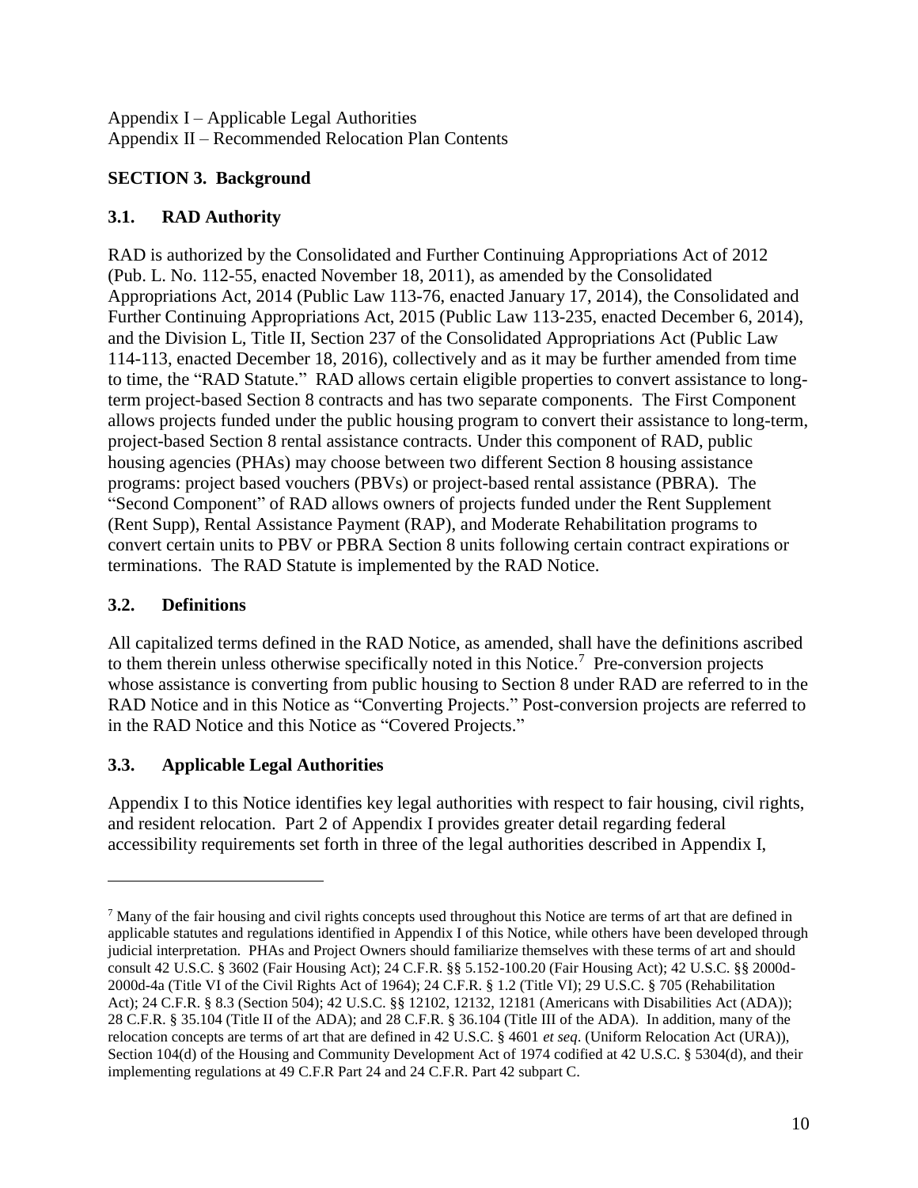Appendix I – Applicable Legal Authorities
Appendix II – Recommended Relocation Plan Contents

## SECTION 3. Background

### 3.1. RAD Authority

RAD is authorized by the Consolidated and Further Continuing Appropriations Act of 2012 (Pub. L. No. 112-55, enacted November 18, 2011), as amended by the Consolidated Appropriations Act, 2014 (Public Law 113-76, enacted January 17, 2014), the Consolidated and Further Continuing Appropriations Act, 2015 (Public Law 113-235, enacted December 6, 2014), and the Division L, Title II, Section 237 of the Consolidated Appropriations Act (Public Law 114-113, enacted December 18, 2016), collectively and as it may be further amended from time to time, the "RAD Statute." RAD allows certain eligible properties to convert assistance to long-term project-based Section 8 contracts and has two separate components. The First Component allows projects funded under the public housing program to convert their assistance to long-term, project-based Section 8 rental assistance contracts. Under this component of RAD, public housing agencies (PHAs) may choose between two different Section 8 housing assistance programs: project based vouchers (PBVs) or project-based rental assistance (PBRA). The "Second Component" of RAD allows owners of projects funded under the Rent Supplement (Rent Supp), Rental Assistance Payment (RAP), and Moderate Rehabilitation programs to convert certain units to PBV or PBRA Section 8 units following certain contract expirations or terminations. The RAD Statute is implemented by the RAD Notice.

### 3.2. Definitions

All capitalized terms defined in the RAD Notice, as amended, shall have the definitions ascribed to them therein unless otherwise specifically noted in this Notice.[7] Pre-conversion projects whose assistance is converting from public housing to Section 8 under RAD are referred to in the RAD Notice and in this Notice as "Converting Projects." Post-conversion projects are referred to in the RAD Notice and this Notice as "Covered Projects."

### 3.3. Applicable Legal Authorities

Appendix I to this Notice identifies key legal authorities with respect to fair housing, civil rights, and resident relocation. Part 2 of Appendix I provides greater detail regarding federal accessibility requirements set forth in three of the legal authorities described in Appendix I,

---

[7] Many of the fair housing and civil rights concepts used throughout this Notice are terms of art that are defined in applicable statutes and regulations identified in Appendix I of this Notice, while others have been developed through judicial interpretation. PHAs and Project Owners should familiarize themselves with these terms of art and should consult 42 U.S.C. § 3602 (Fair Housing Act); 24 C.F.R. §§ 5.152-100.20 (Fair Housing Act); 42 U.S.C. §§ 2000d-2000d-4a (Title VI of the Civil Rights Act of 1964); 24 C.F.R. § 1.2 (Title VI); 29 U.S.C. § 705 (Rehabilitation Act); 24 C.F.R. § 8.3 (Section 504); 42 U.S.C. §§ 12102, 12132, 12181 (Americans with Disabilities Act (ADA)); 28 C.F.R. § 35.104 (Title II of the ADA); and 28 C.F.R. § 36.104 (Title III of the ADA). In addition, many of the relocation concepts are terms of art that are defined in 42 U.S.C. § 4601 *et seq*. (Uniform Relocation Act (URA)), Section 104(d) of the Housing and Community Development Act of 1974 codified at 42 U.S.C. § 5304(d), and their implementing regulations at 49 C.F.R Part 24 and 24 C.F.R. Part 42 subpart C.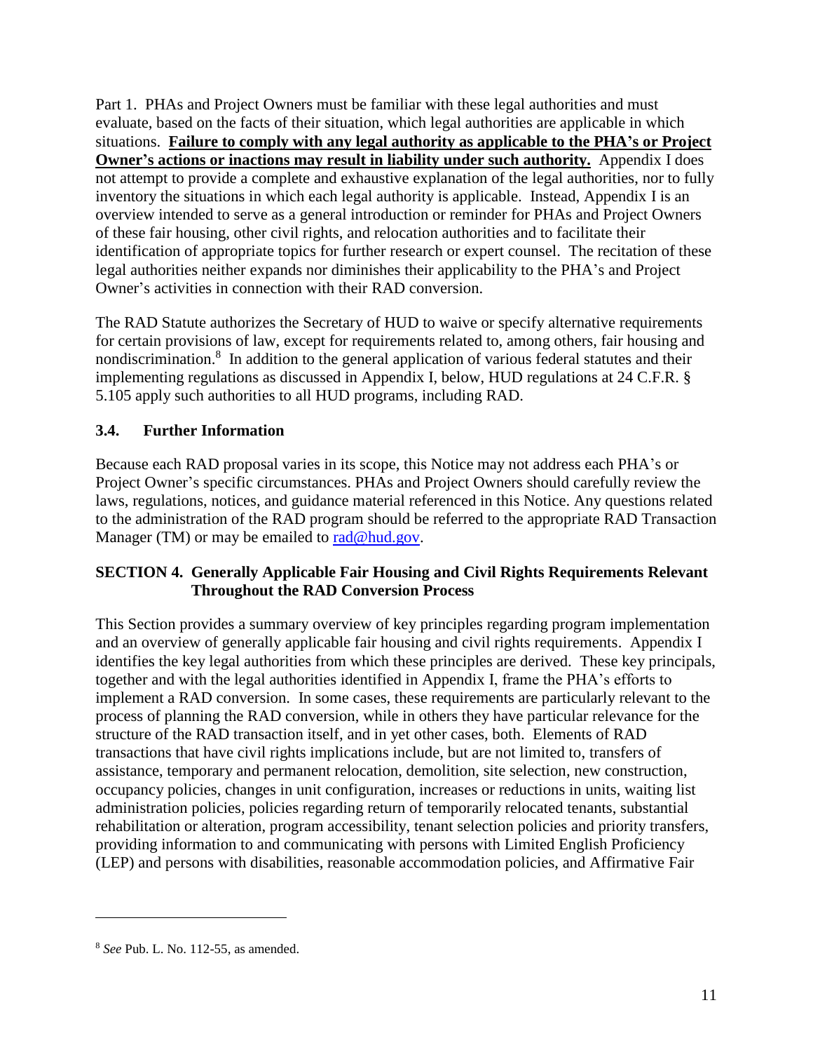Part 1. PHAs and Project Owners must be familiar with these legal authorities and must evaluate, based on the facts of their situation, which legal authorities are applicable in which situations. **Failure to comply with any legal authority as applicable to the PHA's or Project Owner's actions or inactions may result in liability under such authority.** Appendix I does not attempt to provide a complete and exhaustive explanation of the legal authorities, nor to fully inventory the situations in which each legal authority is applicable. Instead, Appendix I is an overview intended to serve as a general introduction or reminder for PHAs and Project Owners of these fair housing, other civil rights, and relocation authorities and to facilitate their identification of appropriate topics for further research or expert counsel. The recitation of these legal authorities neither expands nor diminishes their applicability to the PHA's and Project Owner's activities in connection with their RAD conversion.

The RAD Statute authorizes the Secretary of HUD to waive or specify alternative requirements for certain provisions of law, except for requirements related to, among others, fair housing and nondiscrimination.[8] In addition to the general application of various federal statutes and their implementing regulations as discussed in Appendix I, below, HUD regulations at 24 C.F.R. § 5.105 apply such authorities to all HUD programs, including RAD.

### 3.4. Further Information

Because each RAD proposal varies in its scope, this Notice may not address each PHA's or Project Owner's specific circumstances. PHAs and Project Owners should carefully review the laws, regulations, notices, and guidance material referenced in this Notice. Any questions related to the administration of the RAD program should be referred to the appropriate RAD Transaction Manager (TM) or may be emailed to rad@hud.gov.

## SECTION 4. Generally Applicable Fair Housing and Civil Rights Requirements Relevant Throughout the RAD Conversion Process

This Section provides a summary overview of key principles regarding program implementation and an overview of generally applicable fair housing and civil rights requirements. Appendix I identifies the key legal authorities from which these principles are derived. These key principals, together and with the legal authorities identified in Appendix I, frame the PHA's efforts to implement a RAD conversion. In some cases, these requirements are particularly relevant to the process of planning the RAD conversion, while in others they have particular relevance for the structure of the RAD transaction itself, and in yet other cases, both. Elements of RAD transactions that have civil rights implications include, but are not limited to, transfers of assistance, temporary and permanent relocation, demolition, site selection, new construction, occupancy policies, changes in unit configuration, increases or reductions in units, waiting list administration policies, policies regarding return of temporarily relocated tenants, substantial rehabilitation or alteration, program accessibility, tenant selection policies and priority transfers, providing information to and communicating with persons with Limited English Proficiency (LEP) and persons with disabilities, reasonable accommodation policies, and Affirmative Fair

---

[8] *See* Pub. L. No. 112-55, as amended.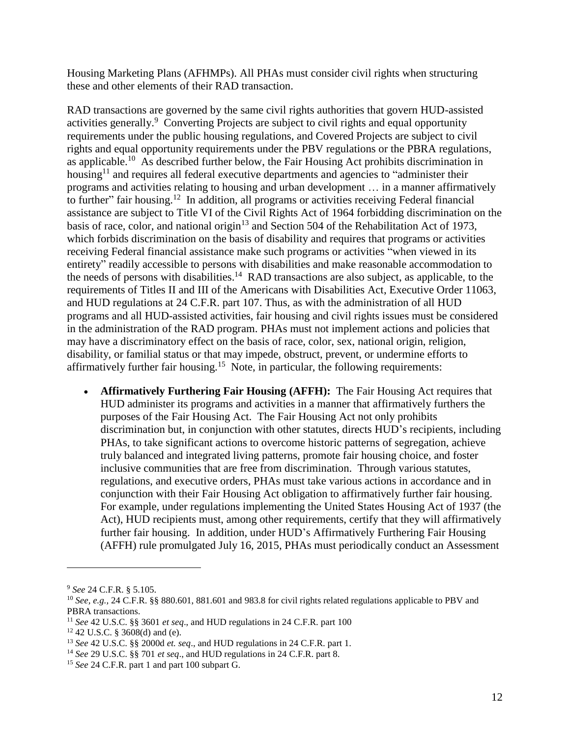Housing Marketing Plans (AFHMPs). All PHAs must consider civil rights when structuring these and other elements of their RAD transaction.

RAD transactions are governed by the same civil rights authorities that govern HUD-assisted activities generally.[9] Converting Projects are subject to civil rights and equal opportunity requirements under the public housing regulations, and Covered Projects are subject to civil rights and equal opportunity requirements under the PBV regulations or the PBRA regulations, as applicable.[10] As described further below, the Fair Housing Act prohibits discrimination in housing[11] and requires all federal executive departments and agencies to "administer their programs and activities relating to housing and urban development … in a manner affirmatively to further" fair housing.[12] In addition, all programs or activities receiving Federal financial assistance are subject to Title VI of the Civil Rights Act of 1964 forbidding discrimination on the basis of race, color, and national origin[13] and Section 504 of the Rehabilitation Act of 1973, which forbids discrimination on the basis of disability and requires that programs or activities receiving Federal financial assistance make such programs or activities "when viewed in its entirety" readily accessible to persons with disabilities and make reasonable accommodation to the needs of persons with disabilities.[14] RAD transactions are also subject, as applicable, to the requirements of Titles II and III of the Americans with Disabilities Act, Executive Order 11063, and HUD regulations at 24 C.F.R. part 107. Thus, as with the administration of all HUD programs and all HUD-assisted activities, fair housing and civil rights issues must be considered in the administration of the RAD program. PHAs must not implement actions and policies that may have a discriminatory effect on the basis of race, color, sex, national origin, religion, disability, or familial status or that may impede, obstruct, prevent, or undermine efforts to affirmatively further fair housing.[15] Note, in particular, the following requirements:

- **Affirmatively Furthering Fair Housing (AFFH):** The Fair Housing Act requires that HUD administer its programs and activities in a manner that affirmatively furthers the purposes of the Fair Housing Act. The Fair Housing Act not only prohibits discrimination but, in conjunction with other statutes, directs HUD's recipients, including PHAs, to take significant actions to overcome historic patterns of segregation, achieve truly balanced and integrated living patterns, promote fair housing choice, and foster inclusive communities that are free from discrimination. Through various statutes, regulations, and executive orders, PHAs must take various actions in accordance and in conjunction with their Fair Housing Act obligation to affirmatively further fair housing. For example, under regulations implementing the United States Housing Act of 1937 (the Act), HUD recipients must, among other requirements, certify that they will affirmatively further fair housing. In addition, under HUD's Affirmatively Furthering Fair Housing (AFFH) rule promulgated July 16, 2015, PHAs must periodically conduct an Assessment

---

[9] *See* 24 C.F.R. § 5.105.

[10] *See, e.g.,* 24 C.F.R. §§ 880.601, 881.601 and 983.8 for civil rights related regulations applicable to PBV and PBRA transactions.

[11] *See* 42 U.S.C. §§ 3601 *et seq*., and HUD regulations in 24 C.F.R. part 100

[12] 42 U.S.C. § 3608(d) and (e).

[13] *See* 42 U.S.C. §§ 2000d *et. seq*., and HUD regulations in 24 C.F.R. part 1.

[14] *See* 29 U.S.C. §§ 701 *et seq*., and HUD regulations in 24 C.F.R. part 8.

[15] *See* 24 C.F.R. part 1 and part 100 subpart G.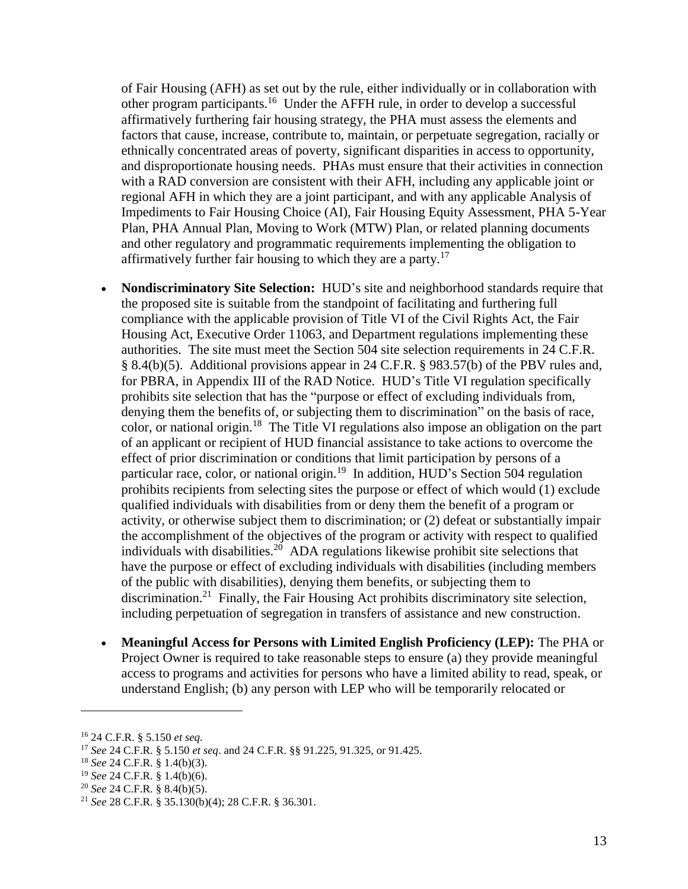of Fair Housing (AFH) as set out by the rule, either individually or in collaboration with other program participants.[16] Under the AFFH rule, in order to develop a successful affirmatively furthering fair housing strategy, the PHA must assess the elements and factors that cause, increase, contribute to, maintain, or perpetuate segregation, racially or ethnically concentrated areas of poverty, significant disparities in access to opportunity, and disproportionate housing needs. PHAs must ensure that their activities in connection with a RAD conversion are consistent with their AFH, including any applicable joint or regional AFH in which they are a joint participant, and with any applicable Analysis of Impediments to Fair Housing Choice (AI), Fair Housing Equity Assessment, PHA 5-Year Plan, PHA Annual Plan, Moving to Work (MTW) Plan, or related planning documents and other regulatory and programmatic requirements implementing the obligation to affirmatively further fair housing to which they are a party.[17]

- **Nondiscriminatory Site Selection:** HUD's site and neighborhood standards require that the proposed site is suitable from the standpoint of facilitating and furthering full compliance with the applicable provision of Title VI of the Civil Rights Act, the Fair Housing Act, Executive Order 11063, and Department regulations implementing these authorities. The site must meet the Section 504 site selection requirements in 24 C.F.R. § 8.4(b)(5). Additional provisions appear in 24 C.F.R. § 983.57(b) of the PBV rules and, for PBRA, in Appendix III of the RAD Notice. HUD's Title VI regulation specifically prohibits site selection that has the "purpose or effect of excluding individuals from, denying them the benefits of, or subjecting them to discrimination" on the basis of race, color, or national origin.[18] The Title VI regulations also impose an obligation on the part of an applicant or recipient of HUD financial assistance to take actions to overcome the effect of prior discrimination or conditions that limit participation by persons of a particular race, color, or national origin.[19] In addition, HUD's Section 504 regulation prohibits recipients from selecting sites the purpose or effect of which would (1) exclude qualified individuals with disabilities from or deny them the benefit of a program or activity, or otherwise subject them to discrimination; or (2) defeat or substantially impair the accomplishment of the objectives of the program or activity with respect to qualified individuals with disabilities.[20] ADA regulations likewise prohibit site selections that have the purpose or effect of excluding individuals with disabilities (including members of the public with disabilities), denying them benefits, or subjecting them to discrimination.[21] Finally, the Fair Housing Act prohibits discriminatory site selection, including perpetuation of segregation in transfers of assistance and new construction.

- **Meaningful Access for Persons with Limited English Proficiency (LEP):** The PHA or Project Owner is required to take reasonable steps to ensure (a) they provide meaningful access to programs and activities for persons who have a limited ability to read, speak, or understand English; (b) any person with LEP who will be temporarily relocated or

---

[16] 24 C.F.R. § 5.150 *et seq.*

[17] *See* 24 C.F.R. § 5.150 *et seq*. and 24 C.F.R. §§ 91.225, 91.325, or 91.425.

[18] *See* 24 C.F.R. § 1.4(b)(3).

[19] *See* 24 C.F.R. § 1.4(b)(6).

[20] *See* 24 C.F.R. § 8.4(b)(5).

[21] *See* 28 C.F.R. § 35.130(b)(4); 28 C.F.R. § 36.301.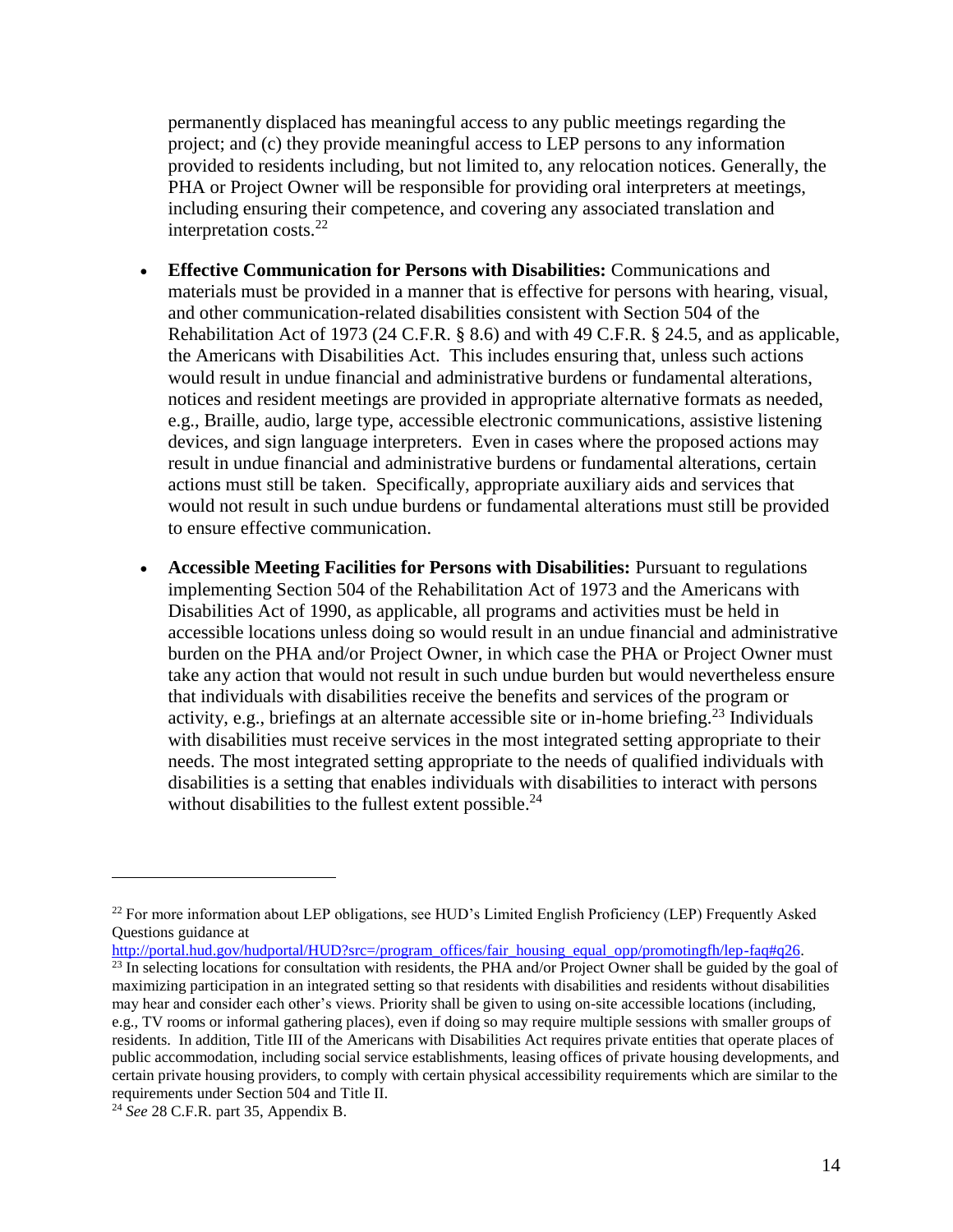permanently displaced has meaningful access to any public meetings regarding the project; and (c) they provide meaningful access to LEP persons to any information provided to residents including, but not limited to, any relocation notices. Generally, the PHA or Project Owner will be responsible for providing oral interpreters at meetings, including ensuring their competence, and covering any associated translation and interpretation costs.[22]

- **Effective Communication for Persons with Disabilities:** Communications and materials must be provided in a manner that is effective for persons with hearing, visual, and other communication-related disabilities consistent with Section 504 of the Rehabilitation Act of 1973 (24 C.F.R. § 8.6) and with 49 C.F.R. § 24.5, and as applicable, the Americans with Disabilities Act. This includes ensuring that, unless such actions would result in undue financial and administrative burdens or fundamental alterations, notices and resident meetings are provided in appropriate alternative formats as needed, e.g., Braille, audio, large type, accessible electronic communications, assistive listening devices, and sign language interpreters. Even in cases where the proposed actions may result in undue financial and administrative burdens or fundamental alterations, certain actions must still be taken. Specifically, appropriate auxiliary aids and services that would not result in such undue burdens or fundamental alterations must still be provided to ensure effective communication.

- **Accessible Meeting Facilities for Persons with Disabilities:** Pursuant to regulations implementing Section 504 of the Rehabilitation Act of 1973 and the Americans with Disabilities Act of 1990, as applicable, all programs and activities must be held in accessible locations unless doing so would result in an undue financial and administrative burden on the PHA and/or Project Owner, in which case the PHA or Project Owner must take any action that would not result in such undue burden but would nevertheless ensure that individuals with disabilities receive the benefits and services of the program or activity, e.g., briefings at an alternate accessible site or in-home briefing.[23] Individuals with disabilities must receive services in the most integrated setting appropriate to their needs. The most integrated setting appropriate to the needs of qualified individuals with disabilities is a setting that enables individuals with disabilities to interact with persons without disabilities to the fullest extent possible.[24]

---

[22] For more information about LEP obligations, see HUD's Limited English Proficiency (LEP) Frequently Asked Questions guidance at http://portal.hud.gov/hudportal/HUD?src=/program_offices/fair_housing_equal_opp/promotingfh/lep-faq#q26.

[23] In selecting locations for consultation with residents, the PHA and/or Project Owner shall be guided by the goal of maximizing participation in an integrated setting so that residents with disabilities and residents without disabilities may hear and consider each other's views. Priority shall be given to using on-site accessible locations (including, e.g., TV rooms or informal gathering places), even if doing so may require multiple sessions with smaller groups of residents. In addition, Title III of the Americans with Disabilities Act requires private entities that operate places of public accommodation, including social service establishments, leasing offices of private housing developments, and certain private housing providers, to comply with certain physical accessibility requirements which are similar to the requirements under Section 504 and Title II.

[24] *See* 28 C.F.R. part 35, Appendix B.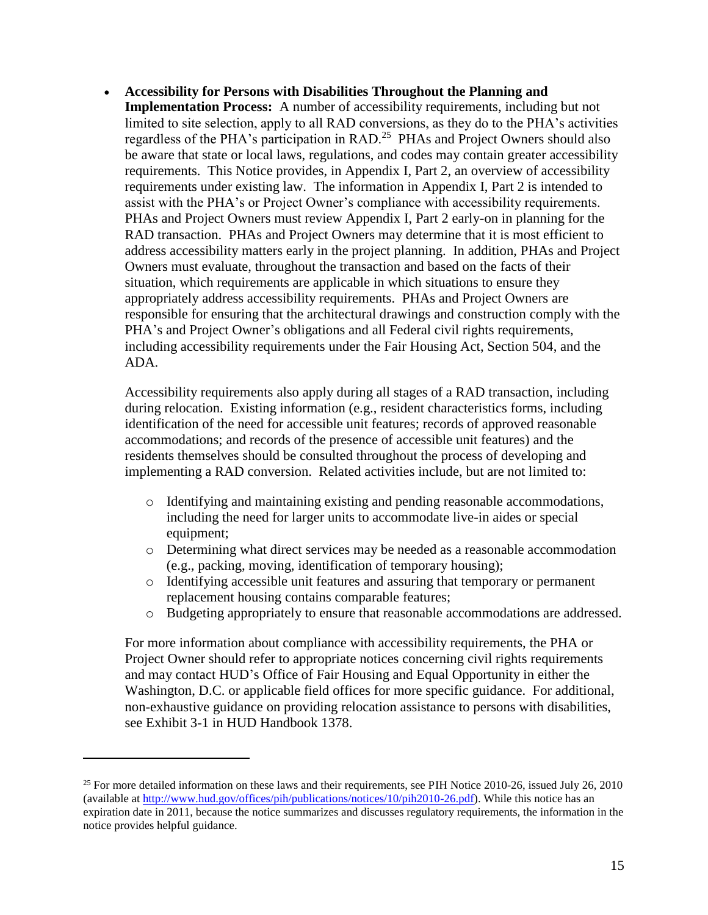- **Accessibility for Persons with Disabilities Throughout the Planning and Implementation Process:** A number of accessibility requirements, including but not limited to site selection, apply to all RAD conversions, as they do to the PHA's activities regardless of the PHA's participation in RAD.[25] PHAs and Project Owners should also be aware that state or local laws, regulations, and codes may contain greater accessibility requirements. This Notice provides, in Appendix I, Part 2, an overview of accessibility requirements under existing law. The information in Appendix I, Part 2 is intended to assist with the PHA's or Project Owner's compliance with accessibility requirements. PHAs and Project Owners must review Appendix I, Part 2 early-on in planning for the RAD transaction. PHAs and Project Owners may determine that it is most efficient to address accessibility matters early in the project planning. In addition, PHAs and Project Owners must evaluate, throughout the transaction and based on the facts of their situation, which requirements are applicable in which situations to ensure they appropriately address accessibility requirements. PHAs and Project Owners are responsible for ensuring that the architectural drawings and construction comply with the PHA's and Project Owner's obligations and all Federal civil rights requirements, including accessibility requirements under the Fair Housing Act, Section 504, and the ADA.

  Accessibility requirements also apply during all stages of a RAD transaction, including during relocation. Existing information (e.g., resident characteristics forms, including identification of the need for accessible unit features; records of approved reasonable accommodations; and records of the presence of accessible unit features) and the residents themselves should be consulted throughout the process of developing and implementing a RAD conversion. Related activities include, but are not limited to:

  - Identifying and maintaining existing and pending reasonable accommodations, including the need for larger units to accommodate live-in aides or special equipment;
  - Determining what direct services may be needed as a reasonable accommodation (e.g., packing, moving, identification of temporary housing);
  - Identifying accessible unit features and assuring that temporary or permanent replacement housing contains comparable features;
  - Budgeting appropriately to ensure that reasonable accommodations are addressed.

  For more information about compliance with accessibility requirements, the PHA or Project Owner should refer to appropriate notices concerning civil rights requirements and may contact HUD's Office of Fair Housing and Equal Opportunity in either the Washington, D.C. or applicable field offices for more specific guidance. For additional, non-exhaustive guidance on providing relocation assistance to persons with disabilities, see Exhibit 3-1 in HUD Handbook 1378.

---

[25] For more detailed information on these laws and their requirements, see PIH Notice 2010-26, issued July 26, 2010 (available at http://www.hud.gov/offices/pih/publications/notices/10/pih2010-26.pdf). While this notice has an expiration date in 2011, because the notice summarizes and discusses regulatory requirements, the information in the notice provides helpful guidance.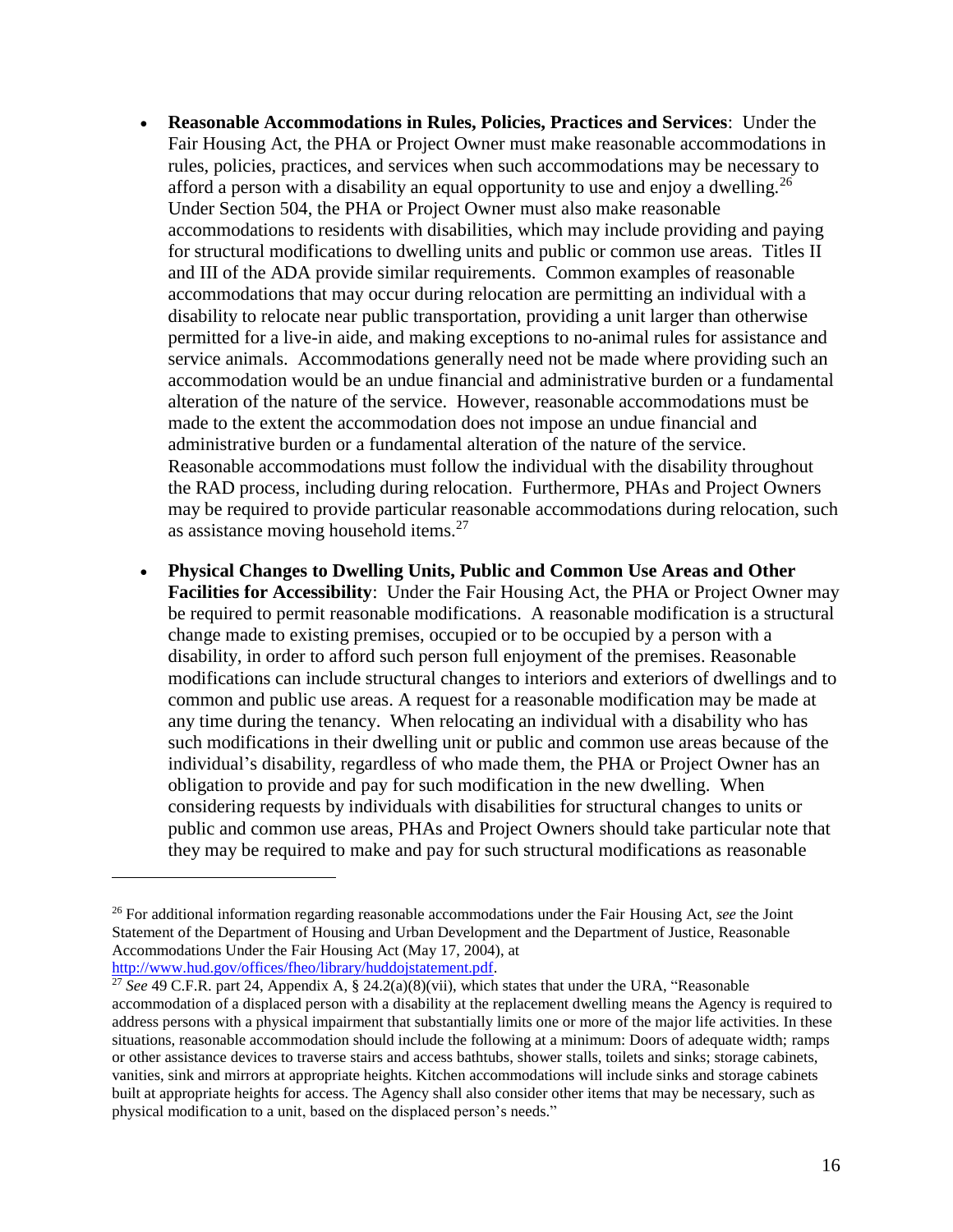- **Reasonable Accommodations in Rules, Policies, Practices and Services**: Under the Fair Housing Act, the PHA or Project Owner must make reasonable accommodations in rules, policies, practices, and services when such accommodations may be necessary to afford a person with a disability an equal opportunity to use and enjoy a dwelling.[26] Under Section 504, the PHA or Project Owner must also make reasonable accommodations to residents with disabilities, which may include providing and paying for structural modifications to dwelling units and public or common use areas. Titles II and III of the ADA provide similar requirements. Common examples of reasonable accommodations that may occur during relocation are permitting an individual with a disability to relocate near public transportation, providing a unit larger than otherwise permitted for a live-in aide, and making exceptions to no-animal rules for assistance and service animals. Accommodations generally need not be made where providing such an accommodation would be an undue financial and administrative burden or a fundamental alteration of the nature of the service. However, reasonable accommodations must be made to the extent the accommodation does not impose an undue financial and administrative burden or a fundamental alteration of the nature of the service. Reasonable accommodations must follow the individual with the disability throughout the RAD process, including during relocation. Furthermore, PHAs and Project Owners may be required to provide particular reasonable accommodations during relocation, such as assistance moving household items.[27]

- **Physical Changes to Dwelling Units, Public and Common Use Areas and Other Facilities for Accessibility**: Under the Fair Housing Act, the PHA or Project Owner may be required to permit reasonable modifications. A reasonable modification is a structural change made to existing premises, occupied or to be occupied by a person with a disability, in order to afford such person full enjoyment of the premises. Reasonable modifications can include structural changes to interiors and exteriors of dwellings and to common and public use areas. A request for a reasonable modification may be made at any time during the tenancy. When relocating an individual with a disability who has such modifications in their dwelling unit or public and common use areas because of the individual's disability, regardless of who made them, the PHA or Project Owner has an obligation to provide and pay for such modification in the new dwelling. When considering requests by individuals with disabilities for structural changes to units or public and common use areas, PHAs and Project Owners should take particular note that they may be required to make and pay for such structural modifications as reasonable

---

[26] For additional information regarding reasonable accommodations under the Fair Housing Act, *see* the Joint Statement of the Department of Housing and Urban Development and the Department of Justice, Reasonable Accommodations Under the Fair Housing Act (May 17, 2004), at http://www.hud.gov/offices/fheo/library/huddojstatement.pdf.

[27] *See* 49 C.F.R. part 24, Appendix A, § 24.2(a)(8)(vii), which states that under the URA, "Reasonable accommodation of a displaced person with a disability at the replacement dwelling means the Agency is required to address persons with a physical impairment that substantially limits one or more of the major life activities. In these situations, reasonable accommodation should include the following at a minimum: Doors of adequate width; ramps or other assistance devices to traverse stairs and access bathtubs, shower stalls, toilets and sinks; storage cabinets, vanities, sink and mirrors at appropriate heights. Kitchen accommodations will include sinks and storage cabinets built at appropriate heights for access. The Agency shall also consider other items that may be necessary, such as physical modification to a unit, based on the displaced person's needs."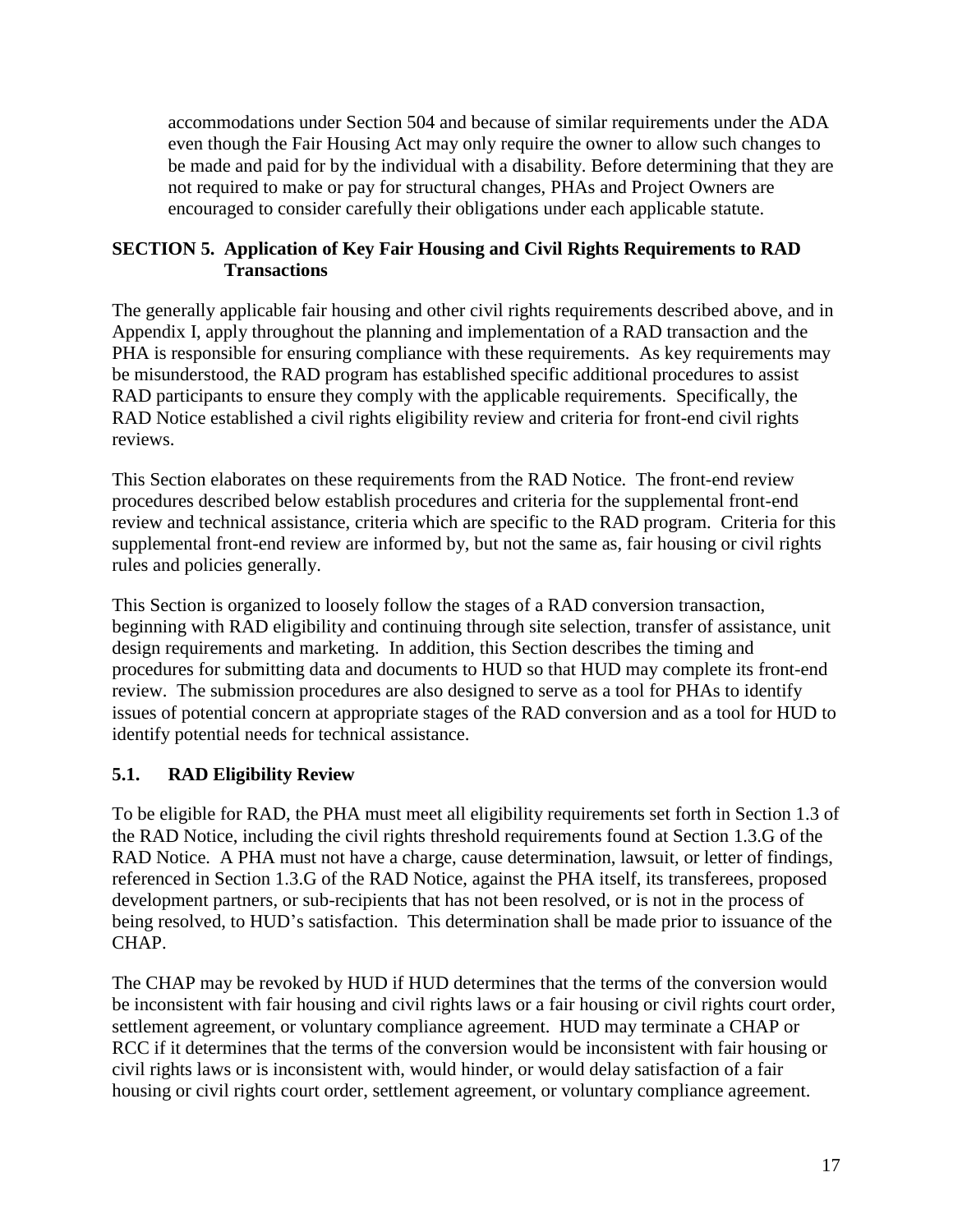accommodations under Section 504 and because of similar requirements under the ADA even though the Fair Housing Act may only require the owner to allow such changes to be made and paid for by the individual with a disability. Before determining that they are not required to make or pay for structural changes, PHAs and Project Owners are encouraged to consider carefully their obligations under each applicable statute.

## SECTION 5. Application of Key Fair Housing and Civil Rights Requirements to RAD Transactions

The generally applicable fair housing and other civil rights requirements described above, and in Appendix I, apply throughout the planning and implementation of a RAD transaction and the PHA is responsible for ensuring compliance with these requirements. As key requirements may be misunderstood, the RAD program has established specific additional procedures to assist RAD participants to ensure they comply with the applicable requirements. Specifically, the RAD Notice established a civil rights eligibility review and criteria for front-end civil rights reviews.

This Section elaborates on these requirements from the RAD Notice. The front-end review procedures described below establish procedures and criteria for the supplemental front-end review and technical assistance, criteria which are specific to the RAD program. Criteria for this supplemental front-end review are informed by, but not the same as, fair housing or civil rights rules and policies generally.

This Section is organized to loosely follow the stages of a RAD conversion transaction, beginning with RAD eligibility and continuing through site selection, transfer of assistance, unit design requirements and marketing. In addition, this Section describes the timing and procedures for submitting data and documents to HUD so that HUD may complete its front-end review. The submission procedures are also designed to serve as a tool for PHAs to identify issues of potential concern at appropriate stages of the RAD conversion and as a tool for HUD to identify potential needs for technical assistance.

### 5.1. RAD Eligibility Review

To be eligible for RAD, the PHA must meet all eligibility requirements set forth in Section 1.3 of the RAD Notice, including the civil rights threshold requirements found at Section 1.3.G of the RAD Notice. A PHA must not have a charge, cause determination, lawsuit, or letter of findings, referenced in Section 1.3.G of the RAD Notice, against the PHA itself, its transferees, proposed development partners, or sub-recipients that has not been resolved, or is not in the process of being resolved, to HUD's satisfaction. This determination shall be made prior to issuance of the CHAP.

The CHAP may be revoked by HUD if HUD determines that the terms of the conversion would be inconsistent with fair housing and civil rights laws or a fair housing or civil rights court order, settlement agreement, or voluntary compliance agreement. HUD may terminate a CHAP or RCC if it determines that the terms of the conversion would be inconsistent with fair housing or civil rights laws or is inconsistent with, would hinder, or would delay satisfaction of a fair housing or civil rights court order, settlement agreement, or voluntary compliance agreement.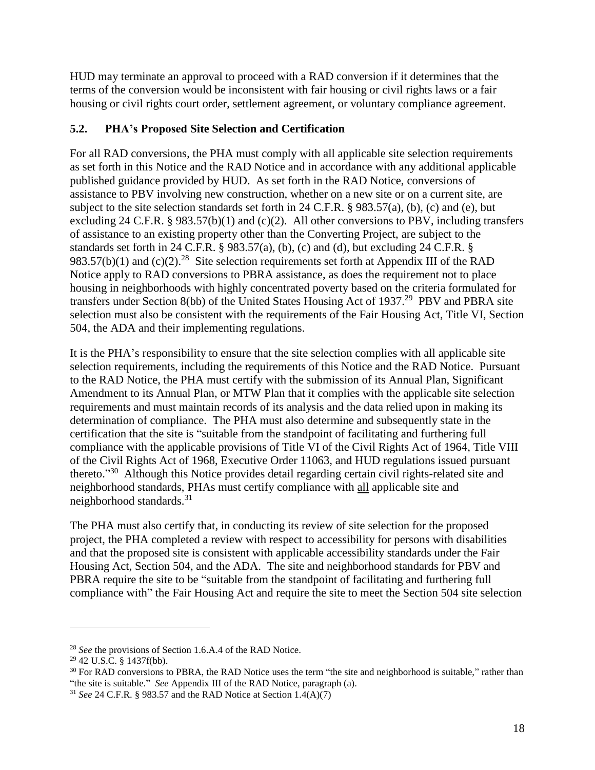HUD may terminate an approval to proceed with a RAD conversion if it determines that the terms of the conversion would be inconsistent with fair housing or civil rights laws or a fair housing or civil rights court order, settlement agreement, or voluntary compliance agreement.

### 5.2. PHA's Proposed Site Selection and Certification

For all RAD conversions, the PHA must comply with all applicable site selection requirements as set forth in this Notice and the RAD Notice and in accordance with any additional applicable published guidance provided by HUD. As set forth in the RAD Notice, conversions of assistance to PBV involving new construction, whether on a new site or on a current site, are subject to the site selection standards set forth in 24 C.F.R. § 983.57(a), (b), (c) and (e), but excluding 24 C.F.R. § 983.57(b)(1) and (c)(2). All other conversions to PBV, including transfers of assistance to an existing property other than the Converting Project, are subject to the standards set forth in 24 C.F.R. § 983.57(a), (b), (c) and (d), but excluding 24 C.F.R. § 983.57(b)(1) and (c)(2).[28] Site selection requirements set forth at Appendix III of the RAD Notice apply to RAD conversions to PBRA assistance, as does the requirement not to place housing in neighborhoods with highly concentrated poverty based on the criteria formulated for transfers under Section 8(bb) of the United States Housing Act of 1937.[29] PBV and PBRA site selection must also be consistent with the requirements of the Fair Housing Act, Title VI, Section 504, the ADA and their implementing regulations.

It is the PHA's responsibility to ensure that the site selection complies with all applicable site selection requirements, including the requirements of this Notice and the RAD Notice. Pursuant to the RAD Notice, the PHA must certify with the submission of its Annual Plan, Significant Amendment to its Annual Plan, or MTW Plan that it complies with the applicable site selection requirements and must maintain records of its analysis and the data relied upon in making its determination of compliance. The PHA must also determine and subsequently state in the certification that the site is "suitable from the standpoint of facilitating and furthering full compliance with the applicable provisions of Title VI of the Civil Rights Act of 1964, Title VIII of the Civil Rights Act of 1968, Executive Order 11063, and HUD regulations issued pursuant thereto."[30] Although this Notice provides detail regarding certain civil rights-related site and neighborhood standards, PHAs must certify compliance with <u>all</u> applicable site and neighborhood standards.[31]

The PHA must also certify that, in conducting its review of site selection for the proposed project, the PHA completed a review with respect to accessibility for persons with disabilities and that the proposed site is consistent with applicable accessibility standards under the Fair Housing Act, Section 504, and the ADA. The site and neighborhood standards for PBV and PBRA require the site to be "suitable from the standpoint of facilitating and furthering full compliance with" the Fair Housing Act and require the site to meet the Section 504 site selection

---

[28] *See* the provisions of Section 1.6.A.4 of the RAD Notice.

[29] 42 U.S.C. § 1437f(bb).

[30] For RAD conversions to PBRA, the RAD Notice uses the term "the site and neighborhood is suitable," rather than "the site is suitable." *See* Appendix III of the RAD Notice, paragraph (a).

[31] *See* 24 C.F.R. § 983.57 and the RAD Notice at Section 1.4(A)(7)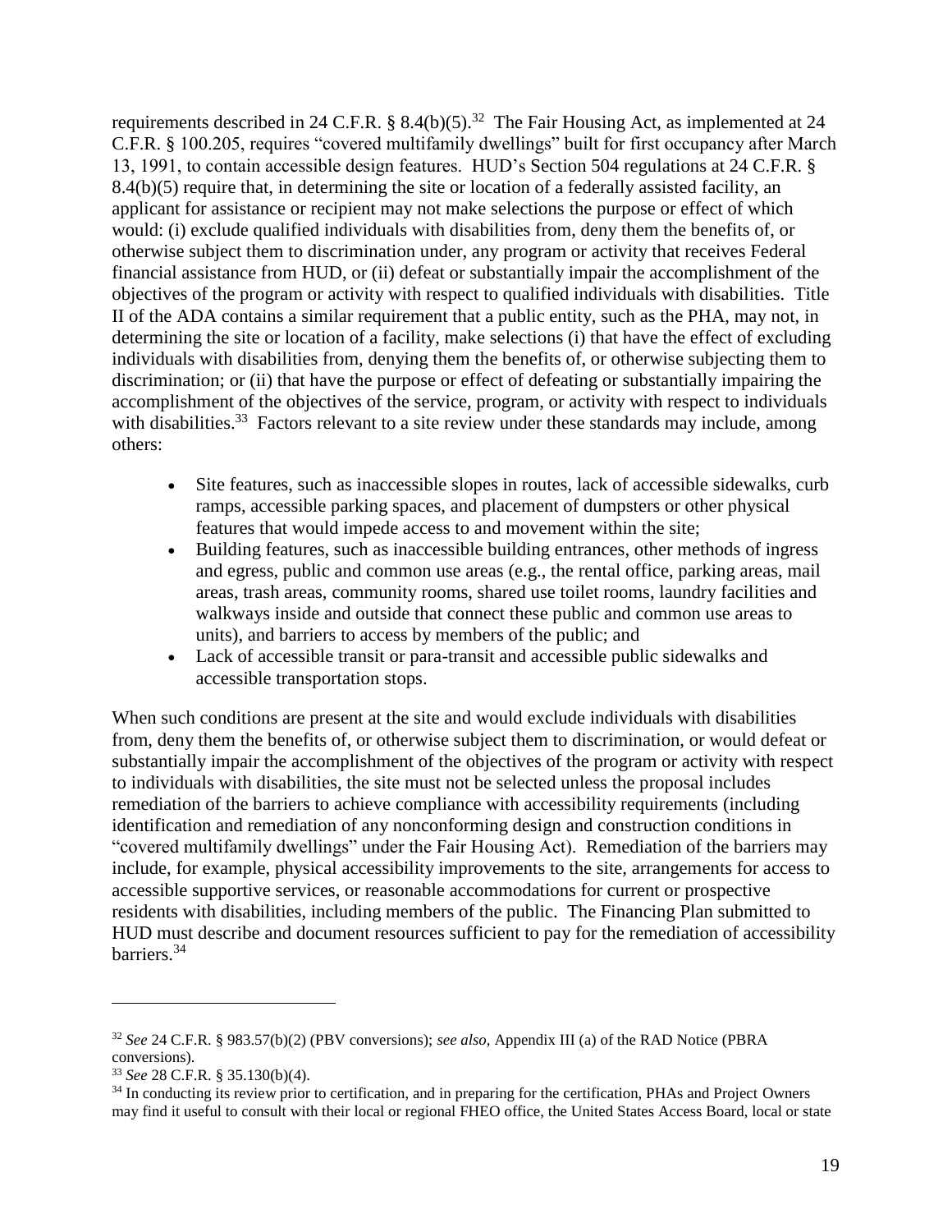requirements described in 24 C.F.R. § 8.4(b)(5).[32] The Fair Housing Act, as implemented at 24 C.F.R. § 100.205, requires "covered multifamily dwellings" built for first occupancy after March 13, 1991, to contain accessible design features. HUD's Section 504 regulations at 24 C.F.R. § 8.4(b)(5) require that, in determining the site or location of a federally assisted facility, an applicant for assistance or recipient may not make selections the purpose or effect of which would: (i) exclude qualified individuals with disabilities from, deny them the benefits of, or otherwise subject them to discrimination under, any program or activity that receives Federal financial assistance from HUD, or (ii) defeat or substantially impair the accomplishment of the objectives of the program or activity with respect to qualified individuals with disabilities. Title II of the ADA contains a similar requirement that a public entity, such as the PHA, may not, in determining the site or location of a facility, make selections (i) that have the effect of excluding individuals with disabilities from, denying them the benefits of, or otherwise subjecting them to discrimination; or (ii) that have the purpose or effect of defeating or substantially impairing the accomplishment of the objectives of the service, program, or activity with respect to individuals with disabilities.[33] Factors relevant to a site review under these standards may include, among others:

- Site features, such as inaccessible slopes in routes, lack of accessible sidewalks, curb ramps, accessible parking spaces, and placement of dumpsters or other physical features that would impede access to and movement within the site;
- Building features, such as inaccessible building entrances, other methods of ingress and egress, public and common use areas (e.g., the rental office, parking areas, mail areas, trash areas, community rooms, shared use toilet rooms, laundry facilities and walkways inside and outside that connect these public and common use areas to units), and barriers to access by members of the public; and
- Lack of accessible transit or para-transit and accessible public sidewalks and accessible transportation stops.

When such conditions are present at the site and would exclude individuals with disabilities from, deny them the benefits of, or otherwise subject them to discrimination, or would defeat or substantially impair the accomplishment of the objectives of the program or activity with respect to individuals with disabilities, the site must not be selected unless the proposal includes remediation of the barriers to achieve compliance with accessibility requirements (including identification and remediation of any nonconforming design and construction conditions in "covered multifamily dwellings" under the Fair Housing Act). Remediation of the barriers may include, for example, physical accessibility improvements to the site, arrangements for access to accessible supportive services, or reasonable accommodations for current or prospective residents with disabilities, including members of the public. The Financing Plan submitted to HUD must describe and document resources sufficient to pay for the remediation of accessibility barriers.[34]

---

[32] *See* 24 C.F.R. § 983.57(b)(2) (PBV conversions); *see also,* Appendix III (a) of the RAD Notice (PBRA conversions).

[33] *See* 28 C.F.R. § 35.130(b)(4).

[34] In conducting its review prior to certification, and in preparing for the certification, PHAs and Project Owners may find it useful to consult with their local or regional FHEO office, the United States Access Board, local or state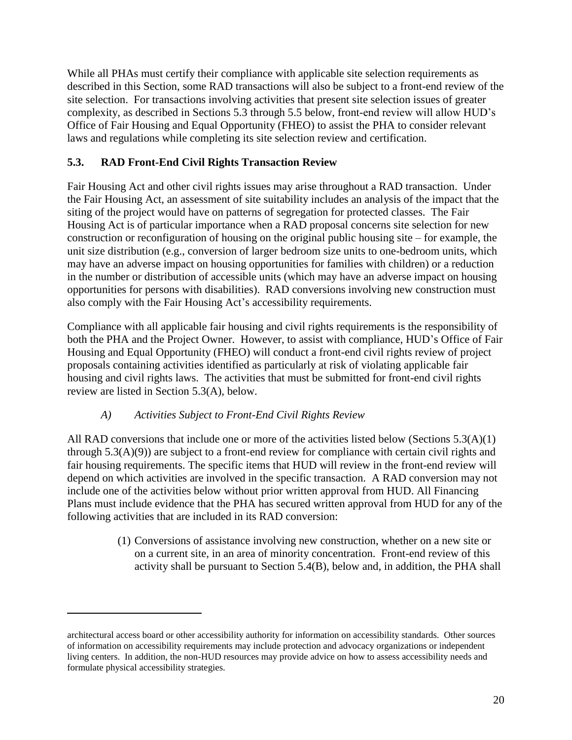While all PHAs must certify their compliance with applicable site selection requirements as described in this Section, some RAD transactions will also be subject to a front-end review of the site selection. For transactions involving activities that present site selection issues of greater complexity, as described in Sections 5.3 through 5.5 below, front-end review will allow HUD's Office of Fair Housing and Equal Opportunity (FHEO) to assist the PHA to consider relevant laws and regulations while completing its site selection review and certification.

### 5.3. RAD Front-End Civil Rights Transaction Review

Fair Housing Act and other civil rights issues may arise throughout a RAD transaction. Under the Fair Housing Act, an assessment of site suitability includes an analysis of the impact that the siting of the project would have on patterns of segregation for protected classes. The Fair Housing Act is of particular importance when a RAD proposal concerns site selection for new construction or reconfiguration of housing on the original public housing site – for example, the unit size distribution (e.g., conversion of larger bedroom size units to one-bedroom units, which may have an adverse impact on housing opportunities for families with children) or a reduction in the number or distribution of accessible units (which may have an adverse impact on housing opportunities for persons with disabilities). RAD conversions involving new construction must also comply with the Fair Housing Act's accessibility requirements.

Compliance with all applicable fair housing and civil rights requirements is the responsibility of both the PHA and the Project Owner. However, to assist with compliance, HUD's Office of Fair Housing and Equal Opportunity (FHEO) will conduct a front-end civil rights review of project proposals containing activities identified as particularly at risk of violating applicable fair housing and civil rights laws. The activities that must be submitted for front-end civil rights review are listed in Section 5.3(A), below.

#### *A) Activities Subject to Front-End Civil Rights Review*

All RAD conversions that include one or more of the activities listed below (Sections 5.3(A)(1) through 5.3(A)(9)) are subject to a front-end review for compliance with certain civil rights and fair housing requirements. The specific items that HUD will review in the front-end review will depend on which activities are involved in the specific transaction. A RAD conversion may not include one of the activities below without prior written approval from HUD. All Financing Plans must include evidence that the PHA has secured written approval from HUD for any of the following activities that are included in its RAD conversion:

(1) Conversions of assistance involving new construction, whether on a new site or on a current site, in an area of minority concentration. Front-end review of this activity shall be pursuant to Section 5.4(B), below and, in addition, the PHA shall

---

architectural access board or other accessibility authority for information on accessibility standards. Other sources of information on accessibility requirements may include protection and advocacy organizations or independent living centers. In addition, the non-HUD resources may provide advice on how to assess accessibility needs and formulate physical accessibility strategies.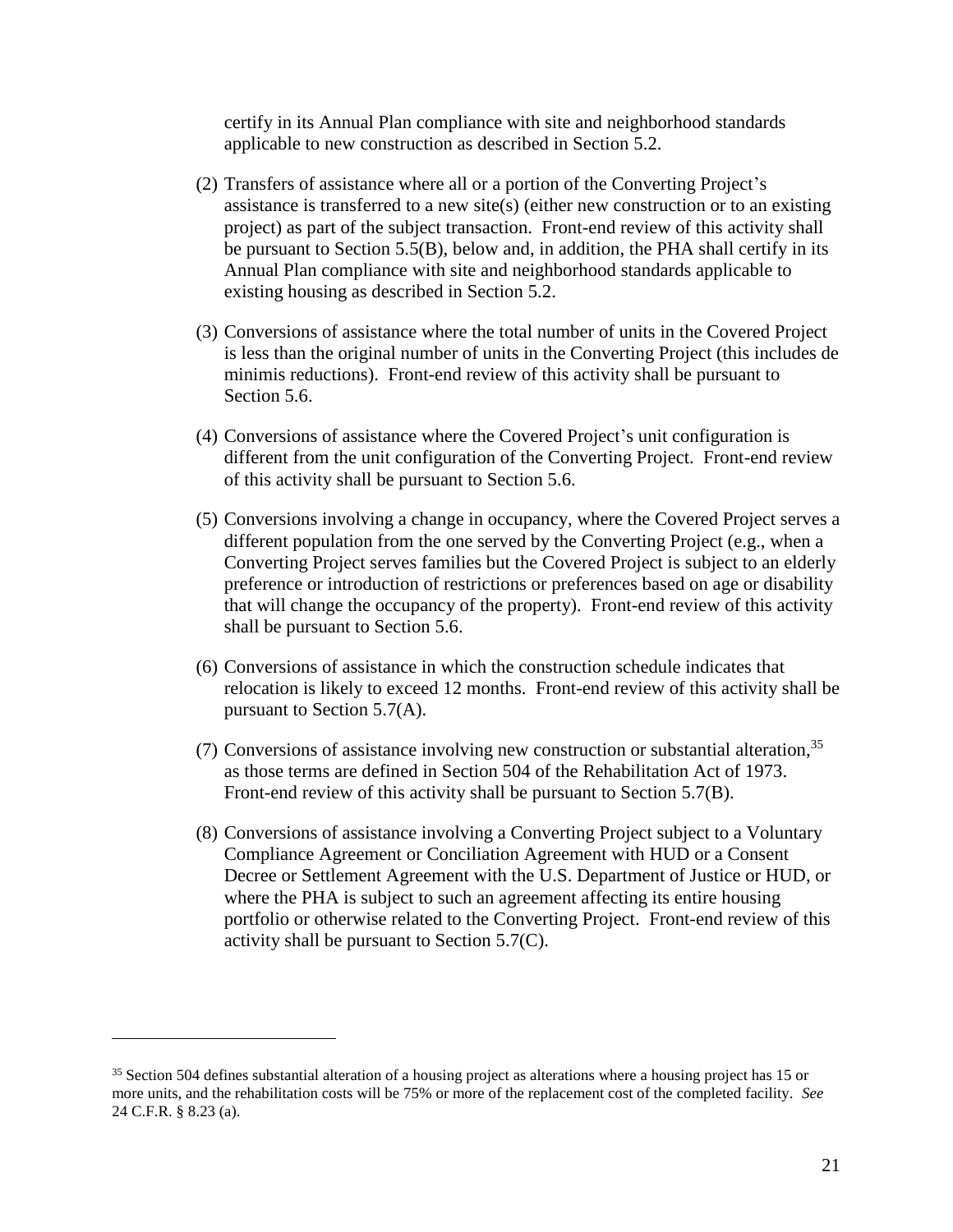certify in its Annual Plan compliance with site and neighborhood standards applicable to new construction as described in Section 5.2.

(2) Transfers of assistance where all or a portion of the Converting Project's assistance is transferred to a new site(s) (either new construction or to an existing project) as part of the subject transaction. Front-end review of this activity shall be pursuant to Section 5.5(B), below and, in addition, the PHA shall certify in its Annual Plan compliance with site and neighborhood standards applicable to existing housing as described in Section 5.2.

(3) Conversions of assistance where the total number of units in the Covered Project is less than the original number of units in the Converting Project (this includes de minimis reductions). Front-end review of this activity shall be pursuant to Section 5.6.

(4) Conversions of assistance where the Covered Project's unit configuration is different from the unit configuration of the Converting Project. Front-end review of this activity shall be pursuant to Section 5.6.

(5) Conversions involving a change in occupancy, where the Covered Project serves a different population from the one served by the Converting Project (e.g., when a Converting Project serves families but the Covered Project is subject to an elderly preference or introduction of restrictions or preferences based on age or disability that will change the occupancy of the property). Front-end review of this activity shall be pursuant to Section 5.6.

(6) Conversions of assistance in which the construction schedule indicates that relocation is likely to exceed 12 months. Front-end review of this activity shall be pursuant to Section 5.7(A).

(7) Conversions of assistance involving new construction or substantial alteration,[35] as those terms are defined in Section 504 of the Rehabilitation Act of 1973. Front-end review of this activity shall be pursuant to Section 5.7(B).

(8) Conversions of assistance involving a Converting Project subject to a Voluntary Compliance Agreement or Conciliation Agreement with HUD or a Consent Decree or Settlement Agreement with the U.S. Department of Justice or HUD, or where the PHA is subject to such an agreement affecting its entire housing portfolio or otherwise related to the Converting Project. Front-end review of this activity shall be pursuant to Section 5.7(C).

---

[35] Section 504 defines substantial alteration of a housing project as alterations where a housing project has 15 or more units, and the rehabilitation costs will be 75% or more of the replacement cost of the completed facility. *See* 24 C.F.R. § 8.23 (a).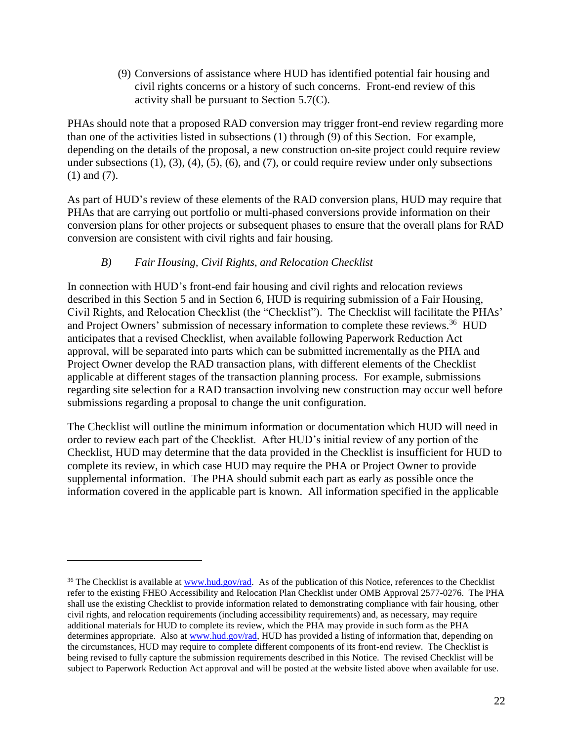(9) Conversions of assistance where HUD has identified potential fair housing and civil rights concerns or a history of such concerns. Front-end review of this activity shall be pursuant to Section 5.7(C).

PHAs should note that a proposed RAD conversion may trigger front-end review regarding more than one of the activities listed in subsections (1) through (9) of this Section. For example, depending on the details of the proposal, a new construction on-site project could require review under subsections (1), (3), (4), (5), (6), and (7), or could require review under only subsections (1) and (7).

As part of HUD's review of these elements of the RAD conversion plans, HUD may require that PHAs that are carrying out portfolio or multi-phased conversions provide information on their conversion plans for other projects or subsequent phases to ensure that the overall plans for RAD conversion are consistent with civil rights and fair housing.

### *B) Fair Housing, Civil Rights, and Relocation Checklist*

In connection with HUD's front-end fair housing and civil rights and relocation reviews described in this Section 5 and in Section 6, HUD is requiring submission of a Fair Housing, Civil Rights, and Relocation Checklist (the "Checklist"). The Checklist will facilitate the PHAs' and Project Owners' submission of necessary information to complete these reviews.[36] HUD anticipates that a revised Checklist, when available following Paperwork Reduction Act approval, will be separated into parts which can be submitted incrementally as the PHA and Project Owner develop the RAD transaction plans, with different elements of the Checklist applicable at different stages of the transaction planning process. For example, submissions regarding site selection for a RAD transaction involving new construction may occur well before submissions regarding a proposal to change the unit configuration.

The Checklist will outline the minimum information or documentation which HUD will need in order to review each part of the Checklist. After HUD's initial review of any portion of the Checklist, HUD may determine that the data provided in the Checklist is insufficient for HUD to complete its review, in which case HUD may require the PHA or Project Owner to provide supplemental information. The PHA should submit each part as early as possible once the information covered in the applicable part is known. All information specified in the applicable

---

[36] The Checklist is available at www.hud.gov/rad. As of the publication of this Notice, references to the Checklist refer to the existing FHEO Accessibility and Relocation Plan Checklist under OMB Approval 2577-0276. The PHA shall use the existing Checklist to provide information related to demonstrating compliance with fair housing, other civil rights, and relocation requirements (including accessibility requirements) and, as necessary, may require additional materials for HUD to complete its review, which the PHA may provide in such form as the PHA determines appropriate. Also at www.hud.gov/rad, HUD has provided a listing of information that, depending on the circumstances, HUD may require to complete different components of its front-end review. The Checklist is being revised to fully capture the submission requirements described in this Notice. The revised Checklist will be subject to Paperwork Reduction Act approval and will be posted at the website listed above when available for use.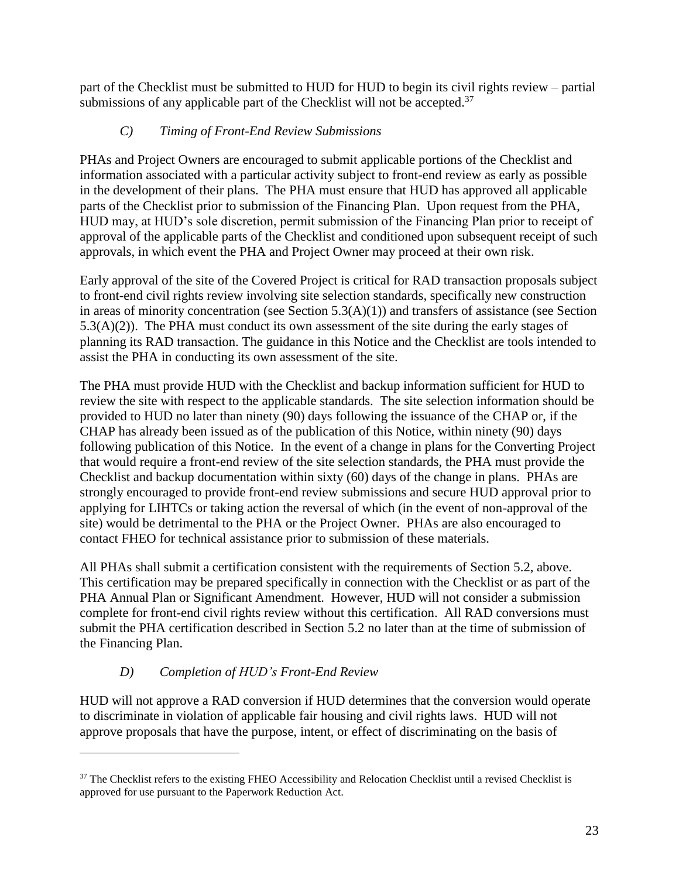part of the Checklist must be submitted to HUD for HUD to begin its civil rights review – partial submissions of any applicable part of the Checklist will not be accepted.[37]

### *C) Timing of Front-End Review Submissions*

PHAs and Project Owners are encouraged to submit applicable portions of the Checklist and information associated with a particular activity subject to front-end review as early as possible in the development of their plans. The PHA must ensure that HUD has approved all applicable parts of the Checklist prior to submission of the Financing Plan. Upon request from the PHA, HUD may, at HUD's sole discretion, permit submission of the Financing Plan prior to receipt of approval of the applicable parts of the Checklist and conditioned upon subsequent receipt of such approvals, in which event the PHA and Project Owner may proceed at their own risk.

Early approval of the site of the Covered Project is critical for RAD transaction proposals subject to front-end civil rights review involving site selection standards, specifically new construction in areas of minority concentration (see Section 5.3(A)(1)) and transfers of assistance (see Section 5.3(A)(2)). The PHA must conduct its own assessment of the site during the early stages of planning its RAD transaction. The guidance in this Notice and the Checklist are tools intended to assist the PHA in conducting its own assessment of the site.

The PHA must provide HUD with the Checklist and backup information sufficient for HUD to review the site with respect to the applicable standards. The site selection information should be provided to HUD no later than ninety (90) days following the issuance of the CHAP or, if the CHAP has already been issued as of the publication of this Notice, within ninety (90) days following publication of this Notice. In the event of a change in plans for the Converting Project that would require a front-end review of the site selection standards, the PHA must provide the Checklist and backup documentation within sixty (60) days of the change in plans. PHAs are strongly encouraged to provide front-end review submissions and secure HUD approval prior to applying for LIHTCs or taking action the reversal of which (in the event of non-approval of the site) would be detrimental to the PHA or the Project Owner. PHAs are also encouraged to contact FHEO for technical assistance prior to submission of these materials.

All PHAs shall submit a certification consistent with the requirements of Section 5.2, above. This certification may be prepared specifically in connection with the Checklist or as part of the PHA Annual Plan or Significant Amendment. However, HUD will not consider a submission complete for front-end civil rights review without this certification. All RAD conversions must submit the PHA certification described in Section 5.2 no later than at the time of submission of the Financing Plan.

### *D) Completion of HUD's Front-End Review*

HUD will not approve a RAD conversion if HUD determines that the conversion would operate to discriminate in violation of applicable fair housing and civil rights laws. HUD will not approve proposals that have the purpose, intent, or effect of discriminating on the basis of

---

[37] The Checklist refers to the existing FHEO Accessibility and Relocation Checklist until a revised Checklist is approved for use pursuant to the Paperwork Reduction Act.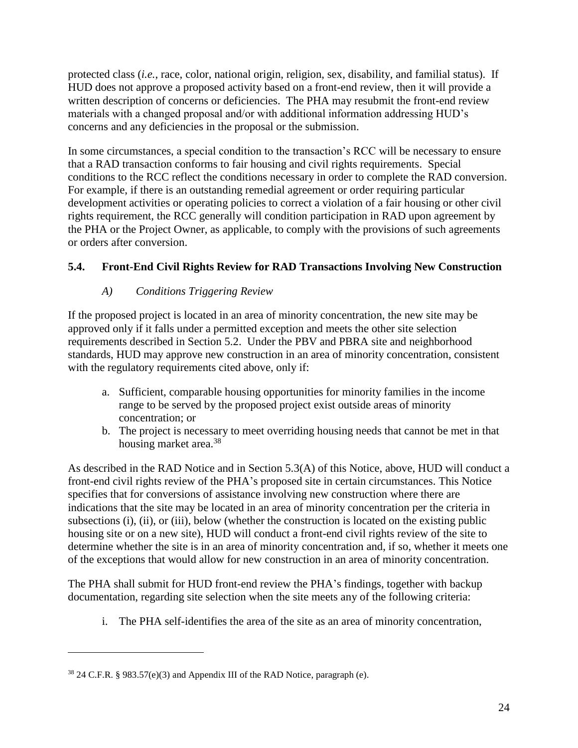protected class (*i.e.*, race, color, national origin, religion, sex, disability, and familial status). If HUD does not approve a proposed activity based on a front-end review, then it will provide a written description of concerns or deficiencies. The PHA may resubmit the front-end review materials with a changed proposal and/or with additional information addressing HUD's concerns and any deficiencies in the proposal or the submission.

In some circumstances, a special condition to the transaction's RCC will be necessary to ensure that a RAD transaction conforms to fair housing and civil rights requirements. Special conditions to the RCC reflect the conditions necessary in order to complete the RAD conversion. For example, if there is an outstanding remedial agreement or order requiring particular development activities or operating policies to correct a violation of a fair housing or other civil rights requirement, the RCC generally will condition participation in RAD upon agreement by the PHA or the Project Owner, as applicable, to comply with the provisions of such agreements or orders after conversion.

### 5.4. Front-End Civil Rights Review for RAD Transactions Involving New Construction

#### *A) Conditions Triggering Review*

If the proposed project is located in an area of minority concentration, the new site may be approved only if it falls under a permitted exception and meets the other site selection requirements described in Section 5.2. Under the PBV and PBRA site and neighborhood standards, HUD may approve new construction in an area of minority concentration, consistent with the regulatory requirements cited above, only if:

a. Sufficient, comparable housing opportunities for minority families in the income range to be served by the proposed project exist outside areas of minority concentration; or
b. The project is necessary to meet overriding housing needs that cannot be met in that housing market area.[38]

As described in the RAD Notice and in Section 5.3(A) of this Notice, above, HUD will conduct a front-end civil rights review of the PHA's proposed site in certain circumstances. This Notice specifies that for conversions of assistance involving new construction where there are indications that the site may be located in an area of minority concentration per the criteria in subsections (i), (ii), or (iii), below (whether the construction is located on the existing public housing site or on a new site), HUD will conduct a front-end civil rights review of the site to determine whether the site is in an area of minority concentration and, if so, whether it meets one of the exceptions that would allow for new construction in an area of minority concentration.

The PHA shall submit for HUD front-end review the PHA's findings, together with backup documentation, regarding site selection when the site meets any of the following criteria:

i. The PHA self-identifies the area of the site as an area of minority concentration,

---

[38] 24 C.F.R. § 983.57(e)(3) and Appendix III of the RAD Notice, paragraph (e).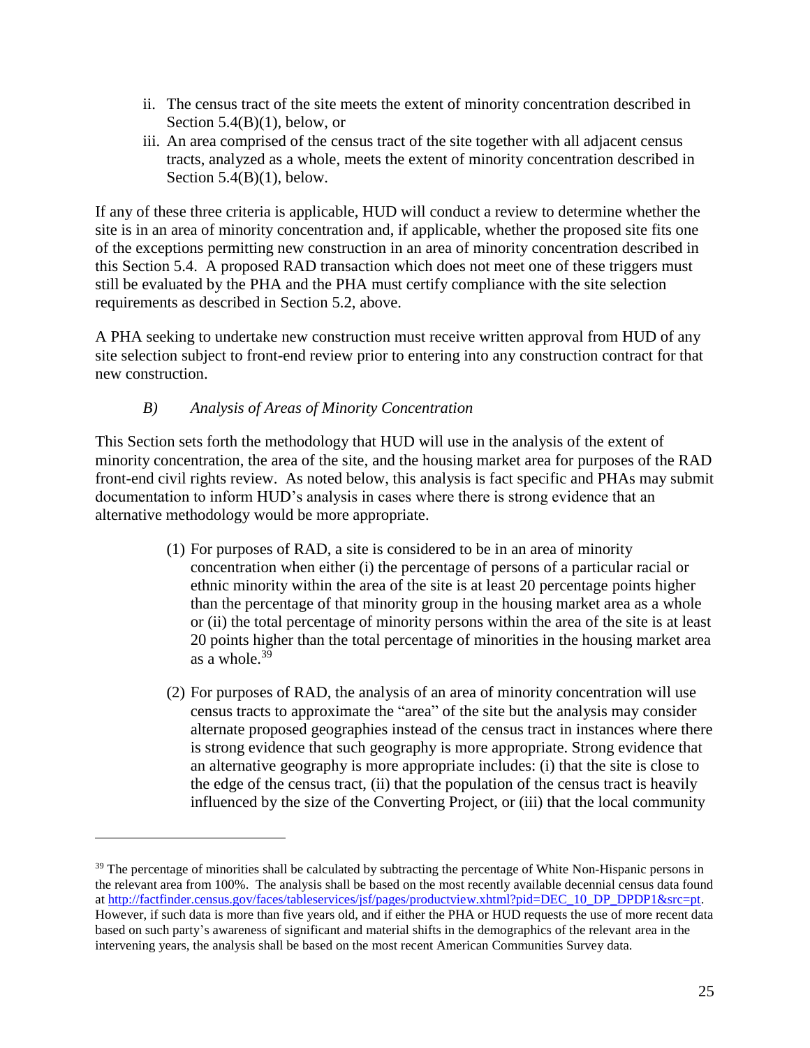ii. The census tract of the site meets the extent of minority concentration described in Section 5.4(B)(1), below, or
iii. An area comprised of the census tract of the site together with all adjacent census tracts, analyzed as a whole, meets the extent of minority concentration described in Section 5.4(B)(1), below.

If any of these three criteria is applicable, HUD will conduct a review to determine whether the site is in an area of minority concentration and, if applicable, whether the proposed site fits one of the exceptions permitting new construction in an area of minority concentration described in this Section 5.4. A proposed RAD transaction which does not meet one of these triggers must still be evaluated by the PHA and the PHA must certify compliance with the site selection requirements as described in Section 5.2, above.

A PHA seeking to undertake new construction must receive written approval from HUD of any site selection subject to front-end review prior to entering into any construction contract for that new construction.

*B) Analysis of Areas of Minority Concentration*

This Section sets forth the methodology that HUD will use in the analysis of the extent of minority concentration, the area of the site, and the housing market area for purposes of the RAD front-end civil rights review. As noted below, this analysis is fact specific and PHAs may submit documentation to inform HUD's analysis in cases where there is strong evidence that an alternative methodology would be more appropriate.

(1) For purposes of RAD, a site is considered to be in an area of minority concentration when either (i) the percentage of persons of a particular racial or ethnic minority within the area of the site is at least 20 percentage points higher than the percentage of that minority group in the housing market area as a whole or (ii) the total percentage of minority persons within the area of the site is at least 20 points higher than the total percentage of minorities in the housing market area as a whole.[39]

(2) For purposes of RAD, the analysis of an area of minority concentration will use census tracts to approximate the "area" of the site but the analysis may consider alternate proposed geographies instead of the census tract in instances where there is strong evidence that such geography is more appropriate. Strong evidence that an alternative geography is more appropriate includes: (i) that the site is close to the edge of the census tract, (ii) that the population of the census tract is heavily influenced by the size of the Converting Project, or (iii) that the local community

---

[39] The percentage of minorities shall be calculated by subtracting the percentage of White Non-Hispanic persons in the relevant area from 100%. The analysis shall be based on the most recently available decennial census data found at http://factfinder.census.gov/faces/tableservices/jsf/pages/productview.xhtml?pid=DEC_10_DP_DPDP1&src=pt. However, if such data is more than five years old, and if either the PHA or HUD requests the use of more recent data based on such party's awareness of significant and material shifts in the demographics of the relevant area in the intervening years, the analysis shall be based on the most recent American Communities Survey data.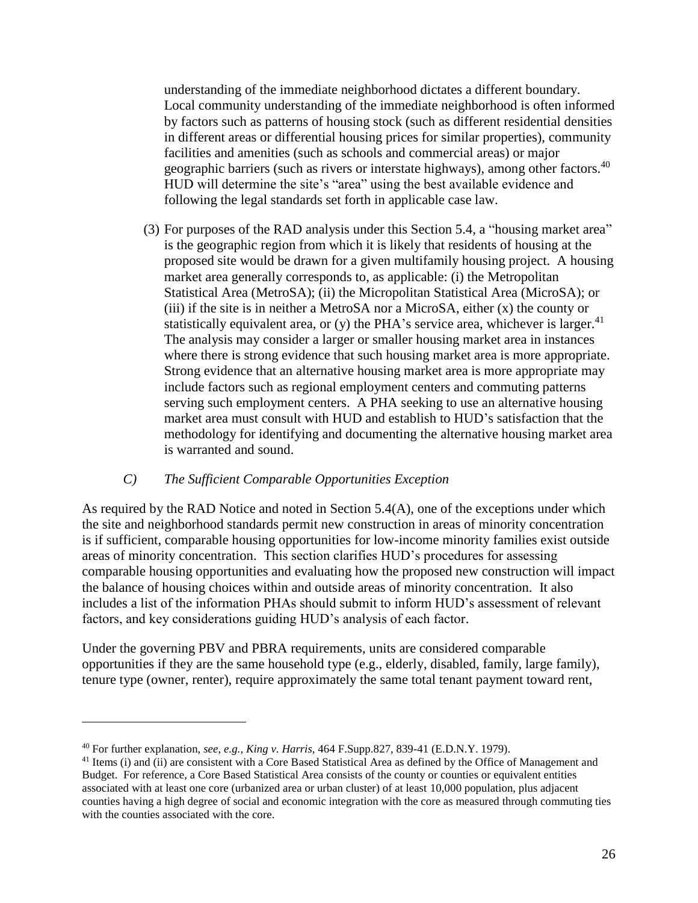understanding of the immediate neighborhood dictates a different boundary. Local community understanding of the immediate neighborhood is often informed by factors such as patterns of housing stock (such as different residential densities in different areas or differential housing prices for similar properties), community facilities and amenities (such as schools and commercial areas) or major geographic barriers (such as rivers or interstate highways), among other factors.[40] HUD will determine the site's "area" using the best available evidence and following the legal standards set forth in applicable case law.

(3) For purposes of the RAD analysis under this Section 5.4, a "housing market area" is the geographic region from which it is likely that residents of housing at the proposed site would be drawn for a given multifamily housing project. A housing market area generally corresponds to, as applicable: (i) the Metropolitan Statistical Area (MetroSA); (ii) the Micropolitan Statistical Area (MicroSA); or (iii) if the site is in neither a MetroSA nor a MicroSA, either (x) the county or statistically equivalent area, or (y) the PHA's service area, whichever is larger.[41] The analysis may consider a larger or smaller housing market area in instances where there is strong evidence that such housing market area is more appropriate. Strong evidence that an alternative housing market area is more appropriate may include factors such as regional employment centers and commuting patterns serving such employment centers. A PHA seeking to use an alternative housing market area must consult with HUD and establish to HUD's satisfaction that the methodology for identifying and documenting the alternative housing market area is warranted and sound.

### *C) The Sufficient Comparable Opportunities Exception*

As required by the RAD Notice and noted in Section 5.4(A), one of the exceptions under which the site and neighborhood standards permit new construction in areas of minority concentration is if sufficient, comparable housing opportunities for low-income minority families exist outside areas of minority concentration. This section clarifies HUD's procedures for assessing comparable housing opportunities and evaluating how the proposed new construction will impact the balance of housing choices within and outside areas of minority concentration. It also includes a list of the information PHAs should submit to inform HUD's assessment of relevant factors, and key considerations guiding HUD's analysis of each factor.

Under the governing PBV and PBRA requirements, units are considered comparable opportunities if they are the same household type (e.g., elderly, disabled, family, large family), tenure type (owner, renter), require approximately the same total tenant payment toward rent,

---

[40] For further explanation, *see, e.g., King v. Harris*, 464 F.Supp.827, 839-41 (E.D.N.Y. 1979).

[41] Items (i) and (ii) are consistent with a Core Based Statistical Area as defined by the Office of Management and Budget. For reference, a Core Based Statistical Area consists of the county or counties or equivalent entities associated with at least one core (urbanized area or urban cluster) of at least 10,000 population, plus adjacent counties having a high degree of social and economic integration with the core as measured through commuting ties with the counties associated with the core.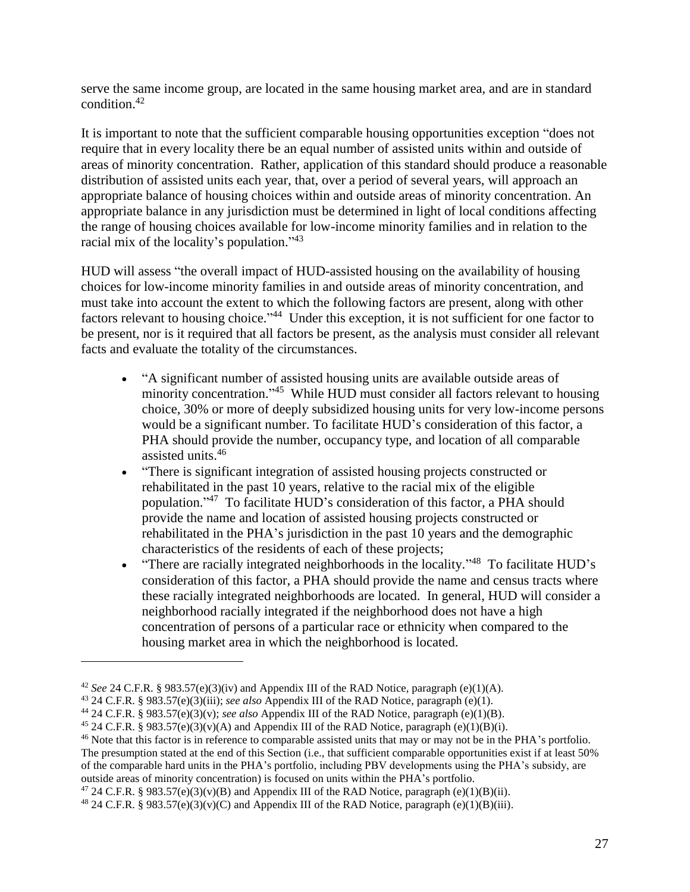serve the same income group, are located in the same housing market area, and are in standard condition.[42]

It is important to note that the sufficient comparable housing opportunities exception "does not require that in every locality there be an equal number of assisted units within and outside of areas of minority concentration. Rather, application of this standard should produce a reasonable distribution of assisted units each year, that, over a period of several years, will approach an appropriate balance of housing choices within and outside areas of minority concentration. An appropriate balance in any jurisdiction must be determined in light of local conditions affecting the range of housing choices available for low-income minority families and in relation to the racial mix of the locality's population."[43]

HUD will assess "the overall impact of HUD-assisted housing on the availability of housing choices for low-income minority families in and outside areas of minority concentration, and must take into account the extent to which the following factors are present, along with other factors relevant to housing choice."[44] Under this exception, it is not sufficient for one factor to be present, nor is it required that all factors be present, as the analysis must consider all relevant facts and evaluate the totality of the circumstances.

- "A significant number of assisted housing units are available outside areas of minority concentration."[45] While HUD must consider all factors relevant to housing choice, 30% or more of deeply subsidized housing units for very low-income persons would be a significant number. To facilitate HUD's consideration of this factor, a PHA should provide the number, occupancy type, and location of all comparable assisted units.[46]
- "There is significant integration of assisted housing projects constructed or rehabilitated in the past 10 years, relative to the racial mix of the eligible population."[47] To facilitate HUD's consideration of this factor, a PHA should provide the name and location of assisted housing projects constructed or rehabilitated in the PHA's jurisdiction in the past 10 years and the demographic characteristics of the residents of each of these projects;
- "There are racially integrated neighborhoods in the locality."[48] To facilitate HUD's consideration of this factor, a PHA should provide the name and census tracts where these racially integrated neighborhoods are located. In general, HUD will consider a neighborhood racially integrated if the neighborhood does not have a high concentration of persons of a particular race or ethnicity when compared to the housing market area in which the neighborhood is located.

---

[42] *See* 24 C.F.R. § 983.57(e)(3)(iv) and Appendix III of the RAD Notice, paragraph (e)(1)(A).

[43] 24 C.F.R. § 983.57(e)(3)(iii); *see also* Appendix III of the RAD Notice, paragraph (e)(1).

[44] 24 C.F.R. § 983.57(e)(3)(v); *see also* Appendix III of the RAD Notice, paragraph (e)(1)(B).

[45] 24 C.F.R. § 983.57(e)(3)(v)(A) and Appendix III of the RAD Notice, paragraph (e)(1)(B)(i).

[46] Note that this factor is in reference to comparable assisted units that may or may not be in the PHA's portfolio. The presumption stated at the end of this Section (i.e., that sufficient comparable opportunities exist if at least 50% of the comparable hard units in the PHA's portfolio, including PBV developments using the PHA's subsidy, are outside areas of minority concentration) is focused on units within the PHA's portfolio.

[47] 24 C.F.R. § 983.57(e)(3)(v)(B) and Appendix III of the RAD Notice, paragraph (e)(1)(B)(ii).

[48] 24 C.F.R. § 983.57(e)(3)(v)(C) and Appendix III of the RAD Notice, paragraph (e)(1)(B)(iii).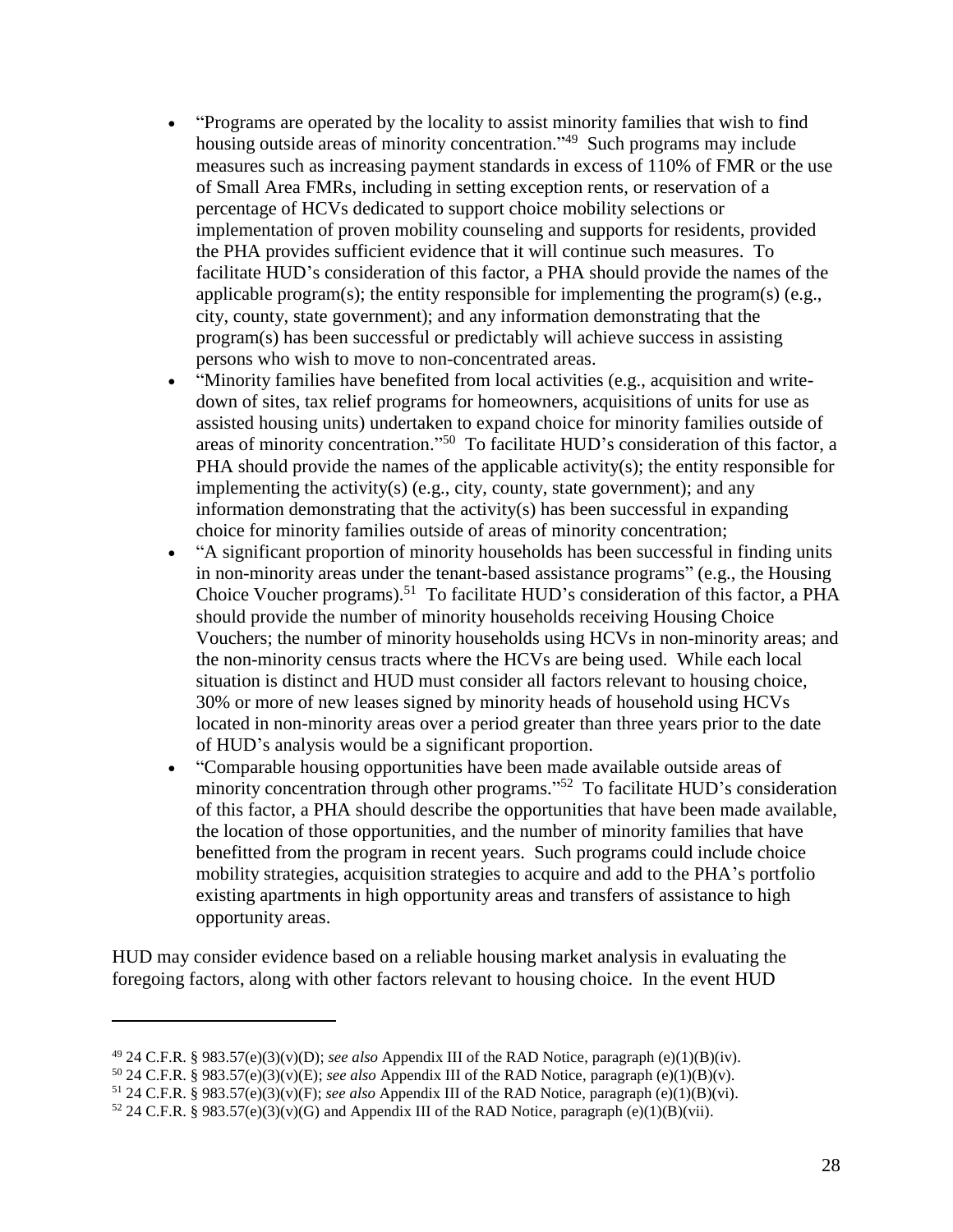- "Programs are operated by the locality to assist minority families that wish to find housing outside areas of minority concentration."[49] Such programs may include measures such as increasing payment standards in excess of 110% of FMR or the use of Small Area FMRs, including in setting exception rents, or reservation of a percentage of HCVs dedicated to support choice mobility selections or implementation of proven mobility counseling and supports for residents, provided the PHA provides sufficient evidence that it will continue such measures. To facilitate HUD's consideration of this factor, a PHA should provide the names of the applicable program(s); the entity responsible for implementing the program(s) (e.g., city, county, state government); and any information demonstrating that the program(s) has been successful or predictably will achieve success in assisting persons who wish to move to non-concentrated areas.
- "Minority families have benefited from local activities (e.g., acquisition and write-down of sites, tax relief programs for homeowners, acquisitions of units for use as assisted housing units) undertaken to expand choice for minority families outside of areas of minority concentration."[50] To facilitate HUD's consideration of this factor, a PHA should provide the names of the applicable activity(s); the entity responsible for implementing the activity(s) (e.g., city, county, state government); and any information demonstrating that the activity(s) has been successful in expanding choice for minority families outside of areas of minority concentration;
- "A significant proportion of minority households has been successful in finding units in non-minority areas under the tenant-based assistance programs" (e.g., the Housing Choice Voucher programs).[51] To facilitate HUD's consideration of this factor, a PHA should provide the number of minority households receiving Housing Choice Vouchers; the number of minority households using HCVs in non-minority areas; and the non-minority census tracts where the HCVs are being used. While each local situation is distinct and HUD must consider all factors relevant to housing choice, 30% or more of new leases signed by minority heads of household using HCVs located in non-minority areas over a period greater than three years prior to the date of HUD's analysis would be a significant proportion.
- "Comparable housing opportunities have been made available outside areas of minority concentration through other programs."[52] To facilitate HUD's consideration of this factor, a PHA should describe the opportunities that have been made available, the location of those opportunities, and the number of minority families that have benefitted from the program in recent years. Such programs could include choice mobility strategies, acquisition strategies to acquire and add to the PHA's portfolio existing apartments in high opportunity areas and transfers of assistance to high opportunity areas.

HUD may consider evidence based on a reliable housing market analysis in evaluating the foregoing factors, along with other factors relevant to housing choice. In the event HUD

---

[49] 24 C.F.R. § 983.57(e)(3)(v)(D); *see also* Appendix III of the RAD Notice, paragraph (e)(1)(B)(iv).

[50] 24 C.F.R. § 983.57(e)(3)(v)(E); *see also* Appendix III of the RAD Notice, paragraph (e)(1)(B)(v).

[51] 24 C.F.R. § 983.57(e)(3)(v)(F); *see also* Appendix III of the RAD Notice, paragraph (e)(1)(B)(vi).

[52] 24 C.F.R. § 983.57(e)(3)(v)(G) and Appendix III of the RAD Notice, paragraph (e)(1)(B)(vii).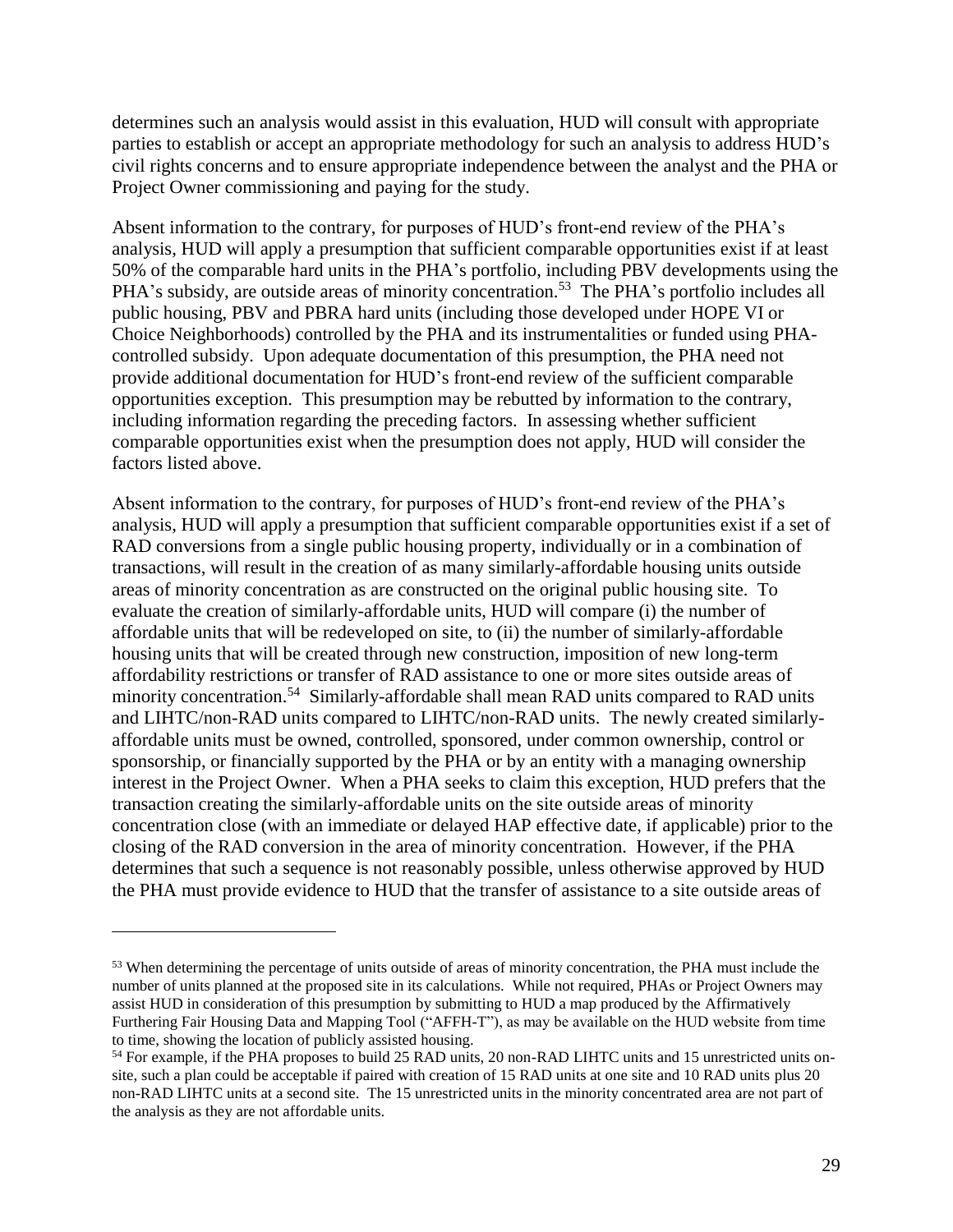determines such an analysis would assist in this evaluation, HUD will consult with appropriate parties to establish or accept an appropriate methodology for such an analysis to address HUD's civil rights concerns and to ensure appropriate independence between the analyst and the PHA or Project Owner commissioning and paying for the study.

Absent information to the contrary, for purposes of HUD's front-end review of the PHA's analysis, HUD will apply a presumption that sufficient comparable opportunities exist if at least 50% of the comparable hard units in the PHA's portfolio, including PBV developments using the PHA's subsidy, are outside areas of minority concentration.[53] The PHA's portfolio includes all public housing, PBV and PBRA hard units (including those developed under HOPE VI or Choice Neighborhoods) controlled by the PHA and its instrumentalities or funded using PHA-controlled subsidy. Upon adequate documentation of this presumption, the PHA need not provide additional documentation for HUD's front-end review of the sufficient comparable opportunities exception. This presumption may be rebutted by information to the contrary, including information regarding the preceding factors. In assessing whether sufficient comparable opportunities exist when the presumption does not apply, HUD will consider the factors listed above.

Absent information to the contrary, for purposes of HUD's front-end review of the PHA's analysis, HUD will apply a presumption that sufficient comparable opportunities exist if a set of RAD conversions from a single public housing property, individually or in a combination of transactions, will result in the creation of as many similarly-affordable housing units outside areas of minority concentration as are constructed on the original public housing site. To evaluate the creation of similarly-affordable units, HUD will compare (i) the number of affordable units that will be redeveloped on site, to (ii) the number of similarly-affordable housing units that will be created through new construction, imposition of new long-term affordability restrictions or transfer of RAD assistance to one or more sites outside areas of minority concentration.[54] Similarly-affordable shall mean RAD units compared to RAD units and LIHTC/non-RAD units compared to LIHTC/non-RAD units. The newly created similarly-affordable units must be owned, controlled, sponsored, under common ownership, control or sponsorship, or financially supported by the PHA or by an entity with a managing ownership interest in the Project Owner. When a PHA seeks to claim this exception, HUD prefers that the transaction creating the similarly-affordable units on the site outside areas of minority concentration close (with an immediate or delayed HAP effective date, if applicable) prior to the closing of the RAD conversion in the area of minority concentration. However, if the PHA determines that such a sequence is not reasonably possible, unless otherwise approved by HUD the PHA must provide evidence to HUD that the transfer of assistance to a site outside areas of

---

[53] When determining the percentage of units outside of areas of minority concentration, the PHA must include the number of units planned at the proposed site in its calculations. While not required, PHAs or Project Owners may assist HUD in consideration of this presumption by submitting to HUD a map produced by the Affirmatively Furthering Fair Housing Data and Mapping Tool ("AFFH-T"), as may be available on the HUD website from time to time, showing the location of publicly assisted housing.

[54] For example, if the PHA proposes to build 25 RAD units, 20 non-RAD LIHTC units and 15 unrestricted units on-site, such a plan could be acceptable if paired with creation of 15 RAD units at one site and 10 RAD units plus 20 non-RAD LIHTC units at a second site. The 15 unrestricted units in the minority concentrated area are not part of the analysis as they are not affordable units.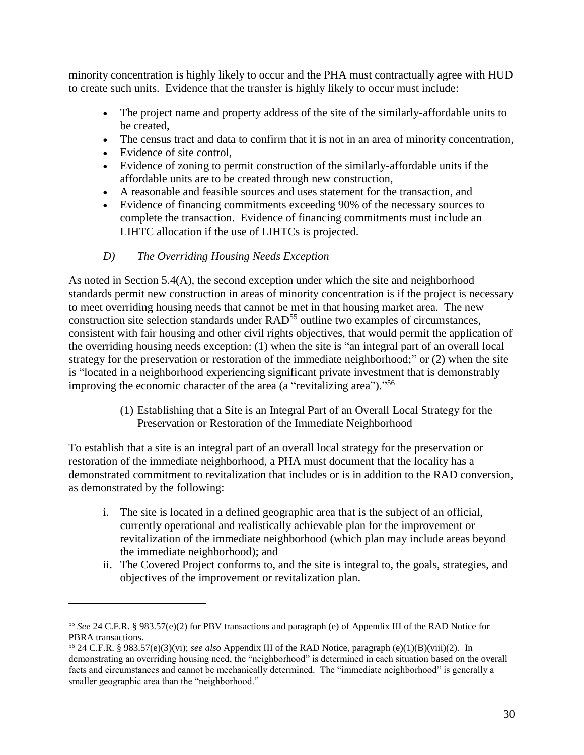minority concentration is highly likely to occur and the PHA must contractually agree with HUD to create such units. Evidence that the transfer is highly likely to occur must include:

- The project name and property address of the site of the similarly-affordable units to be created,
- The census tract and data to confirm that it is not in an area of minority concentration,
- Evidence of site control,
- Evidence of zoning to permit construction of the similarly-affordable units if the affordable units are to be created through new construction,
- A reasonable and feasible sources and uses statement for the transaction, and
- Evidence of financing commitments exceeding 90% of the necessary sources to complete the transaction. Evidence of financing commitments must include an LIHTC allocation if the use of LIHTCs is projected.

### D) *The Overriding Housing Needs Exception*

As noted in Section 5.4(A), the second exception under which the site and neighborhood standards permit new construction in areas of minority concentration is if the project is necessary to meet overriding housing needs that cannot be met in that housing market area. The new construction site selection standards under RAD[55] outline two examples of circumstances, consistent with fair housing and other civil rights objectives, that would permit the application of the overriding housing needs exception: (1) when the site is "an integral part of an overall local strategy for the preservation or restoration of the immediate neighborhood;" or (2) when the site is "located in a neighborhood experiencing significant private investment that is demonstrably improving the economic character of the area (a "revitalizing area")."[56]

#### (1) Establishing that a Site is an Integral Part of an Overall Local Strategy for the Preservation or Restoration of the Immediate Neighborhood

To establish that a site is an integral part of an overall local strategy for the preservation or restoration of the immediate neighborhood, a PHA must document that the locality has a demonstrated commitment to revitalization that includes or is in addition to the RAD conversion, as demonstrated by the following:

i. The site is located in a defined geographic area that is the subject of an official, currently operational and realistically achievable plan for the improvement or revitalization of the immediate neighborhood (which plan may include areas beyond the immediate neighborhood); and
ii. The Covered Project conforms to, and the site is integral to, the goals, strategies, and objectives of the improvement or revitalization plan.

---

[55] *See* 24 C.F.R. § 983.57(e)(2) for PBV transactions and paragraph (e) of Appendix III of the RAD Notice for PBRA transactions.

[56] 24 C.F.R. § 983.57(e)(3)(vi); *see also* Appendix III of the RAD Notice, paragraph (e)(1)(B)(viii)(2). In demonstrating an overriding housing need, the "neighborhood" is determined in each situation based on the overall facts and circumstances and cannot be mechanically determined. The "immediate neighborhood" is generally a smaller geographic area than the "neighborhood."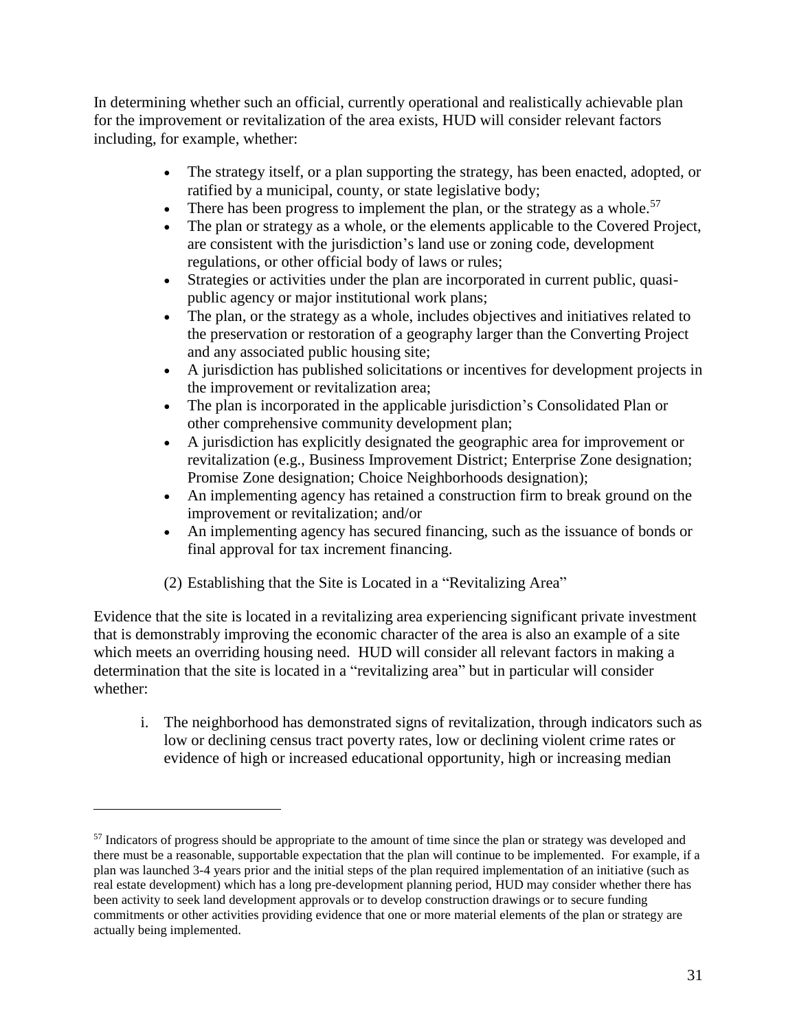In determining whether such an official, currently operational and realistically achievable plan for the improvement or revitalization of the area exists, HUD will consider relevant factors including, for example, whether:

- The strategy itself, or a plan supporting the strategy, has been enacted, adopted, or ratified by a municipal, county, or state legislative body;
- There has been progress to implement the plan, or the strategy as a whole.[57]
- The plan or strategy as a whole, or the elements applicable to the Covered Project, are consistent with the jurisdiction's land use or zoning code, development regulations, or other official body of laws or rules;
- Strategies or activities under the plan are incorporated in current public, quasi-public agency or major institutional work plans;
- The plan, or the strategy as a whole, includes objectives and initiatives related to the preservation or restoration of a geography larger than the Converting Project and any associated public housing site;
- A jurisdiction has published solicitations or incentives for development projects in the improvement or revitalization area;
- The plan is incorporated in the applicable jurisdiction's Consolidated Plan or other comprehensive community development plan;
- A jurisdiction has explicitly designated the geographic area for improvement or revitalization (e.g., Business Improvement District; Enterprise Zone designation; Promise Zone designation; Choice Neighborhoods designation);
- An implementing agency has retained a construction firm to break ground on the improvement or revitalization; and/or
- An implementing agency has secured financing, such as the issuance of bonds or final approval for tax increment financing.

(2) Establishing that the Site is Located in a "Revitalizing Area"

Evidence that the site is located in a revitalizing area experiencing significant private investment that is demonstrably improving the economic character of the area is also an example of a site which meets an overriding housing need. HUD will consider all relevant factors in making a determination that the site is located in a "revitalizing area" but in particular will consider whether:

i. The neighborhood has demonstrated signs of revitalization, through indicators such as low or declining census tract poverty rates, low or declining violent crime rates or evidence of high or increased educational opportunity, high or increasing median

---

[57] Indicators of progress should be appropriate to the amount of time since the plan or strategy was developed and there must be a reasonable, supportable expectation that the plan will continue to be implemented. For example, if a plan was launched 3-4 years prior and the initial steps of the plan required implementation of an initiative (such as real estate development) which has a long pre-development planning period, HUD may consider whether there has been activity to seek land development approvals or to develop construction drawings or to secure funding commitments or other activities providing evidence that one or more material elements of the plan or strategy are actually being implemented.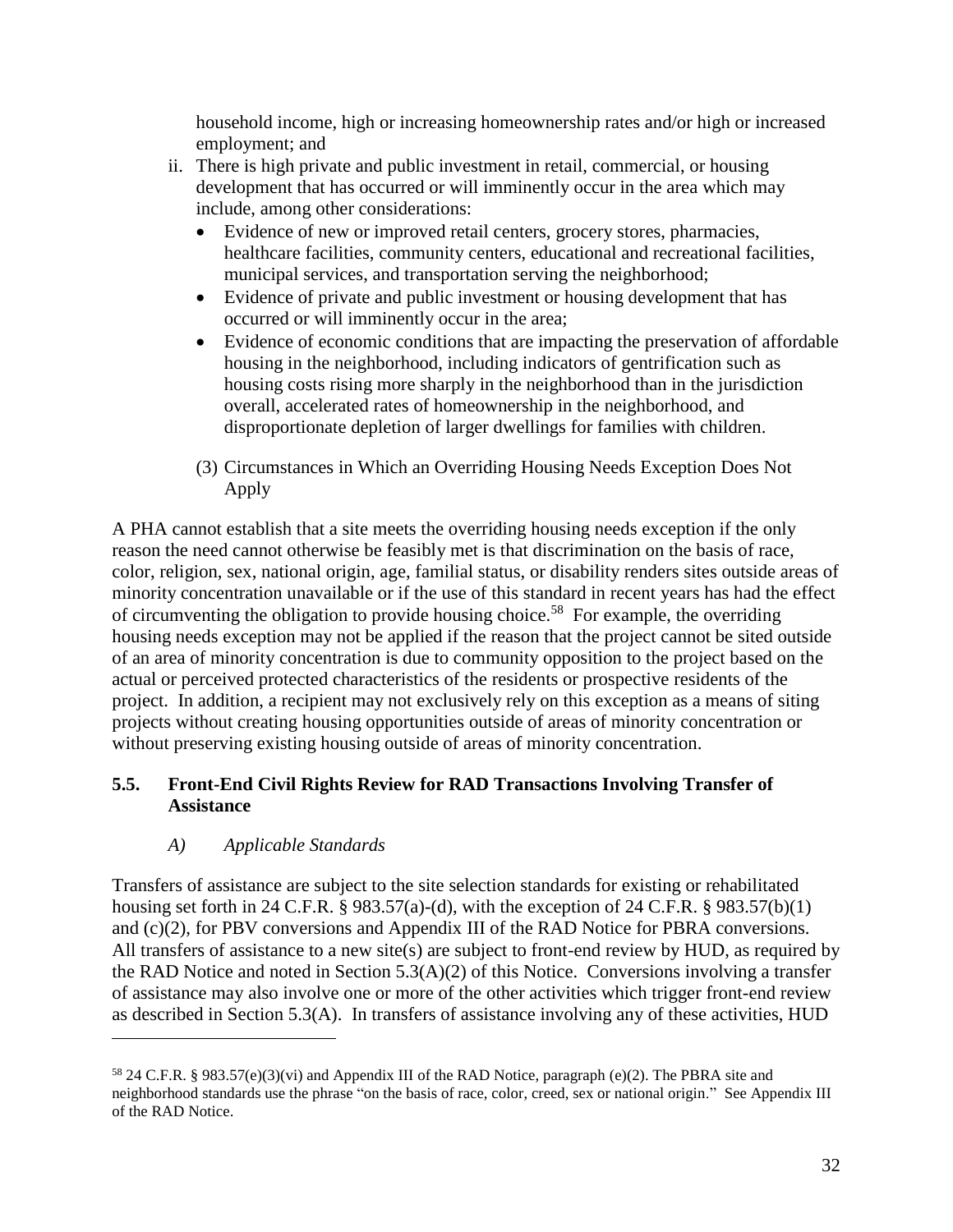household income, high or increasing homeownership rates and/or high or increased employment; and

ii. There is high private and public investment in retail, commercial, or housing development that has occurred or will imminently occur in the area which may include, among other considerations:
   - Evidence of new or improved retail centers, grocery stores, pharmacies, healthcare facilities, community centers, educational and recreational facilities, municipal services, and transportation serving the neighborhood;
   - Evidence of private and public investment or housing development that has occurred or will imminently occur in the area;
   - Evidence of economic conditions that are impacting the preservation of affordable housing in the neighborhood, including indicators of gentrification such as housing costs rising more sharply in the neighborhood than in the jurisdiction overall, accelerated rates of homeownership in the neighborhood, and disproportionate depletion of larger dwellings for families with children.

(3) Circumstances in Which an Overriding Housing Needs Exception Does Not Apply

A PHA cannot establish that a site meets the overriding housing needs exception if the only reason the need cannot otherwise be feasibly met is that discrimination on the basis of race, color, religion, sex, national origin, age, familial status, or disability renders sites outside areas of minority concentration unavailable or if the use of this standard in recent years has had the effect of circumventing the obligation to provide housing choice.[58] For example, the overriding housing needs exception may not be applied if the reason that the project cannot be sited outside of an area of minority concentration is due to community opposition to the project based on the actual or perceived protected characteristics of the residents or prospective residents of the project. In addition, a recipient may not exclusively rely on this exception as a means of siting projects without creating housing opportunities outside of areas of minority concentration or without preserving existing housing outside of areas of minority concentration.

### 5.5. Front-End Civil Rights Review for RAD Transactions Involving Transfer of Assistance

#### *A) Applicable Standards*

Transfers of assistance are subject to the site selection standards for existing or rehabilitated housing set forth in 24 C.F.R. § 983.57(a)-(d), with the exception of 24 C.F.R. § 983.57(b)(1) and (c)(2), for PBV conversions and Appendix III of the RAD Notice for PBRA conversions. All transfers of assistance to a new site(s) are subject to front-end review by HUD, as required by the RAD Notice and noted in Section 5.3(A)(2) of this Notice. Conversions involving a transfer of assistance may also involve one or more of the other activities which trigger front-end review as described in Section 5.3(A). In transfers of assistance involving any of these activities, HUD

[58] 24 C.F.R. § 983.57(e)(3)(vi) and Appendix III of the RAD Notice, paragraph (e)(2). The PBRA site and neighborhood standards use the phrase "on the basis of race, color, creed, sex or national origin." See Appendix III of the RAD Notice.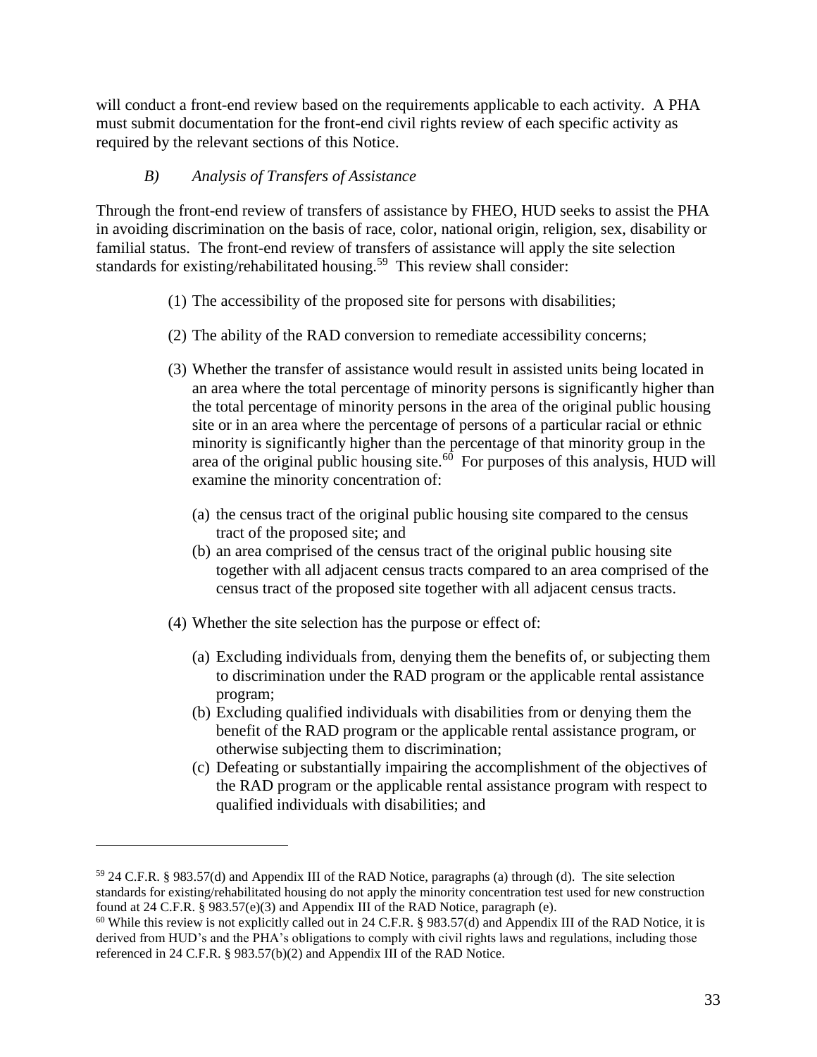will conduct a front-end review based on the requirements applicable to each activity. A PHA must submit documentation for the front-end civil rights review of each specific activity as required by the relevant sections of this Notice.

*B) Analysis of Transfers of Assistance*

Through the front-end review of transfers of assistance by FHEO, HUD seeks to assist the PHA in avoiding discrimination on the basis of race, color, national origin, religion, sex, disability or familial status. The front-end review of transfers of assistance will apply the site selection standards for existing/rehabilitated housing.[59] This review shall consider:

(1) The accessibility of the proposed site for persons with disabilities;

(2) The ability of the RAD conversion to remediate accessibility concerns;

(3) Whether the transfer of assistance would result in assisted units being located in an area where the total percentage of minority persons is significantly higher than the total percentage of minority persons in the area of the original public housing site or in an area where the percentage of persons of a particular racial or ethnic minority is significantly higher than the percentage of that minority group in the area of the original public housing site.[60] For purposes of this analysis, HUD will examine the minority concentration of:

   (a) the census tract of the original public housing site compared to the census tract of the proposed site; and
   (b) an area comprised of the census tract of the original public housing site together with all adjacent census tracts compared to an area comprised of the census tract of the proposed site together with all adjacent census tracts.

(4) Whether the site selection has the purpose or effect of:

   (a) Excluding individuals from, denying them the benefits of, or subjecting them to discrimination under the RAD program or the applicable rental assistance program;
   (b) Excluding qualified individuals with disabilities from or denying them the benefit of the RAD program or the applicable rental assistance program, or otherwise subjecting them to discrimination;
   (c) Defeating or substantially impairing the accomplishment of the objectives of the RAD program or the applicable rental assistance program with respect to qualified individuals with disabilities; and

---

[59] 24 C.F.R. § 983.57(d) and Appendix III of the RAD Notice, paragraphs (a) through (d). The site selection standards for existing/rehabilitated housing do not apply the minority concentration test used for new construction found at 24 C.F.R. § 983.57(e)(3) and Appendix III of the RAD Notice, paragraph (e).

[60] While this review is not explicitly called out in 24 C.F.R. § 983.57(d) and Appendix III of the RAD Notice, it is derived from HUD's and the PHA's obligations to comply with civil rights laws and regulations, including those referenced in 24 C.F.R. § 983.57(b)(2) and Appendix III of the RAD Notice.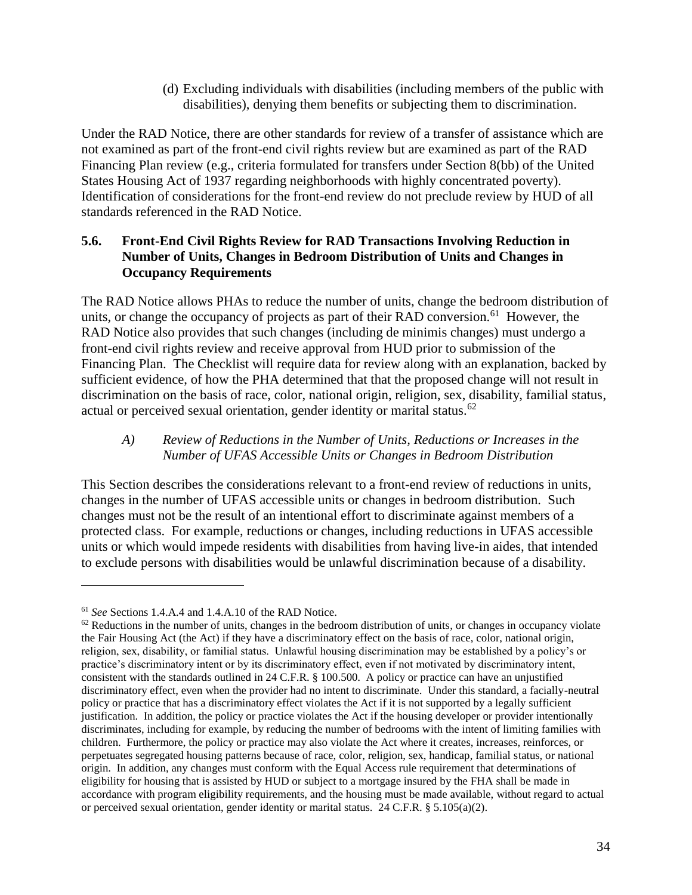(d) Excluding individuals with disabilities (including members of the public with disabilities), denying them benefits or subjecting them to discrimination.

Under the RAD Notice, there are other standards for review of a transfer of assistance which are not examined as part of the front-end civil rights review but are examined as part of the RAD Financing Plan review (e.g., criteria formulated for transfers under Section 8(bb) of the United States Housing Act of 1937 regarding neighborhoods with highly concentrated poverty). Identification of considerations for the front-end review do not preclude review by HUD of all standards referenced in the RAD Notice.

### 5.6. Front-End Civil Rights Review for RAD Transactions Involving Reduction in Number of Units, Changes in Bedroom Distribution of Units and Changes in Occupancy Requirements

The RAD Notice allows PHAs to reduce the number of units, change the bedroom distribution of units, or change the occupancy of projects as part of their RAD conversion.[61] However, the RAD Notice also provides that such changes (including de minimis changes) must undergo a front-end civil rights review and receive approval from HUD prior to submission of the Financing Plan. The Checklist will require data for review along with an explanation, backed by sufficient evidence, of how the PHA determined that that the proposed change will not result in discrimination on the basis of race, color, national origin, religion, sex, disability, familial status, actual or perceived sexual orientation, gender identity or marital status.[62]

#### *A) Review of Reductions in the Number of Units, Reductions or Increases in the Number of UFAS Accessible Units or Changes in Bedroom Distribution*

This Section describes the considerations relevant to a front-end review of reductions in units, changes in the number of UFAS accessible units or changes in bedroom distribution. Such changes must not be the result of an intentional effort to discriminate against members of a protected class. For example, reductions or changes, including reductions in UFAS accessible units or which would impede residents with disabilities from having live-in aides, that intended to exclude persons with disabilities would be unlawful discrimination because of a disability.

---

[61] *See* Sections 1.4.A.4 and 1.4.A.10 of the RAD Notice.

[62] Reductions in the number of units, changes in the bedroom distribution of units, or changes in occupancy violate the Fair Housing Act (the Act) if they have a discriminatory effect on the basis of race, color, national origin, religion, sex, disability, or familial status. Unlawful housing discrimination may be established by a policy's or practice's discriminatory intent or by its discriminatory effect, even if not motivated by discriminatory intent, consistent with the standards outlined in 24 C.F.R. § 100.500. A policy or practice can have an unjustified discriminatory effect, even when the provider had no intent to discriminate. Under this standard, a facially-neutral policy or practice that has a discriminatory effect violates the Act if it is not supported by a legally sufficient justification. In addition, the policy or practice violates the Act if the housing developer or provider intentionally discriminates, including for example, by reducing the number of bedrooms with the intent of limiting families with children. Furthermore, the policy or practice may also violate the Act where it creates, increases, reinforces, or perpetuates segregated housing patterns because of race, color, religion, sex, handicap, familial status, or national origin. In addition, any changes must conform with the Equal Access rule requirement that determinations of eligibility for housing that is assisted by HUD or subject to a mortgage insured by the FHA shall be made in accordance with program eligibility requirements, and the housing must be made available, without regard to actual or perceived sexual orientation, gender identity or marital status. 24 C.F.R. § 5.105(a)(2).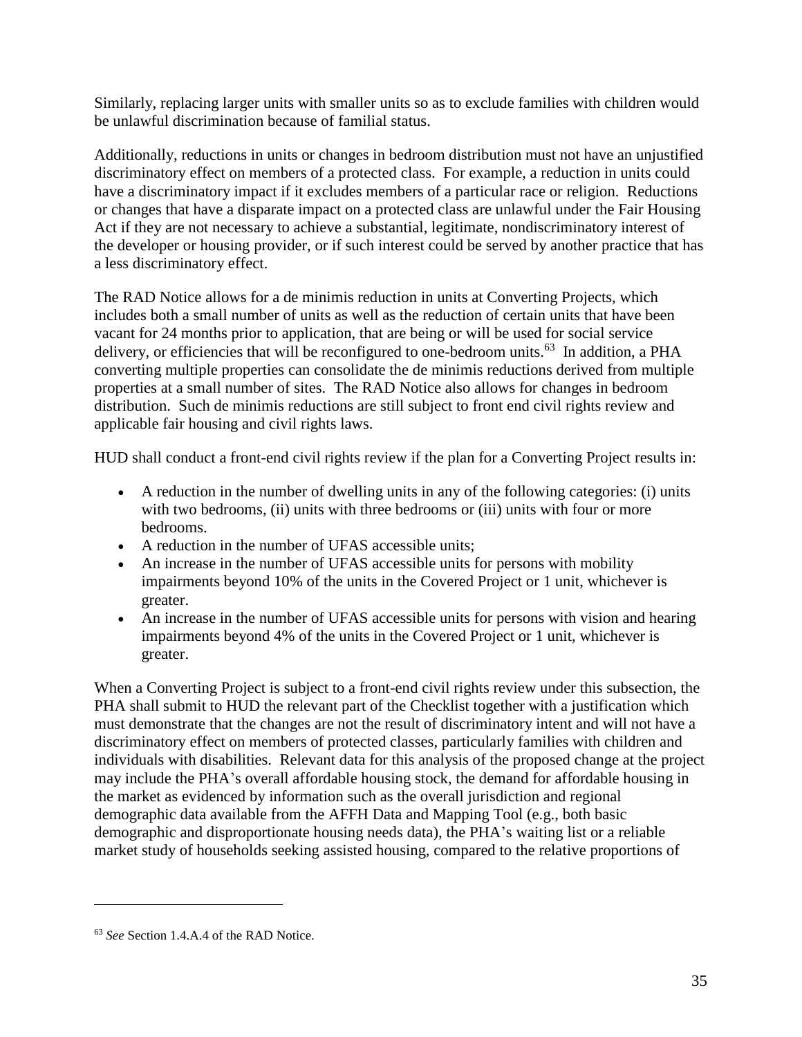Similarly, replacing larger units with smaller units so as to exclude families with children would be unlawful discrimination because of familial status.

Additionally, reductions in units or changes in bedroom distribution must not have an unjustified discriminatory effect on members of a protected class. For example, a reduction in units could have a discriminatory impact if it excludes members of a particular race or religion. Reductions or changes that have a disparate impact on a protected class are unlawful under the Fair Housing Act if they are not necessary to achieve a substantial, legitimate, nondiscriminatory interest of the developer or housing provider, or if such interest could be served by another practice that has a less discriminatory effect.

The RAD Notice allows for a de minimis reduction in units at Converting Projects, which includes both a small number of units as well as the reduction of certain units that have been vacant for 24 months prior to application, that are being or will be used for social service delivery, or efficiencies that will be reconfigured to one-bedroom units.[63] In addition, a PHA converting multiple properties can consolidate the de minimis reductions derived from multiple properties at a small number of sites. The RAD Notice also allows for changes in bedroom distribution. Such de minimis reductions are still subject to front end civil rights review and applicable fair housing and civil rights laws.

HUD shall conduct a front-end civil rights review if the plan for a Converting Project results in:

- A reduction in the number of dwelling units in any of the following categories: (i) units with two bedrooms, (ii) units with three bedrooms or (iii) units with four or more bedrooms.
- A reduction in the number of UFAS accessible units;
- An increase in the number of UFAS accessible units for persons with mobility impairments beyond 10% of the units in the Covered Project or 1 unit, whichever is greater.
- An increase in the number of UFAS accessible units for persons with vision and hearing impairments beyond 4% of the units in the Covered Project or 1 unit, whichever is greater.

When a Converting Project is subject to a front-end civil rights review under this subsection, the PHA shall submit to HUD the relevant part of the Checklist together with a justification which must demonstrate that the changes are not the result of discriminatory intent and will not have a discriminatory effect on members of protected classes, particularly families with children and individuals with disabilities. Relevant data for this analysis of the proposed change at the project may include the PHA's overall affordable housing stock, the demand for affordable housing in the market as evidenced by information such as the overall jurisdiction and regional demographic data available from the AFFH Data and Mapping Tool (e.g., both basic demographic and disproportionate housing needs data), the PHA's waiting list or a reliable market study of households seeking assisted housing, compared to the relative proportions of

[63] *See* Section 1.4.A.4 of the RAD Notice.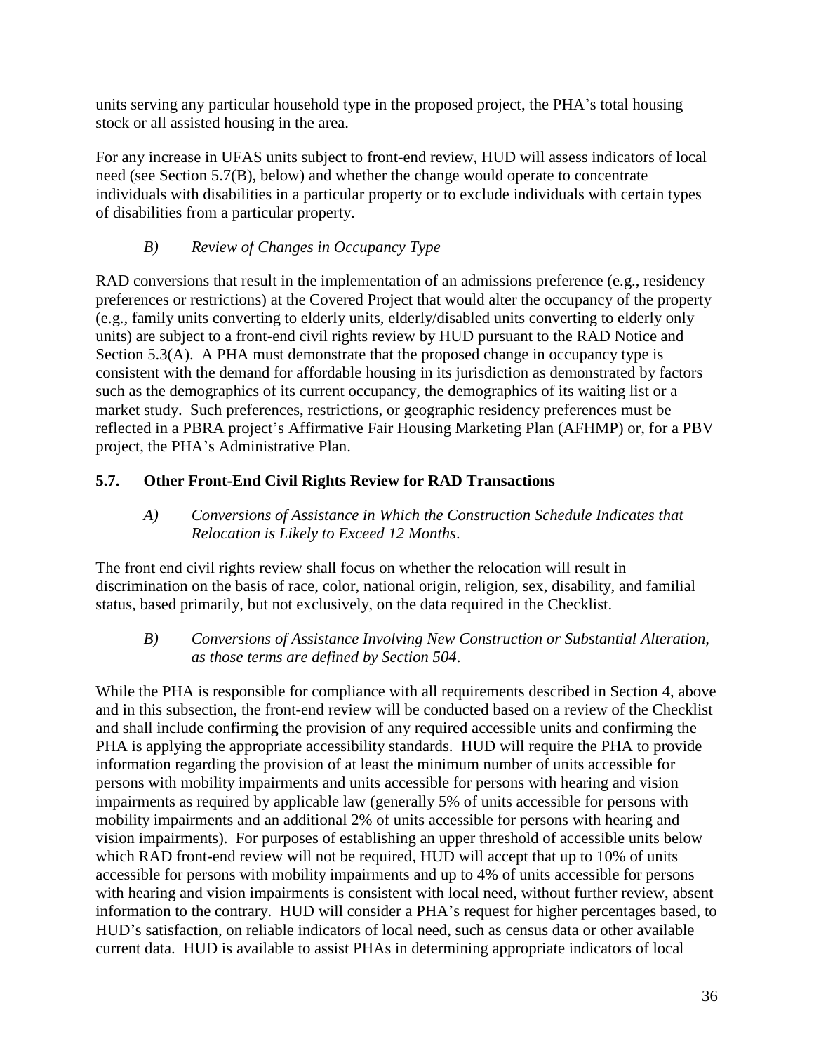units serving any particular household type in the proposed project, the PHA's total housing stock or all assisted housing in the area.

For any increase in UFAS units subject to front-end review, HUD will assess indicators of local need (see Section 5.7(B), below) and whether the change would operate to concentrate individuals with disabilities in a particular property or to exclude individuals with certain types of disabilities from a particular property.

*B) Review of Changes in Occupancy Type*

RAD conversions that result in the implementation of an admissions preference (e.g., residency preferences or restrictions) at the Covered Project that would alter the occupancy of the property (e.g., family units converting to elderly units, elderly/disabled units converting to elderly only units) are subject to a front-end civil rights review by HUD pursuant to the RAD Notice and Section 5.3(A). A PHA must demonstrate that the proposed change in occupancy type is consistent with the demand for affordable housing in its jurisdiction as demonstrated by factors such as the demographics of its current occupancy, the demographics of its waiting list or a market study. Such preferences, restrictions, or geographic residency preferences must be reflected in a PBRA project's Affirmative Fair Housing Marketing Plan (AFHMP) or, for a PBV project, the PHA's Administrative Plan.

## 5.7. Other Front-End Civil Rights Review for RAD Transactions

*A) Conversions of Assistance in Which the Construction Schedule Indicates that Relocation is Likely to Exceed 12 Months.*

The front end civil rights review shall focus on whether the relocation will result in discrimination on the basis of race, color, national origin, religion, sex, disability, and familial status, based primarily, but not exclusively, on the data required in the Checklist.

*B) Conversions of Assistance Involving New Construction or Substantial Alteration, as those terms are defined by Section 504.*

While the PHA is responsible for compliance with all requirements described in Section 4, above and in this subsection, the front-end review will be conducted based on a review of the Checklist and shall include confirming the provision of any required accessible units and confirming the PHA is applying the appropriate accessibility standards. HUD will require the PHA to provide information regarding the provision of at least the minimum number of units accessible for persons with mobility impairments and units accessible for persons with hearing and vision impairments as required by applicable law (generally 5% of units accessible for persons with mobility impairments and an additional 2% of units accessible for persons with hearing and vision impairments). For purposes of establishing an upper threshold of accessible units below which RAD front-end review will not be required, HUD will accept that up to 10% of units accessible for persons with mobility impairments and up to 4% of units accessible for persons with hearing and vision impairments is consistent with local need, without further review, absent information to the contrary. HUD will consider a PHA's request for higher percentages based, to HUD's satisfaction, on reliable indicators of local need, such as census data or other available current data. HUD is available to assist PHAs in determining appropriate indicators of local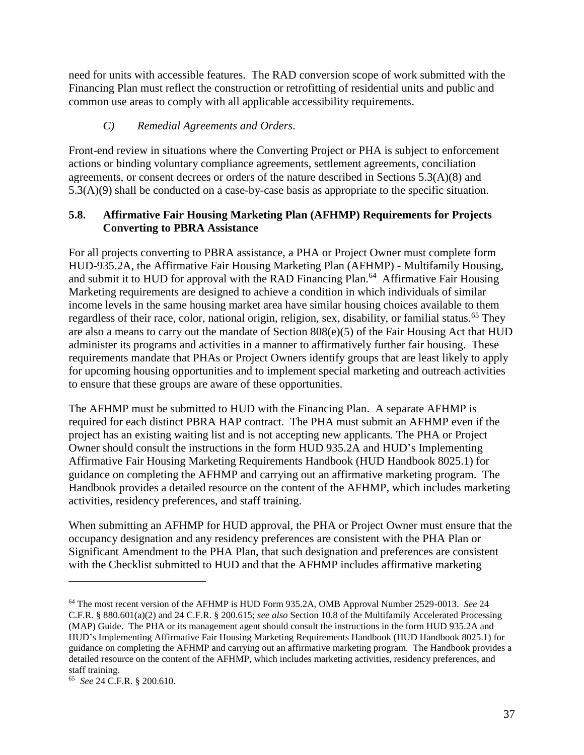need for units with accessible features. The RAD conversion scope of work submitted with the Financing Plan must reflect the construction or retrofitting of residential units and public and common use areas to comply with all applicable accessibility requirements.

*C) Remedial Agreements and Orders*.

Front-end review in situations where the Converting Project or PHA is subject to enforcement actions or binding voluntary compliance agreements, settlement agreements, conciliation agreements, or consent decrees or orders of the nature described in Sections 5.3(A)(8) and 5.3(A)(9) shall be conducted on a case-by-case basis as appropriate to the specific situation.

### 5.8. Affirmative Fair Housing Marketing Plan (AFHMP) Requirements for Projects Converting to PBRA Assistance

For all projects converting to PBRA assistance, a PHA or Project Owner must complete form HUD-935.2A, the Affirmative Fair Housing Marketing Plan (AFHMP) - Multifamily Housing, and submit it to HUD for approval with the RAD Financing Plan.[64] Affirmative Fair Housing Marketing requirements are designed to achieve a condition in which individuals of similar income levels in the same housing market area have similar housing choices available to them regardless of their race, color, national origin, religion, sex, disability, or familial status.[65] They are also a means to carry out the mandate of Section 808(e)(5) of the Fair Housing Act that HUD administer its programs and activities in a manner to affirmatively further fair housing. These requirements mandate that PHAs or Project Owners identify groups that are least likely to apply for upcoming housing opportunities and to implement special marketing and outreach activities to ensure that these groups are aware of these opportunities.

The AFHMP must be submitted to HUD with the Financing Plan. A separate AFHMP is required for each distinct PBRA HAP contract. The PHA must submit an AFHMP even if the project has an existing waiting list and is not accepting new applicants. The PHA or Project Owner should consult the instructions in the form HUD 935.2A and HUD's Implementing Affirmative Fair Housing Marketing Requirements Handbook (HUD Handbook 8025.1) for guidance on completing the AFHMP and carrying out an affirmative marketing program. The Handbook provides a detailed resource on the content of the AFHMP, which includes marketing activities, residency preferences, and staff training.

When submitting an AFHMP for HUD approval, the PHA or Project Owner must ensure that the occupancy designation and any residency preferences are consistent with the PHA Plan or Significant Amendment to the PHA Plan, that such designation and preferences are consistent with the Checklist submitted to HUD and that the AFHMP includes affirmative marketing

---

[64] The most recent version of the AFHMP is HUD Form 935.2A, OMB Approval Number 2529-0013. *See* 24 C.F.R. § 880.601(a)(2) and 24 C.F.R. § 200.615; *see also* Section 10.8 of the Multifamily Accelerated Processing (MAP) Guide. The PHA or its management agent should consult the instructions in the form HUD 935.2A and HUD's Implementing Affirmative Fair Housing Marketing Requirements Handbook (HUD Handbook 8025.1) for guidance on completing the AFHMP and carrying out an affirmative marketing program. The Handbook provides a detailed resource on the content of the AFHMP, which includes marketing activities, residency preferences, and staff training.

[65] *See* 24 C.F.R. § 200.610.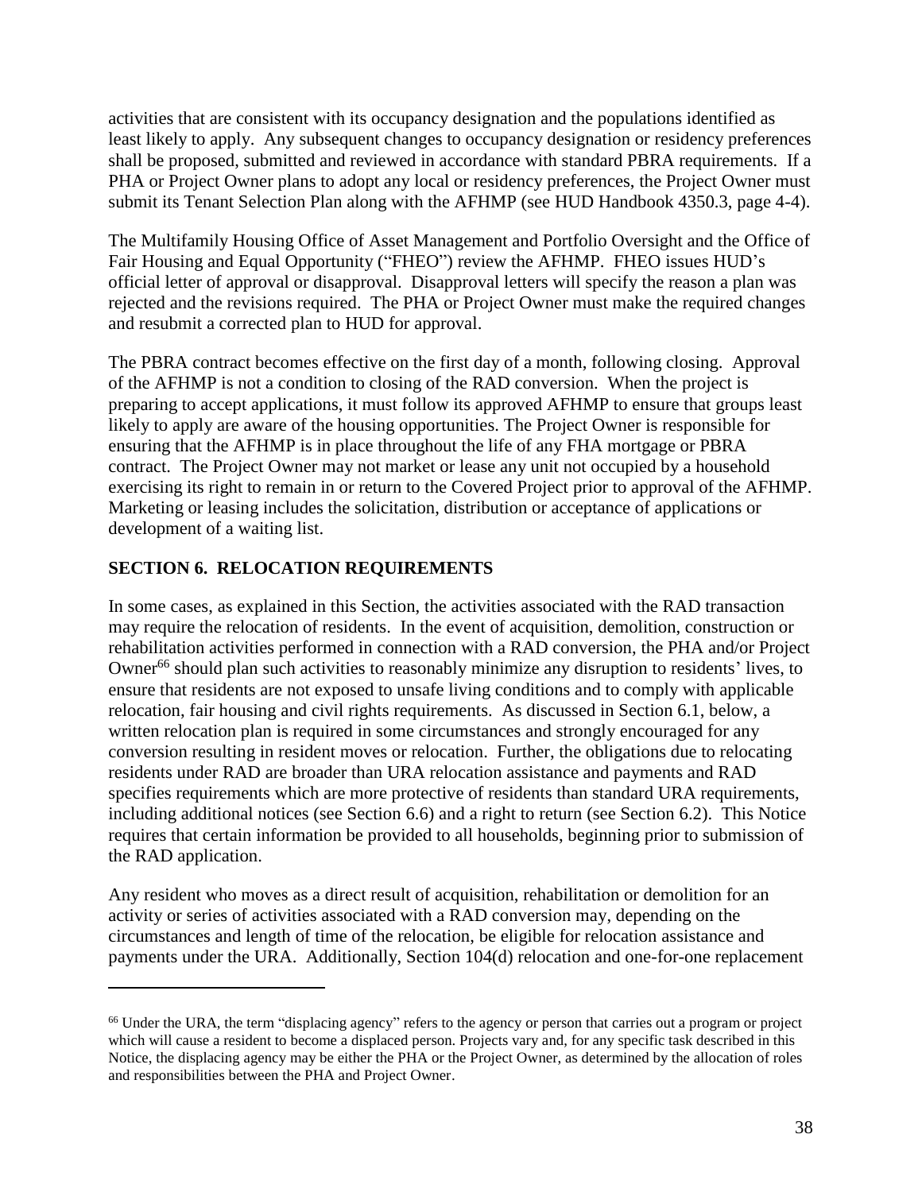activities that are consistent with its occupancy designation and the populations identified as least likely to apply. Any subsequent changes to occupancy designation or residency preferences shall be proposed, submitted and reviewed in accordance with standard PBRA requirements. If a PHA or Project Owner plans to adopt any local or residency preferences, the Project Owner must submit its Tenant Selection Plan along with the AFHMP (see HUD Handbook 4350.3, page 4-4).

The Multifamily Housing Office of Asset Management and Portfolio Oversight and the Office of Fair Housing and Equal Opportunity ("FHEO") review the AFHMP. FHEO issues HUD's official letter of approval or disapproval. Disapproval letters will specify the reason a plan was rejected and the revisions required. The PHA or Project Owner must make the required changes and resubmit a corrected plan to HUD for approval.

The PBRA contract becomes effective on the first day of a month, following closing. Approval of the AFHMP is not a condition to closing of the RAD conversion. When the project is preparing to accept applications, it must follow its approved AFHMP to ensure that groups least likely to apply are aware of the housing opportunities. The Project Owner is responsible for ensuring that the AFHMP is in place throughout the life of any FHA mortgage or PBRA contract. The Project Owner may not market or lease any unit not occupied by a household exercising its right to remain in or return to the Covered Project prior to approval of the AFHMP. Marketing or leasing includes the solicitation, distribution or acceptance of applications or development of a waiting list.

## SECTION 6. RELOCATION REQUIREMENTS

In some cases, as explained in this Section, the activities associated with the RAD transaction may require the relocation of residents. In the event of acquisition, demolition, construction or rehabilitation activities performed in connection with a RAD conversion, the PHA and/or Project Owner[66] should plan such activities to reasonably minimize any disruption to residents' lives, to ensure that residents are not exposed to unsafe living conditions and to comply with applicable relocation, fair housing and civil rights requirements. As discussed in Section 6.1, below, a written relocation plan is required in some circumstances and strongly encouraged for any conversion resulting in resident moves or relocation. Further, the obligations due to relocating residents under RAD are broader than URA relocation assistance and payments and RAD specifies requirements which are more protective of residents than standard URA requirements, including additional notices (see Section 6.6) and a right to return (see Section 6.2). This Notice requires that certain information be provided to all households, beginning prior to submission of the RAD application.

Any resident who moves as a direct result of acquisition, rehabilitation or demolition for an activity or series of activities associated with a RAD conversion may, depending on the circumstances and length of time of the relocation, be eligible for relocation assistance and payments under the URA. Additionally, Section 104(d) relocation and one-for-one replacement

---

[66] Under the URA, the term "displacing agency" refers to the agency or person that carries out a program or project which will cause a resident to become a displaced person. Projects vary and, for any specific task described in this Notice, the displacing agency may be either the PHA or the Project Owner, as determined by the allocation of roles and responsibilities between the PHA and Project Owner.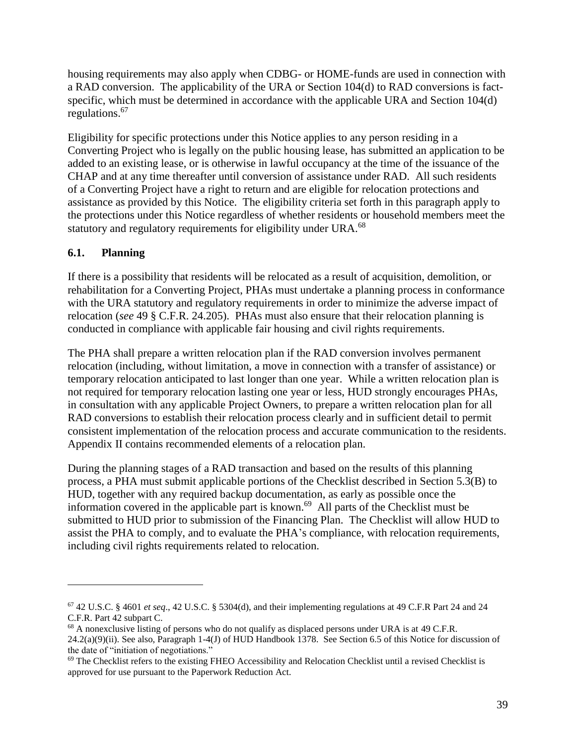housing requirements may also apply when CDBG- or HOME-funds are used in connection with a RAD conversion. The applicability of the URA or Section 104(d) to RAD conversions is fact-specific, which must be determined in accordance with the applicable URA and Section 104(d) regulations.[67]

Eligibility for specific protections under this Notice applies to any person residing in a Converting Project who is legally on the public housing lease, has submitted an application to be added to an existing lease, or is otherwise in lawful occupancy at the time of the issuance of the CHAP and at any time thereafter until conversion of assistance under RAD. All such residents of a Converting Project have a right to return and are eligible for relocation protections and assistance as provided by this Notice. The eligibility criteria set forth in this paragraph apply to the protections under this Notice regardless of whether residents or household members meet the statutory and regulatory requirements for eligibility under URA.[68]

### 6.1. Planning

If there is a possibility that residents will be relocated as a result of acquisition, demolition, or rehabilitation for a Converting Project, PHAs must undertake a planning process in conformance with the URA statutory and regulatory requirements in order to minimize the adverse impact of relocation (*see* 49 § C.F.R. 24.205). PHAs must also ensure that their relocation planning is conducted in compliance with applicable fair housing and civil rights requirements.

The PHA shall prepare a written relocation plan if the RAD conversion involves permanent relocation (including, without limitation, a move in connection with a transfer of assistance) or temporary relocation anticipated to last longer than one year. While a written relocation plan is not required for temporary relocation lasting one year or less, HUD strongly encourages PHAs, in consultation with any applicable Project Owners, to prepare a written relocation plan for all RAD conversions to establish their relocation process clearly and in sufficient detail to permit consistent implementation of the relocation process and accurate communication to the residents. Appendix II contains recommended elements of a relocation plan.

During the planning stages of a RAD transaction and based on the results of this planning process, a PHA must submit applicable portions of the Checklist described in Section 5.3(B) to HUD, together with any required backup documentation, as early as possible once the information covered in the applicable part is known.[69] All parts of the Checklist must be submitted to HUD prior to submission of the Financing Plan. The Checklist will allow HUD to assist the PHA to comply, and to evaluate the PHA's compliance, with relocation requirements, including civil rights requirements related to relocation.

---

[67] 42 U.S.C. § 4601 *et seq*., 42 U.S.C. § 5304(d), and their implementing regulations at 49 C.F.R Part 24 and 24 C.F.R. Part 42 subpart C.

[68] A nonexclusive listing of persons who do not qualify as displaced persons under URA is at 49 C.F.R. 24.2(a)(9)(ii). See also, Paragraph 1-4(J) of HUD Handbook 1378. See Section 6.5 of this Notice for discussion of the date of "initiation of negotiations."

[69] The Checklist refers to the existing FHEO Accessibility and Relocation Checklist until a revised Checklist is approved for use pursuant to the Paperwork Reduction Act.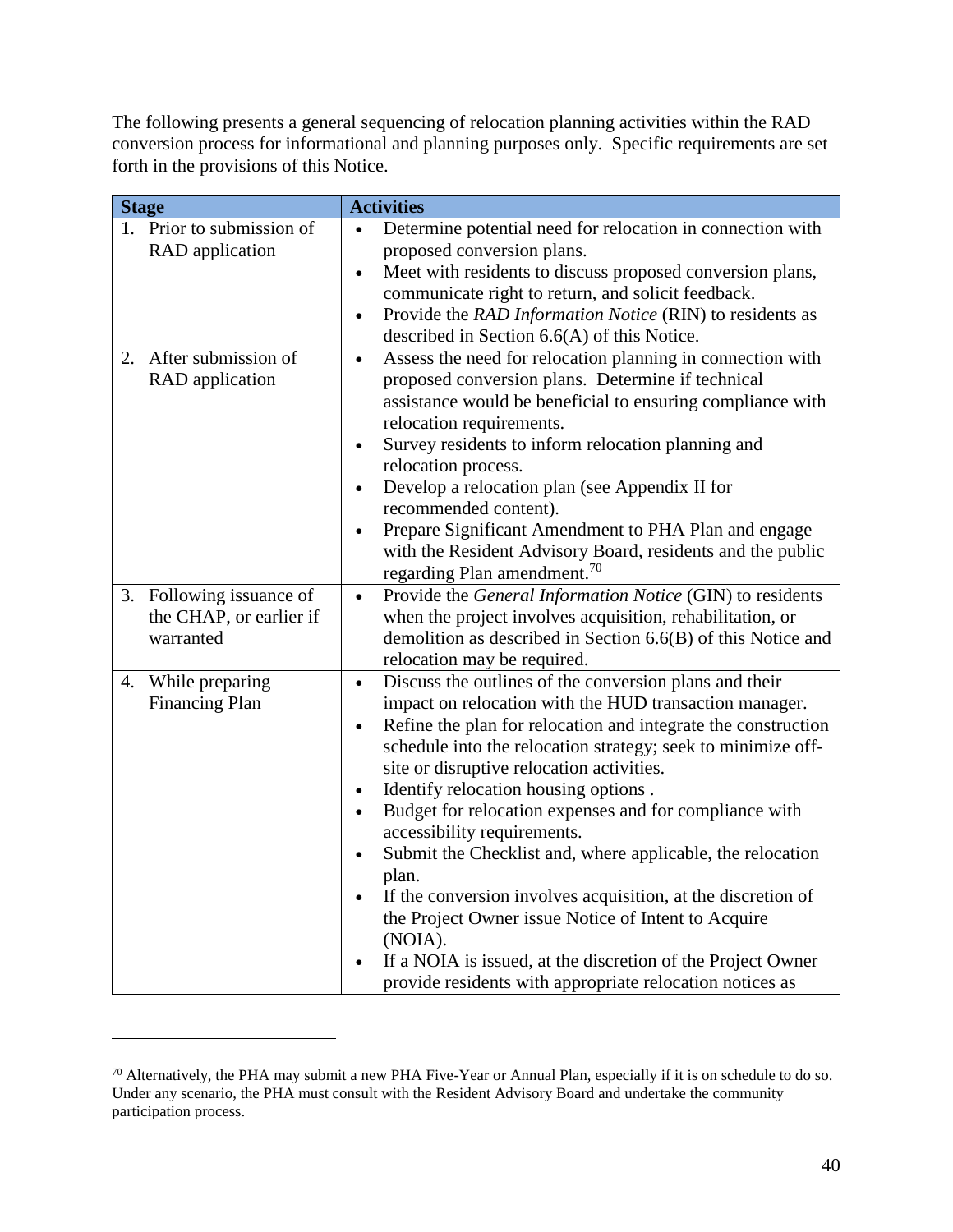The following presents a general sequencing of relocation planning activities within the RAD conversion process for informational and planning purposes only. Specific requirements are set forth in the provisions of this Notice.

| Stage | Activities |
|---|---|
| 1. Prior to submission of RAD application | • Determine potential need for relocation in connection with proposed conversion plans.<br>• Meet with residents to discuss proposed conversion plans, communicate right to return, and solicit feedback.<br>• Provide the *RAD Information Notice* (RIN) to residents as described in Section 6.6(A) of this Notice. |
| 2. After submission of RAD application | • Assess the need for relocation planning in connection with proposed conversion plans. Determine if technical assistance would be beneficial to ensuring compliance with relocation requirements.<br>• Survey residents to inform relocation planning and relocation process.<br>• Develop a relocation plan (see Appendix II for recommended content).<br>• Prepare Significant Amendment to PHA Plan and engage with the Resident Advisory Board, residents and the public regarding Plan amendment.[70] |
| 3. Following issuance of the CHAP, or earlier if warranted | • Provide the *General Information Notice* (GIN) to residents when the project involves acquisition, rehabilitation, or demolition as described in Section 6.6(B) of this Notice and relocation may be required. |
| 4. While preparing Financing Plan | • Discuss the outlines of the conversion plans and their impact on relocation with the HUD transaction manager.<br>• Refine the plan for relocation and integrate the construction schedule into the relocation strategy; seek to minimize off-site or disruptive relocation activities.<br>• Identify relocation housing options .<br>• Budget for relocation expenses and for compliance with accessibility requirements.<br>• Submit the Checklist and, where applicable, the relocation plan.<br>• If the conversion involves acquisition, at the discretion of the Project Owner issue Notice of Intent to Acquire (NOIA).<br>• If a NOIA is issued, at the discretion of the Project Owner provide residents with appropriate relocation notices as |

[70] Alternatively, the PHA may submit a new PHA Five-Year or Annual Plan, especially if it is on schedule to do so. Under any scenario, the PHA must consult with the Resident Advisory Board and undertake the community participation process.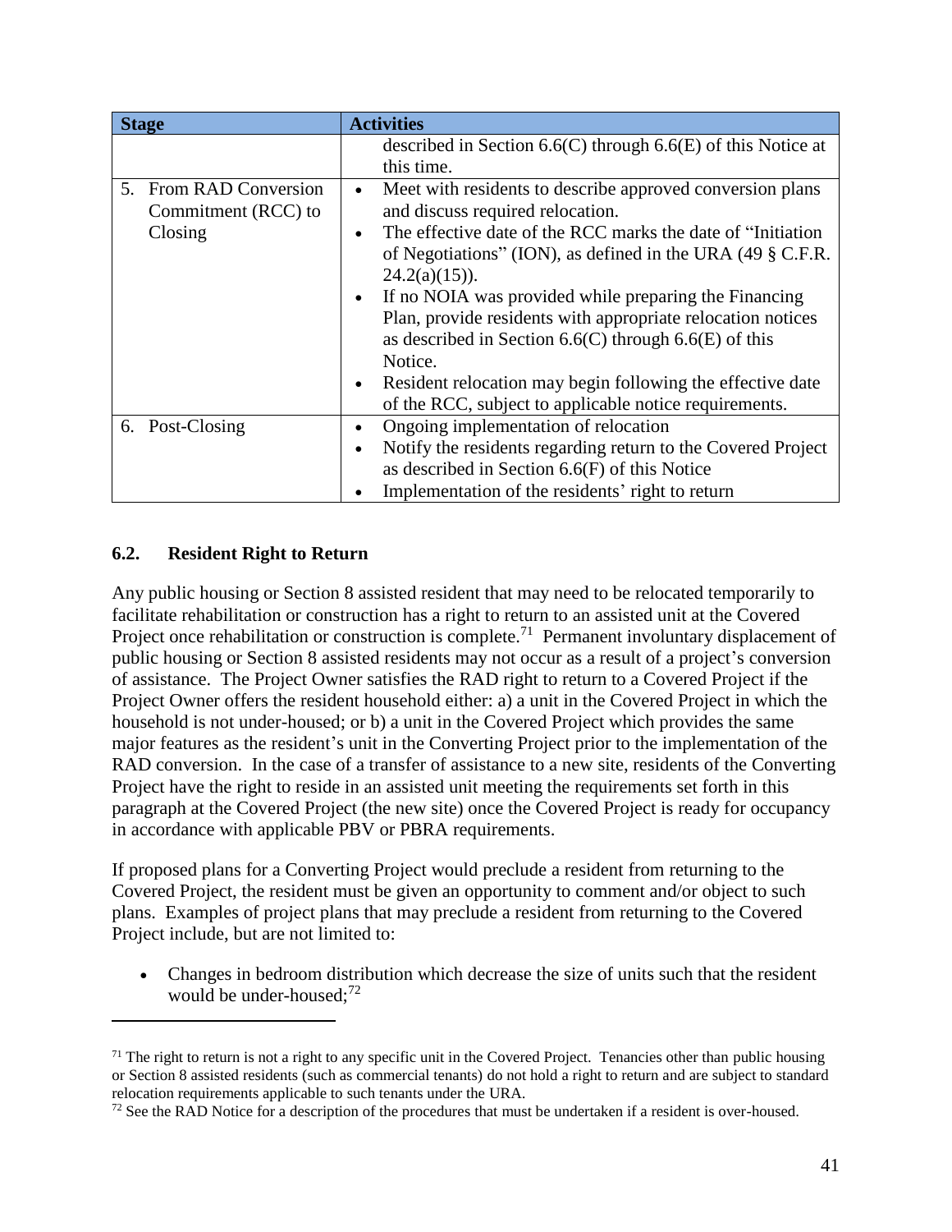| Stage | Activities |
| --- | --- |
| | described in Section 6.6(C) through 6.6(E) of this Notice at this time. |
| 5. From RAD Conversion Commitment (RCC) to Closing | • Meet with residents to describe approved conversion plans and discuss required relocation.<br>• The effective date of the RCC marks the date of "Initiation of Negotiations" (ION), as defined in the URA (49 § C.F.R. 24.2(a)(15)).<br>• If no NOIA was provided while preparing the Financing Plan, provide residents with appropriate relocation notices as described in Section 6.6(C) through 6.6(E) of this Notice.<br>• Resident relocation may begin following the effective date of the RCC, subject to applicable notice requirements. |
| 6. Post-Closing | • Ongoing implementation of relocation<br>• Notify the residents regarding return to the Covered Project as described in Section 6.6(F) of this Notice<br>• Implementation of the residents' right to return |

### 6.2. Resident Right to Return

Any public housing or Section 8 assisted resident that may need to be relocated temporarily to facilitate rehabilitation or construction has a right to return to an assisted unit at the Covered Project once rehabilitation or construction is complete.[71] Permanent involuntary displacement of public housing or Section 8 assisted residents may not occur as a result of a project's conversion of assistance. The Project Owner satisfies the RAD right to return to a Covered Project if the Project Owner offers the resident household either: a) a unit in the Covered Project in which the household is not under-housed; or b) a unit in the Covered Project which provides the same major features as the resident's unit in the Converting Project prior to the implementation of the RAD conversion. In the case of a transfer of assistance to a new site, residents of the Converting Project have the right to reside in an assisted unit meeting the requirements set forth in this paragraph at the Covered Project (the new site) once the Covered Project is ready for occupancy in accordance with applicable PBV or PBRA requirements.

If proposed plans for a Converting Project would preclude a resident from returning to the Covered Project, the resident must be given an opportunity to comment and/or object to such plans. Examples of project plans that may preclude a resident from returning to the Covered Project include, but are not limited to:

- Changes in bedroom distribution which decrease the size of units such that the resident would be under-housed;[72]

---

[71] The right to return is not a right to any specific unit in the Covered Project. Tenancies other than public housing or Section 8 assisted residents (such as commercial tenants) do not hold a right to return and are subject to standard relocation requirements applicable to such tenants under the URA.

[72] See the RAD Notice for a description of the procedures that must be undertaken if a resident is over-housed.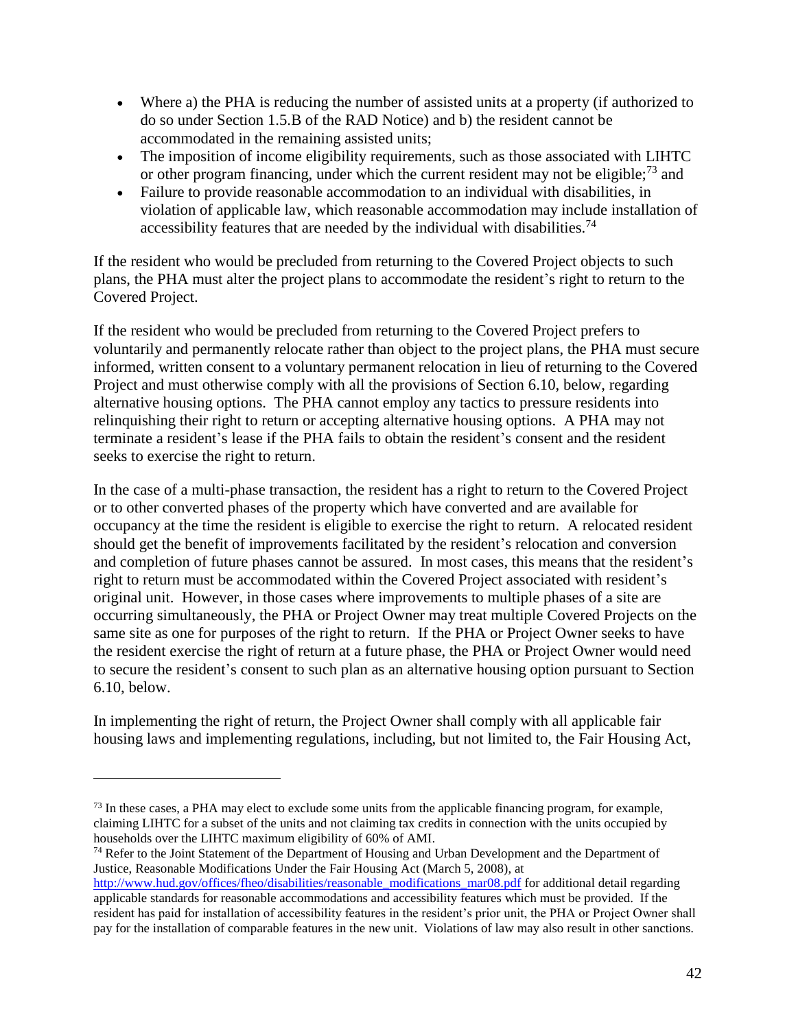- Where a) the PHA is reducing the number of assisted units at a property (if authorized to do so under Section 1.5.B of the RAD Notice) and b) the resident cannot be accommodated in the remaining assisted units;
- The imposition of income eligibility requirements, such as those associated with LIHTC or other program financing, under which the current resident may not be eligible;[73] and
- Failure to provide reasonable accommodation to an individual with disabilities, in violation of applicable law, which reasonable accommodation may include installation of accessibility features that are needed by the individual with disabilities.[74]

If the resident who would be precluded from returning to the Covered Project objects to such plans, the PHA must alter the project plans to accommodate the resident's right to return to the Covered Project.

If the resident who would be precluded from returning to the Covered Project prefers to voluntarily and permanently relocate rather than object to the project plans, the PHA must secure informed, written consent to a voluntary permanent relocation in lieu of returning to the Covered Project and must otherwise comply with all the provisions of Section 6.10, below, regarding alternative housing options. The PHA cannot employ any tactics to pressure residents into relinquishing their right to return or accepting alternative housing options. A PHA may not terminate a resident's lease if the PHA fails to obtain the resident's consent and the resident seeks to exercise the right to return.

In the case of a multi-phase transaction, the resident has a right to return to the Covered Project or to other converted phases of the property which have converted and are available for occupancy at the time the resident is eligible to exercise the right to return. A relocated resident should get the benefit of improvements facilitated by the resident's relocation and conversion and completion of future phases cannot be assured. In most cases, this means that the resident's right to return must be accommodated within the Covered Project associated with resident's original unit. However, in those cases where improvements to multiple phases of a site are occurring simultaneously, the PHA or Project Owner may treat multiple Covered Projects on the same site as one for purposes of the right to return. If the PHA or Project Owner seeks to have the resident exercise the right of return at a future phase, the PHA or Project Owner would need to secure the resident's consent to such plan as an alternative housing option pursuant to Section 6.10, below.

In implementing the right of return, the Project Owner shall comply with all applicable fair housing laws and implementing regulations, including, but not limited to, the Fair Housing Act,

---

[73] In these cases, a PHA may elect to exclude some units from the applicable financing program, for example, claiming LIHTC for a subset of the units and not claiming tax credits in connection with the units occupied by households over the LIHTC maximum eligibility of 60% of AMI.

[74] Refer to the Joint Statement of the Department of Housing and Urban Development and the Department of Justice, Reasonable Modifications Under the Fair Housing Act (March 5, 2008), at http://www.hud.gov/offices/fheo/disabilities/reasonable_modifications_mar08.pdf for additional detail regarding applicable standards for reasonable accommodations and accessibility features which must be provided. If the resident has paid for installation of accessibility features in the resident's prior unit, the PHA or Project Owner shall pay for the installation of comparable features in the new unit. Violations of law may also result in other sanctions.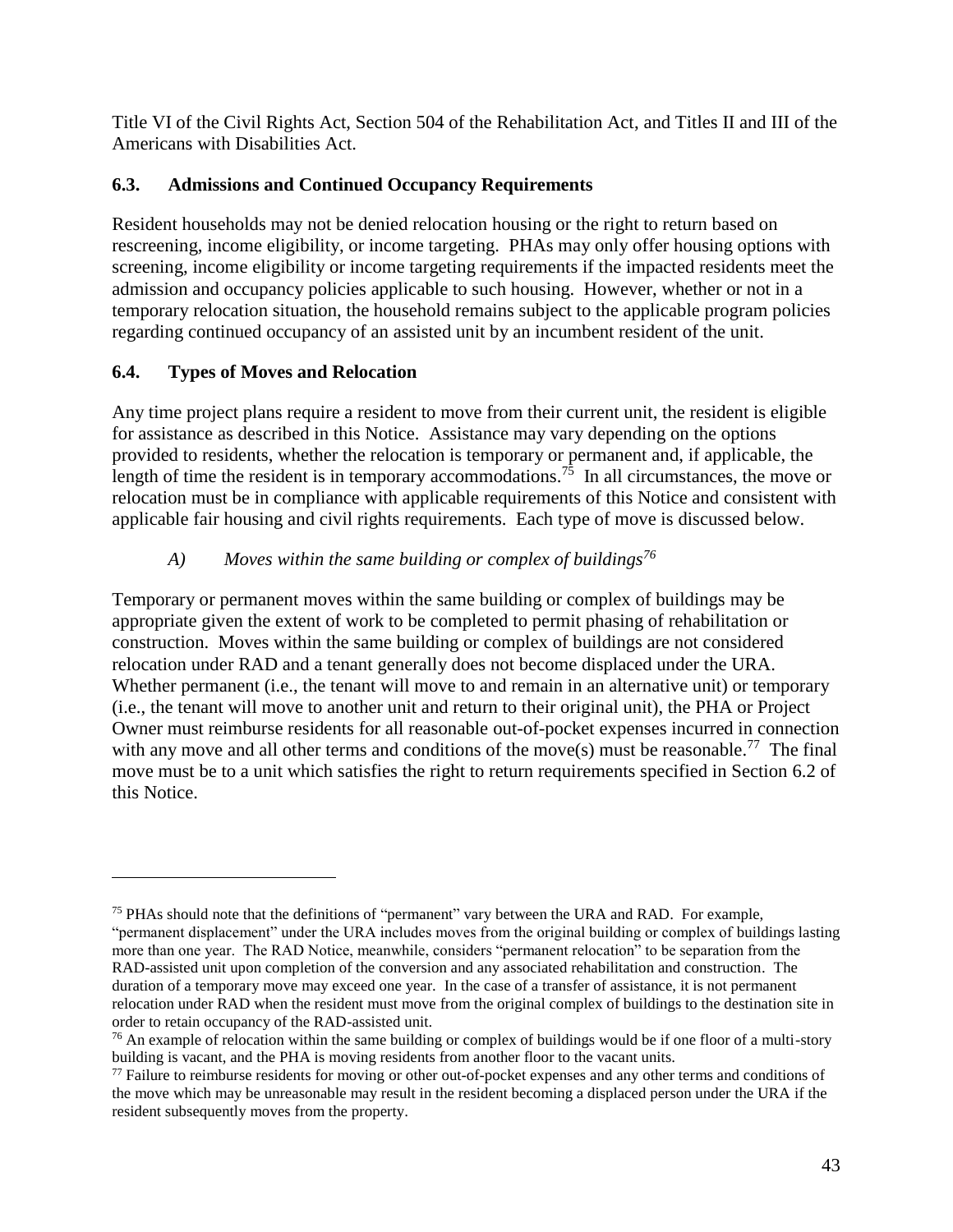Title VI of the Civil Rights Act, Section 504 of the Rehabilitation Act, and Titles II and III of the Americans with Disabilities Act.

### 6.3. Admissions and Continued Occupancy Requirements

Resident households may not be denied relocation housing or the right to return based on rescreening, income eligibility, or income targeting. PHAs may only offer housing options with screening, income eligibility or income targeting requirements if the impacted residents meet the admission and occupancy policies applicable to such housing. However, whether or not in a temporary relocation situation, the household remains subject to the applicable program policies regarding continued occupancy of an assisted unit by an incumbent resident of the unit.

### 6.4. Types of Moves and Relocation

Any time project plans require a resident to move from their current unit, the resident is eligible for assistance as described in this Notice. Assistance may vary depending on the options provided to residents, whether the relocation is temporary or permanent and, if applicable, the length of time the resident is in temporary accommodations.[75] In all circumstances, the move or relocation must be in compliance with applicable requirements of this Notice and consistent with applicable fair housing and civil rights requirements. Each type of move is discussed below.

*A) Moves within the same building or complex of buildings[76]*

Temporary or permanent moves within the same building or complex of buildings may be appropriate given the extent of work to be completed to permit phasing of rehabilitation or construction. Moves within the same building or complex of buildings are not considered relocation under RAD and a tenant generally does not become displaced under the URA. Whether permanent (i.e., the tenant will move to and remain in an alternative unit) or temporary (i.e., the tenant will move to another unit and return to their original unit), the PHA or Project Owner must reimburse residents for all reasonable out-of-pocket expenses incurred in connection with any move and all other terms and conditions of the move(s) must be reasonable.[77] The final move must be to a unit which satisfies the right to return requirements specified in Section 6.2 of this Notice.

---

[75] PHAs should note that the definitions of "permanent" vary between the URA and RAD. For example, "permanent displacement" under the URA includes moves from the original building or complex of buildings lasting more than one year. The RAD Notice, meanwhile, considers "permanent relocation" to be separation from the RAD-assisted unit upon completion of the conversion and any associated rehabilitation and construction. The duration of a temporary move may exceed one year. In the case of a transfer of assistance, it is not permanent relocation under RAD when the resident must move from the original complex of buildings to the destination site in order to retain occupancy of the RAD-assisted unit.

[76] An example of relocation within the same building or complex of buildings would be if one floor of a multi-story building is vacant, and the PHA is moving residents from another floor to the vacant units.

[77] Failure to reimburse residents for moving or other out-of-pocket expenses and any other terms and conditions of the move which may be unreasonable may result in the resident becoming a displaced person under the URA if the resident subsequently moves from the property.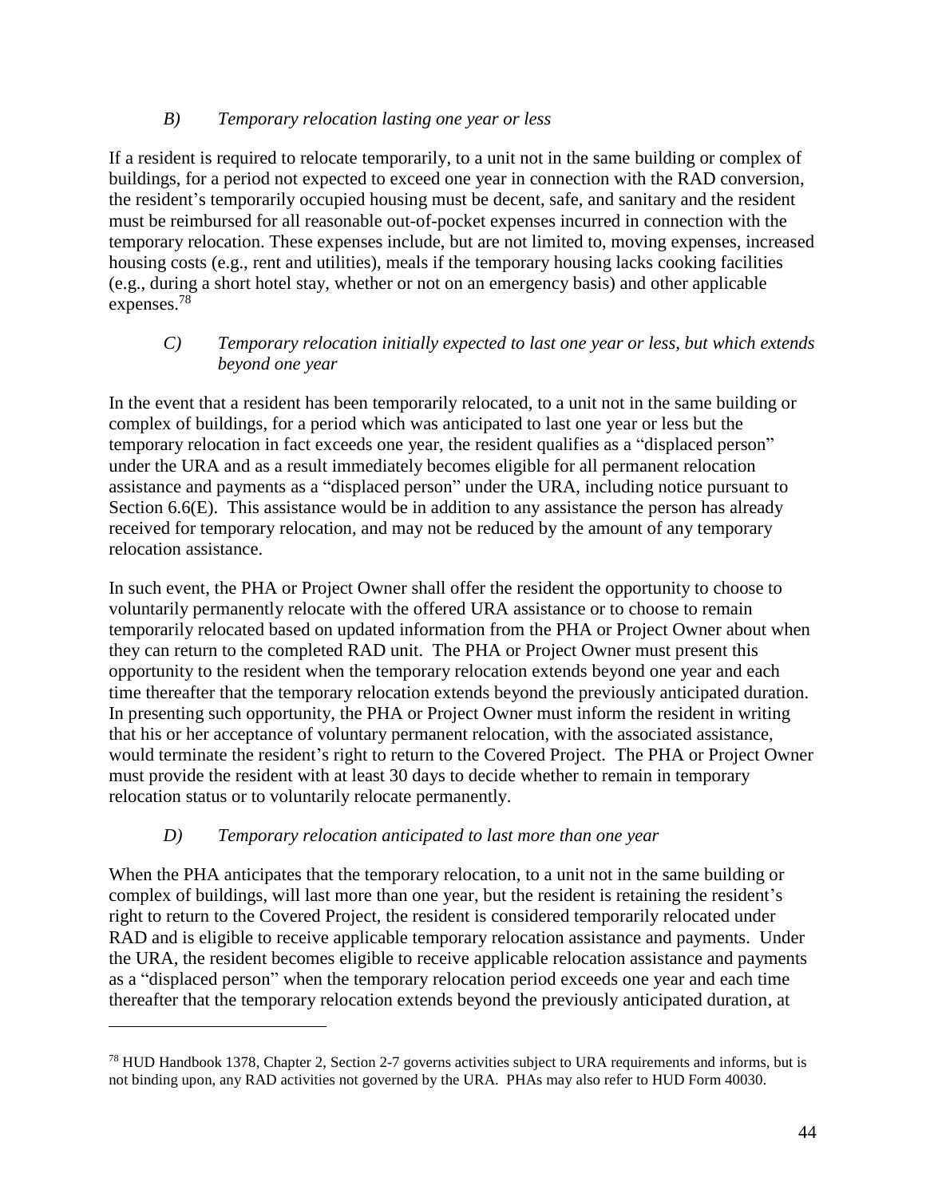### *B) Temporary relocation lasting one year or less*

If a resident is required to relocate temporarily, to a unit not in the same building or complex of buildings, for a period not expected to exceed one year in connection with the RAD conversion, the resident's temporarily occupied housing must be decent, safe, and sanitary and the resident must be reimbursed for all reasonable out-of-pocket expenses incurred in connection with the temporary relocation. These expenses include, but are not limited to, moving expenses, increased housing costs (e.g., rent and utilities), meals if the temporary housing lacks cooking facilities (e.g., during a short hotel stay, whether or not on an emergency basis) and other applicable expenses.[78]

### *C) Temporary relocation initially expected to last one year or less, but which extends beyond one year*

In the event that a resident has been temporarily relocated, to a unit not in the same building or complex of buildings, for a period which was anticipated to last one year or less but the temporary relocation in fact exceeds one year, the resident qualifies as a "displaced person" under the URA and as a result immediately becomes eligible for all permanent relocation assistance and payments as a "displaced person" under the URA, including notice pursuant to Section 6.6(E). This assistance would be in addition to any assistance the person has already received for temporary relocation, and may not be reduced by the amount of any temporary relocation assistance.

In such event, the PHA or Project Owner shall offer the resident the opportunity to choose to voluntarily permanently relocate with the offered URA assistance or to choose to remain temporarily relocated based on updated information from the PHA or Project Owner about when they can return to the completed RAD unit. The PHA or Project Owner must present this opportunity to the resident when the temporary relocation extends beyond one year and each time thereafter that the temporary relocation extends beyond the previously anticipated duration. In presenting such opportunity, the PHA or Project Owner must inform the resident in writing that his or her acceptance of voluntary permanent relocation, with the associated assistance, would terminate the resident's right to return to the Covered Project. The PHA or Project Owner must provide the resident with at least 30 days to decide whether to remain in temporary relocation status or to voluntarily relocate permanently.

### *D) Temporary relocation anticipated to last more than one year*

When the PHA anticipates that the temporary relocation, to a unit not in the same building or complex of buildings, will last more than one year, but the resident is retaining the resident's right to return to the Covered Project, the resident is considered temporarily relocated under RAD and is eligible to receive applicable temporary relocation assistance and payments. Under the URA, the resident becomes eligible to receive applicable relocation assistance and payments as a "displaced person" when the temporary relocation period exceeds one year and each time thereafter that the temporary relocation extends beyond the previously anticipated duration, at

---

[78] HUD Handbook 1378, Chapter 2, Section 2-7 governs activities subject to URA requirements and informs, but is not binding upon, any RAD activities not governed by the URA. PHAs may also refer to HUD Form 40030.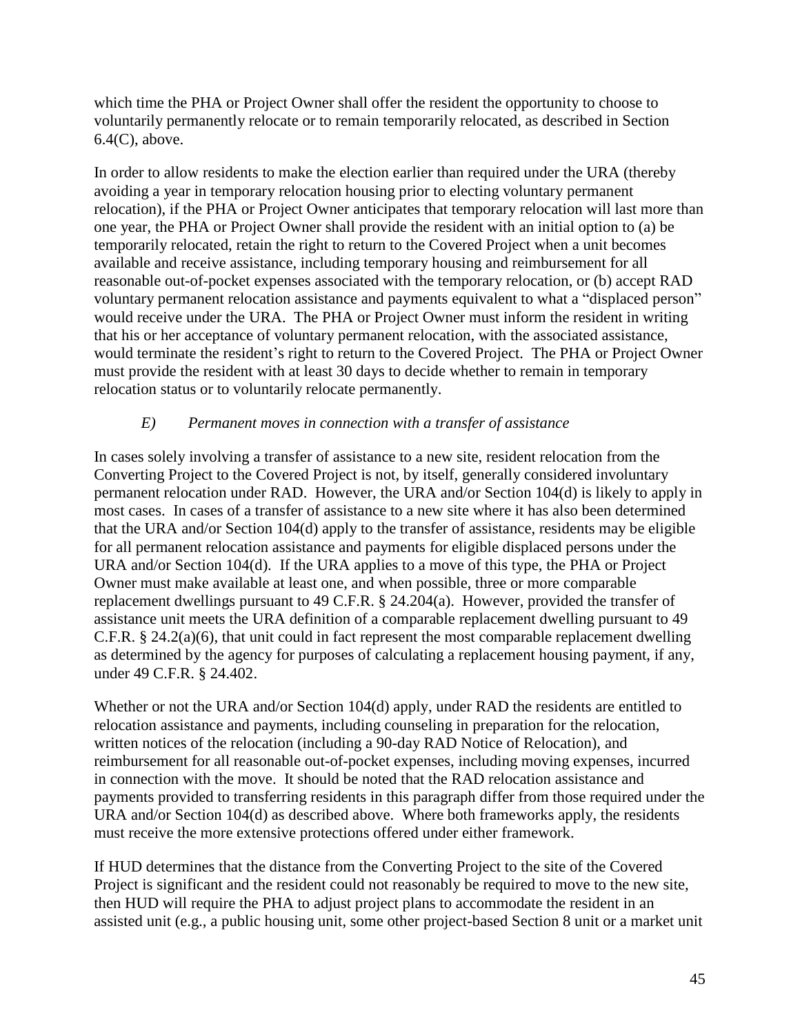which time the PHA or Project Owner shall offer the resident the opportunity to choose to voluntarily permanently relocate or to remain temporarily relocated, as described in Section 6.4(C), above.

In order to allow residents to make the election earlier than required under the URA (thereby avoiding a year in temporary relocation housing prior to electing voluntary permanent relocation), if the PHA or Project Owner anticipates that temporary relocation will last more than one year, the PHA or Project Owner shall provide the resident with an initial option to (a) be temporarily relocated, retain the right to return to the Covered Project when a unit becomes available and receive assistance, including temporary housing and reimbursement for all reasonable out-of-pocket expenses associated with the temporary relocation, or (b) accept RAD voluntary permanent relocation assistance and payments equivalent to what a "displaced person" would receive under the URA. The PHA or Project Owner must inform the resident in writing that his or her acceptance of voluntary permanent relocation, with the associated assistance, would terminate the resident's right to return to the Covered Project. The PHA or Project Owner must provide the resident with at least 30 days to decide whether to remain in temporary relocation status or to voluntarily relocate permanently.

*E) Permanent moves in connection with a transfer of assistance*

In cases solely involving a transfer of assistance to a new site, resident relocation from the Converting Project to the Covered Project is not, by itself, generally considered involuntary permanent relocation under RAD. However, the URA and/or Section 104(d) is likely to apply in most cases. In cases of a transfer of assistance to a new site where it has also been determined that the URA and/or Section 104(d) apply to the transfer of assistance, residents may be eligible for all permanent relocation assistance and payments for eligible displaced persons under the URA and/or Section 104(d). If the URA applies to a move of this type, the PHA or Project Owner must make available at least one, and when possible, three or more comparable replacement dwellings pursuant to 49 C.F.R. § 24.204(a). However, provided the transfer of assistance unit meets the URA definition of a comparable replacement dwelling pursuant to 49 C.F.R. § 24.2(a)(6), that unit could in fact represent the most comparable replacement dwelling as determined by the agency for purposes of calculating a replacement housing payment, if any, under 49 C.F.R. § 24.402.

Whether or not the URA and/or Section 104(d) apply, under RAD the residents are entitled to relocation assistance and payments, including counseling in preparation for the relocation, written notices of the relocation (including a 90-day RAD Notice of Relocation), and reimbursement for all reasonable out-of-pocket expenses, including moving expenses, incurred in connection with the move. It should be noted that the RAD relocation assistance and payments provided to transferring residents in this paragraph differ from those required under the URA and/or Section 104(d) as described above. Where both frameworks apply, the residents must receive the more extensive protections offered under either framework.

If HUD determines that the distance from the Converting Project to the site of the Covered Project is significant and the resident could not reasonably be required to move to the new site, then HUD will require the PHA to adjust project plans to accommodate the resident in an assisted unit (e.g., a public housing unit, some other project-based Section 8 unit or a market unit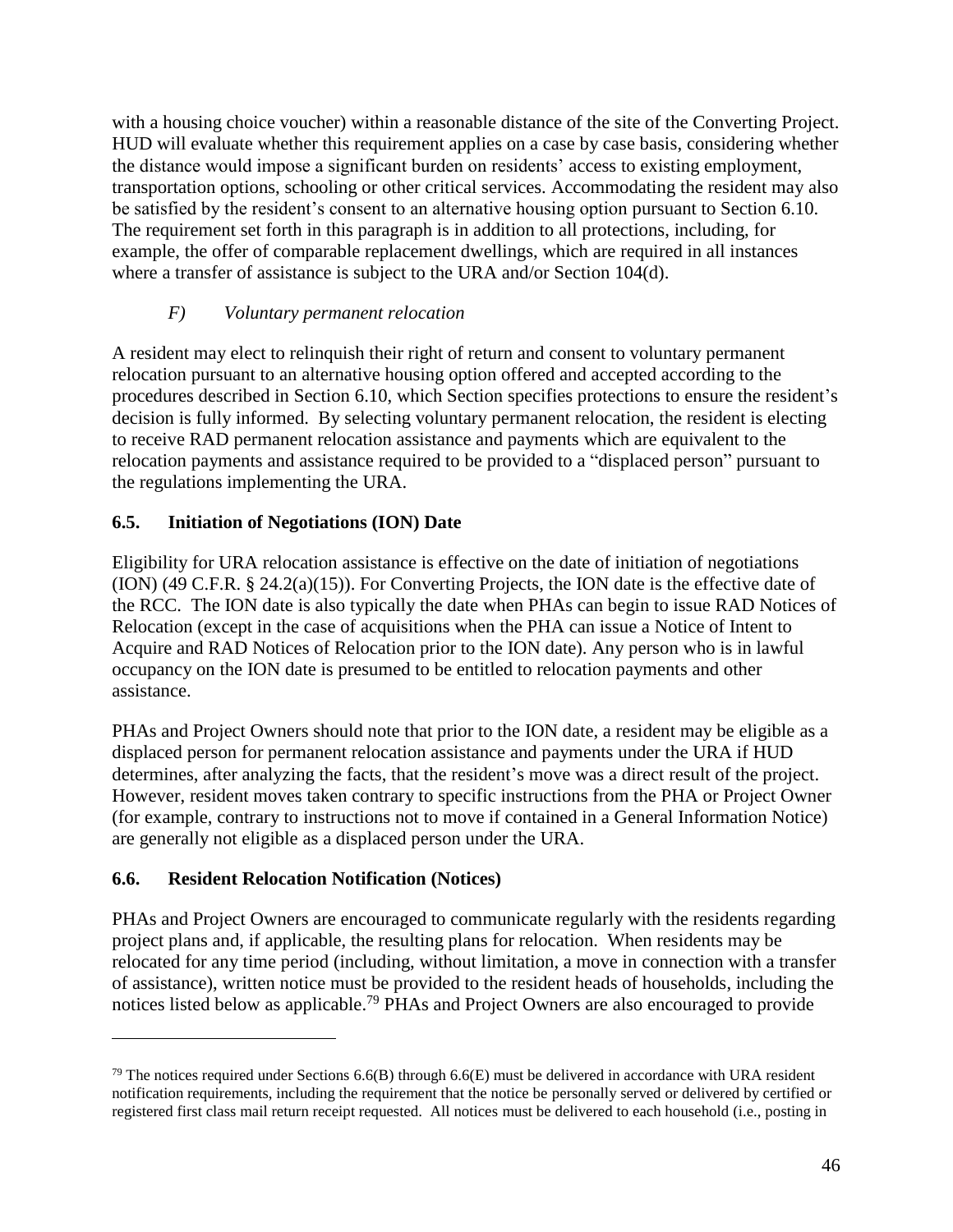with a housing choice voucher) within a reasonable distance of the site of the Converting Project. HUD will evaluate whether this requirement applies on a case by case basis, considering whether the distance would impose a significant burden on residents' access to existing employment, transportation options, schooling or other critical services. Accommodating the resident may also be satisfied by the resident's consent to an alternative housing option pursuant to Section 6.10. The requirement set forth in this paragraph is in addition to all protections, including, for example, the offer of comparable replacement dwellings, which are required in all instances where a transfer of assistance is subject to the URA and/or Section 104(d).

*F) Voluntary permanent relocation*

A resident may elect to relinquish their right of return and consent to voluntary permanent relocation pursuant to an alternative housing option offered and accepted according to the procedures described in Section 6.10, which Section specifies protections to ensure the resident's decision is fully informed. By selecting voluntary permanent relocation, the resident is electing to receive RAD permanent relocation assistance and payments which are equivalent to the relocation payments and assistance required to be provided to a "displaced person" pursuant to the regulations implementing the URA.

## 6.5. Initiation of Negotiations (ION) Date

Eligibility for URA relocation assistance is effective on the date of initiation of negotiations (ION) (49 C.F.R. § 24.2(a)(15)). For Converting Projects, the ION date is the effective date of the RCC. The ION date is also typically the date when PHAs can begin to issue RAD Notices of Relocation (except in the case of acquisitions when the PHA can issue a Notice of Intent to Acquire and RAD Notices of Relocation prior to the ION date). Any person who is in lawful occupancy on the ION date is presumed to be entitled to relocation payments and other assistance.

PHAs and Project Owners should note that prior to the ION date, a resident may be eligible as a displaced person for permanent relocation assistance and payments under the URA if HUD determines, after analyzing the facts, that the resident's move was a direct result of the project. However, resident moves taken contrary to specific instructions from the PHA or Project Owner (for example, contrary to instructions not to move if contained in a General Information Notice) are generally not eligible as a displaced person under the URA.

## 6.6. Resident Relocation Notification (Notices)

PHAs and Project Owners are encouraged to communicate regularly with the residents regarding project plans and, if applicable, the resulting plans for relocation. When residents may be relocated for any time period (including, without limitation, a move in connection with a transfer of assistance), written notice must be provided to the resident heads of households, including the notices listed below as applicable.[79] PHAs and Project Owners are also encouraged to provide

---

[79] The notices required under Sections 6.6(B) through 6.6(E) must be delivered in accordance with URA resident notification requirements, including the requirement that the notice be personally served or delivered by certified or registered first class mail return receipt requested. All notices must be delivered to each household (i.e., posting in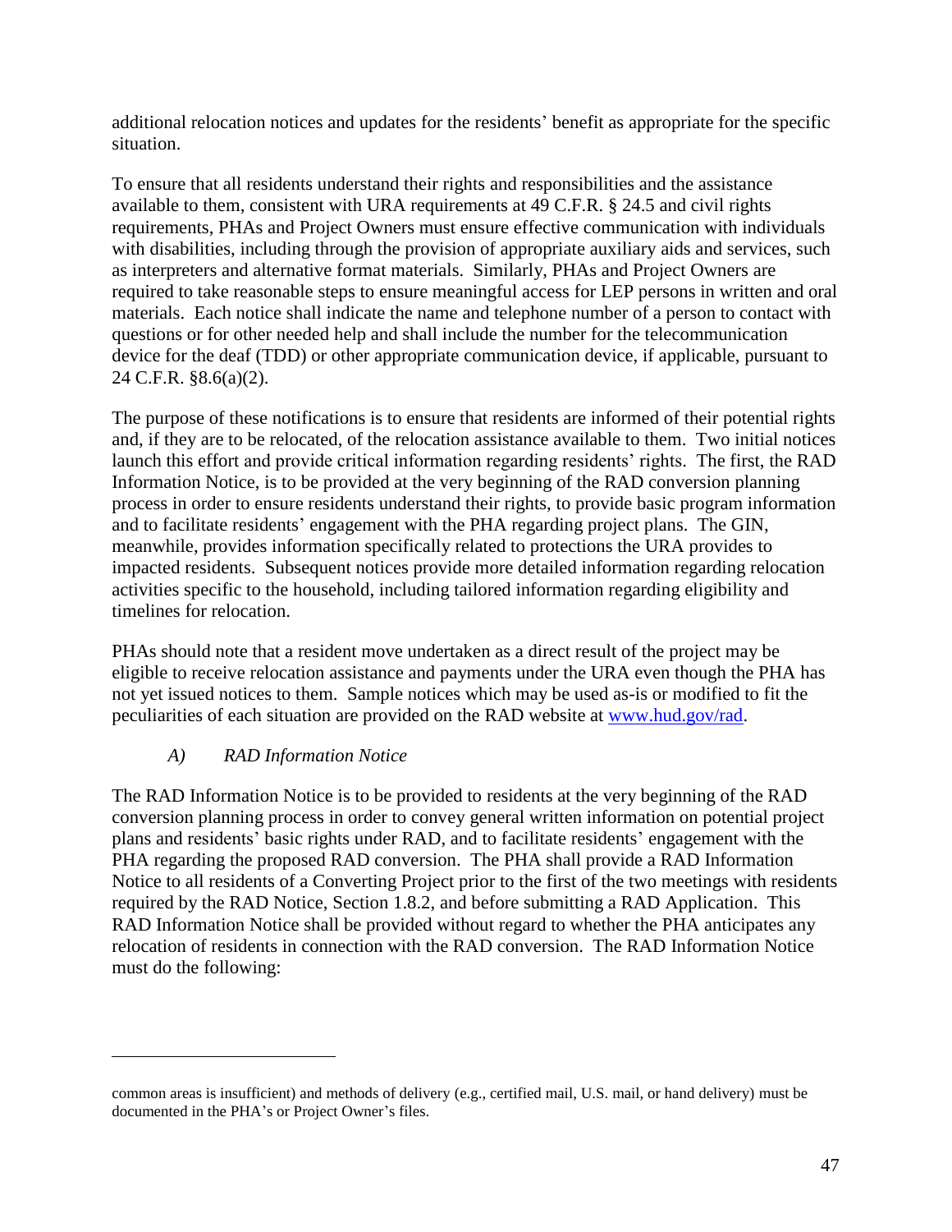additional relocation notices and updates for the residents' benefit as appropriate for the specific situation.

To ensure that all residents understand their rights and responsibilities and the assistance available to them, consistent with URA requirements at 49 C.F.R. § 24.5 and civil rights requirements, PHAs and Project Owners must ensure effective communication with individuals with disabilities, including through the provision of appropriate auxiliary aids and services, such as interpreters and alternative format materials. Similarly, PHAs and Project Owners are required to take reasonable steps to ensure meaningful access for LEP persons in written and oral materials. Each notice shall indicate the name and telephone number of a person to contact with questions or for other needed help and shall include the number for the telecommunication device for the deaf (TDD) or other appropriate communication device, if applicable, pursuant to 24 C.F.R. §8.6(a)(2).

The purpose of these notifications is to ensure that residents are informed of their potential rights and, if they are to be relocated, of the relocation assistance available to them. Two initial notices launch this effort and provide critical information regarding residents' rights. The first, the RAD Information Notice, is to be provided at the very beginning of the RAD conversion planning process in order to ensure residents understand their rights, to provide basic program information and to facilitate residents' engagement with the PHA regarding project plans. The GIN, meanwhile, provides information specifically related to protections the URA provides to impacted residents. Subsequent notices provide more detailed information regarding relocation activities specific to the household, including tailored information regarding eligibility and timelines for relocation.

PHAs should note that a resident move undertaken as a direct result of the project may be eligible to receive relocation assistance and payments under the URA even though the PHA has not yet issued notices to them. Sample notices which may be used as-is or modified to fit the peculiarities of each situation are provided on the RAD website at [www.hud.gov/rad](www.hud.gov/rad).

### *A) RAD Information Notice*

The RAD Information Notice is to be provided to residents at the very beginning of the RAD conversion planning process in order to convey general written information on potential project plans and residents' basic rights under RAD, and to facilitate residents' engagement with the PHA regarding the proposed RAD conversion. The PHA shall provide a RAD Information Notice to all residents of a Converting Project prior to the first of the two meetings with residents required by the RAD Notice, Section 1.8.2, and before submitting a RAD Application. This RAD Information Notice shall be provided without regard to whether the PHA anticipates any relocation of residents in connection with the RAD conversion. The RAD Information Notice must do the following:

---

common areas is insufficient) and methods of delivery (e.g., certified mail, U.S. mail, or hand delivery) must be documented in the PHA's or Project Owner's files.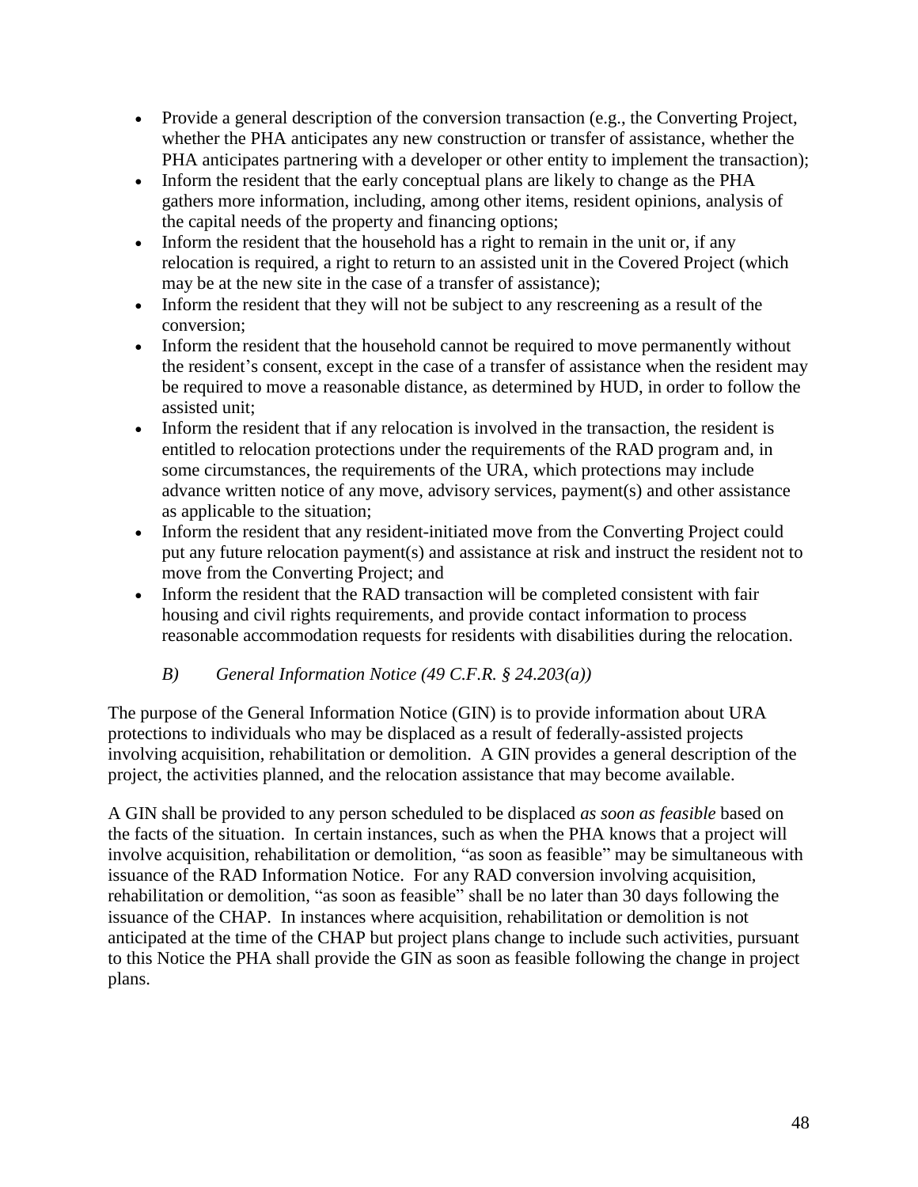- Provide a general description of the conversion transaction (e.g., the Converting Project, whether the PHA anticipates any new construction or transfer of assistance, whether the PHA anticipates partnering with a developer or other entity to implement the transaction);
- Inform the resident that the early conceptual plans are likely to change as the PHA gathers more information, including, among other items, resident opinions, analysis of the capital needs of the property and financing options;
- Inform the resident that the household has a right to remain in the unit or, if any relocation is required, a right to return to an assisted unit in the Covered Project (which may be at the new site in the case of a transfer of assistance);
- Inform the resident that they will not be subject to any rescreening as a result of the conversion;
- Inform the resident that the household cannot be required to move permanently without the resident's consent, except in the case of a transfer of assistance when the resident may be required to move a reasonable distance, as determined by HUD, in order to follow the assisted unit;
- Inform the resident that if any relocation is involved in the transaction, the resident is entitled to relocation protections under the requirements of the RAD program and, in some circumstances, the requirements of the URA, which protections may include advance written notice of any move, advisory services, payment(s) and other assistance as applicable to the situation;
- Inform the resident that any resident-initiated move from the Converting Project could put any future relocation payment(s) and assistance at risk and instruct the resident not to move from the Converting Project; and
- Inform the resident that the RAD transaction will be completed consistent with fair housing and civil rights requirements, and provide contact information to process reasonable accommodation requests for residents with disabilities during the relocation.

### *B) General Information Notice (49 C.F.R. § 24.203(a))*

The purpose of the General Information Notice (GIN) is to provide information about URA protections to individuals who may be displaced as a result of federally-assisted projects involving acquisition, rehabilitation or demolition. A GIN provides a general description of the project, the activities planned, and the relocation assistance that may become available.

A GIN shall be provided to any person scheduled to be displaced *as soon as feasible* based on the facts of the situation. In certain instances, such as when the PHA knows that a project will involve acquisition, rehabilitation or demolition, "as soon as feasible" may be simultaneous with issuance of the RAD Information Notice. For any RAD conversion involving acquisition, rehabilitation or demolition, "as soon as feasible" shall be no later than 30 days following the issuance of the CHAP. In instances where acquisition, rehabilitation or demolition is not anticipated at the time of the CHAP but project plans change to include such activities, pursuant to this Notice the PHA shall provide the GIN as soon as feasible following the change in project plans.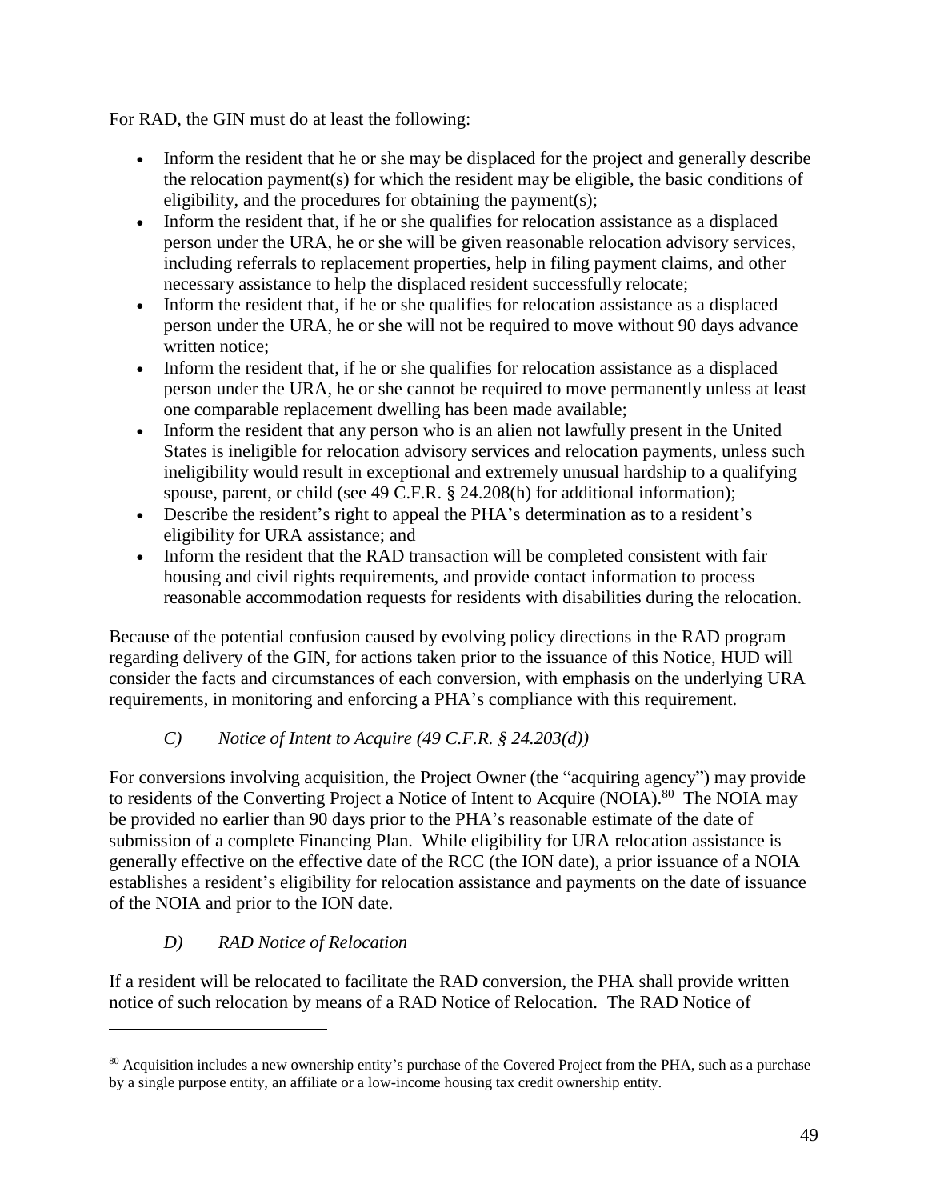For RAD, the GIN must do at least the following:

- Inform the resident that he or she may be displaced for the project and generally describe the relocation payment(s) for which the resident may be eligible, the basic conditions of eligibility, and the procedures for obtaining the payment(s);
- Inform the resident that, if he or she qualifies for relocation assistance as a displaced person under the URA, he or she will be given reasonable relocation advisory services, including referrals to replacement properties, help in filing payment claims, and other necessary assistance to help the displaced resident successfully relocate;
- Inform the resident that, if he or she qualifies for relocation assistance as a displaced person under the URA, he or she will not be required to move without 90 days advance written notice;
- Inform the resident that, if he or she qualifies for relocation assistance as a displaced person under the URA, he or she cannot be required to move permanently unless at least one comparable replacement dwelling has been made available;
- Inform the resident that any person who is an alien not lawfully present in the United States is ineligible for relocation advisory services and relocation payments, unless such ineligibility would result in exceptional and extremely unusual hardship to a qualifying spouse, parent, or child (see 49 C.F.R. § 24.208(h) for additional information);
- Describe the resident's right to appeal the PHA's determination as to a resident's eligibility for URA assistance; and
- Inform the resident that the RAD transaction will be completed consistent with fair housing and civil rights requirements, and provide contact information to process reasonable accommodation requests for residents with disabilities during the relocation.

Because of the potential confusion caused by evolving policy directions in the RAD program regarding delivery of the GIN, for actions taken prior to the issuance of this Notice, HUD will consider the facts and circumstances of each conversion, with emphasis on the underlying URA requirements, in monitoring and enforcing a PHA's compliance with this requirement.

### *C) Notice of Intent to Acquire (49 C.F.R. § 24.203(d))*

For conversions involving acquisition, the Project Owner (the "acquiring agency") may provide to residents of the Converting Project a Notice of Intent to Acquire (NOIA).[80] The NOIA may be provided no earlier than 90 days prior to the PHA's reasonable estimate of the date of submission of a complete Financing Plan. While eligibility for URA relocation assistance is generally effective on the effective date of the RCC (the ION date), a prior issuance of a NOIA establishes a resident's eligibility for relocation assistance and payments on the date of issuance of the NOIA and prior to the ION date.

### *D) RAD Notice of Relocation*

If a resident will be relocated to facilitate the RAD conversion, the PHA shall provide written notice of such relocation by means of a RAD Notice of Relocation. The RAD Notice of

[80] Acquisition includes a new ownership entity's purchase of the Covered Project from the PHA, such as a purchase by a single purpose entity, an affiliate or a low-income housing tax credit ownership entity.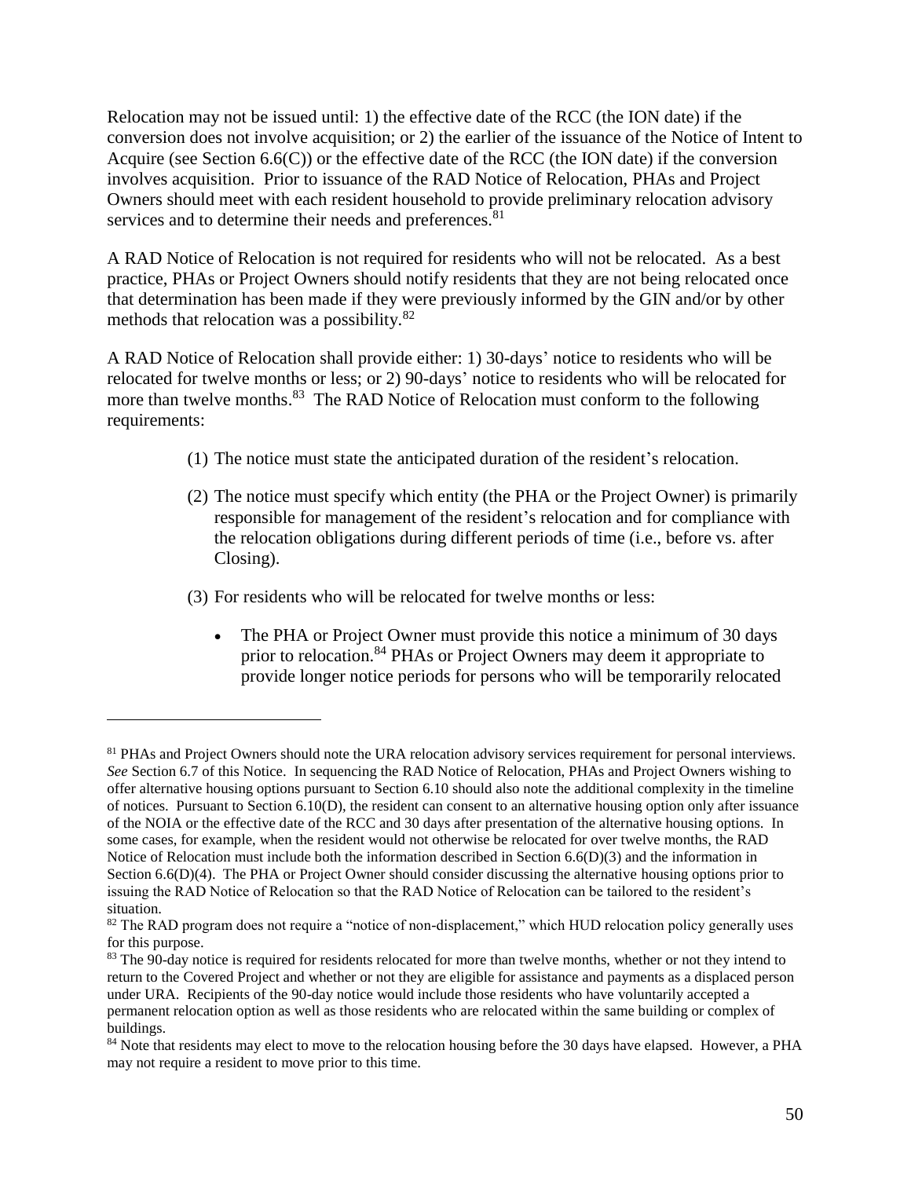Relocation may not be issued until: 1) the effective date of the RCC (the ION date) if the conversion does not involve acquisition; or 2) the earlier of the issuance of the Notice of Intent to Acquire (see Section 6.6(C)) or the effective date of the RCC (the ION date) if the conversion involves acquisition. Prior to issuance of the RAD Notice of Relocation, PHAs and Project Owners should meet with each resident household to provide preliminary relocation advisory services and to determine their needs and preferences.[81]

A RAD Notice of Relocation is not required for residents who will not be relocated. As a best practice, PHAs or Project Owners should notify residents that they are not being relocated once that determination has been made if they were previously informed by the GIN and/or by other methods that relocation was a possibility.[82]

A RAD Notice of Relocation shall provide either: 1) 30-days' notice to residents who will be relocated for twelve months or less; or 2) 90-days' notice to residents who will be relocated for more than twelve months.[83] The RAD Notice of Relocation must conform to the following requirements:

(1) The notice must state the anticipated duration of the resident's relocation.

(2) The notice must specify which entity (the PHA or the Project Owner) is primarily responsible for management of the resident's relocation and for compliance with the relocation obligations during different periods of time (i.e., before vs. after Closing).

(3) For residents who will be relocated for twelve months or less:

- The PHA or Project Owner must provide this notice a minimum of 30 days prior to relocation.[84] PHAs or Project Owners may deem it appropriate to provide longer notice periods for persons who will be temporarily relocated

---

[81] PHAs and Project Owners should note the URA relocation advisory services requirement for personal interviews. *See* Section 6.7 of this Notice. In sequencing the RAD Notice of Relocation, PHAs and Project Owners wishing to offer alternative housing options pursuant to Section 6.10 should also note the additional complexity in the timeline of notices. Pursuant to Section 6.10(D), the resident can consent to an alternative housing option only after issuance of the NOIA or the effective date of the RCC and 30 days after presentation of the alternative housing options. In some cases, for example, when the resident would not otherwise be relocated for over twelve months, the RAD Notice of Relocation must include both the information described in Section 6.6(D)(3) and the information in Section 6.6(D)(4). The PHA or Project Owner should consider discussing the alternative housing options prior to issuing the RAD Notice of Relocation so that the RAD Notice of Relocation can be tailored to the resident's situation.

[82] The RAD program does not require a "notice of non-displacement," which HUD relocation policy generally uses for this purpose.

[83] The 90-day notice is required for residents relocated for more than twelve months, whether or not they intend to return to the Covered Project and whether or not they are eligible for assistance and payments as a displaced person under URA. Recipients of the 90-day notice would include those residents who have voluntarily accepted a permanent relocation option as well as those residents who are relocated within the same building or complex of buildings.

[84] Note that residents may elect to move to the relocation housing before the 30 days have elapsed. However, a PHA may not require a resident to move prior to this time.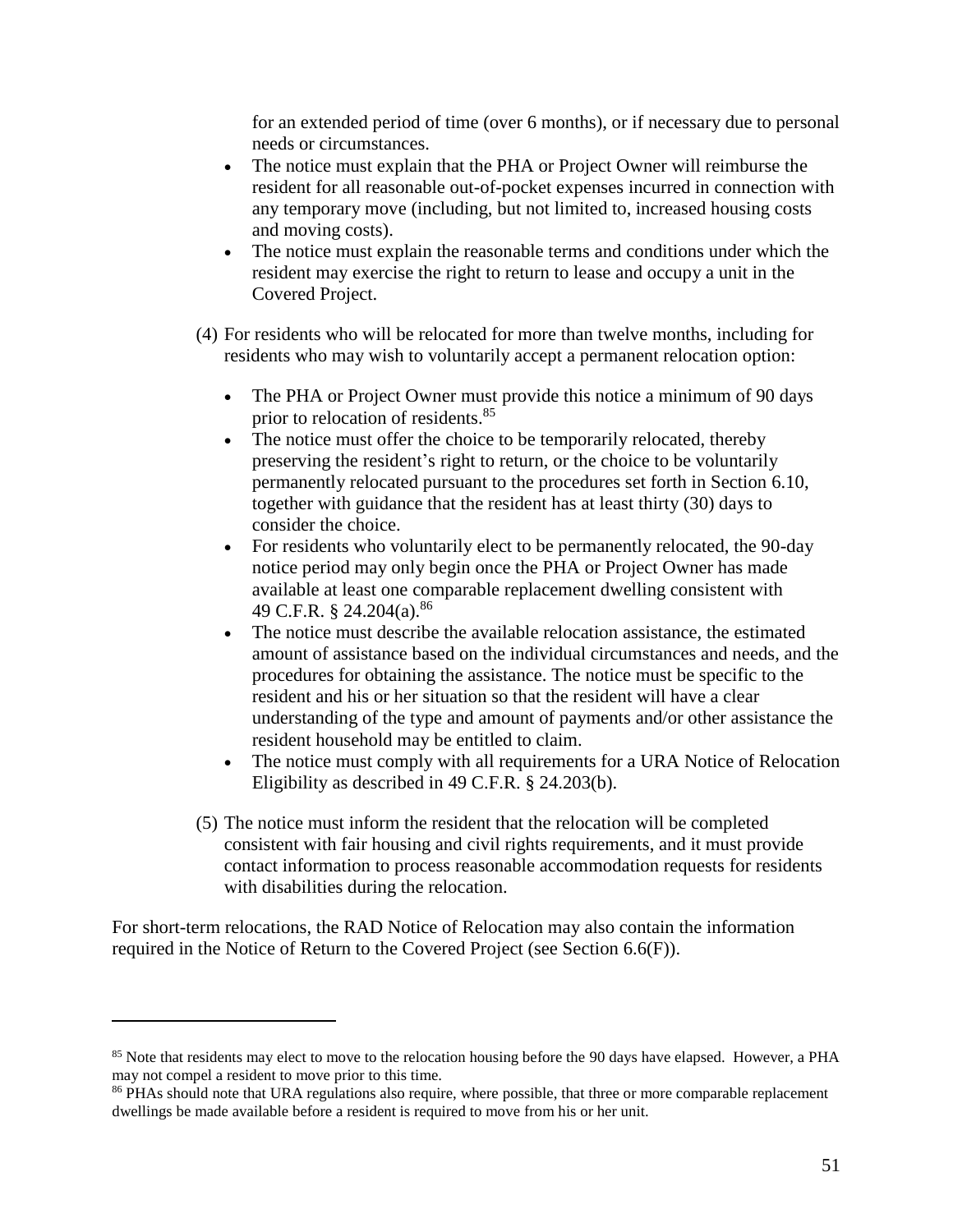for an extended period of time (over 6 months), or if necessary due to personal needs or circumstances.

- The notice must explain that the PHA or Project Owner will reimburse the resident for all reasonable out-of-pocket expenses incurred in connection with any temporary move (including, but not limited to, increased housing costs and moving costs).
- The notice must explain the reasonable terms and conditions under which the resident may exercise the right to return to lease and occupy a unit in the Covered Project.

(4) For residents who will be relocated for more than twelve months, including for residents who may wish to voluntarily accept a permanent relocation option:

- The PHA or Project Owner must provide this notice a minimum of 90 days prior to relocation of residents.[85]
- The notice must offer the choice to be temporarily relocated, thereby preserving the resident's right to return, or the choice to be voluntarily permanently relocated pursuant to the procedures set forth in Section 6.10, together with guidance that the resident has at least thirty (30) days to consider the choice.
- For residents who voluntarily elect to be permanently relocated, the 90-day notice period may only begin once the PHA or Project Owner has made available at least one comparable replacement dwelling consistent with 49 C.F.R. § 24.204(a).[86]
- The notice must describe the available relocation assistance, the estimated amount of assistance based on the individual circumstances and needs, and the procedures for obtaining the assistance. The notice must be specific to the resident and his or her situation so that the resident will have a clear understanding of the type and amount of payments and/or other assistance the resident household may be entitled to claim.
- The notice must comply with all requirements for a URA Notice of Relocation Eligibility as described in 49 C.F.R. § 24.203(b).

(5) The notice must inform the resident that the relocation will be completed consistent with fair housing and civil rights requirements, and it must provide contact information to process reasonable accommodation requests for residents with disabilities during the relocation.

For short-term relocations, the RAD Notice of Relocation may also contain the information required in the Notice of Return to the Covered Project (see Section 6.6(F)).

---

[85] Note that residents may elect to move to the relocation housing before the 90 days have elapsed. However, a PHA may not compel a resident to move prior to this time.

[86] PHAs should note that URA regulations also require, where possible, that three or more comparable replacement dwellings be made available before a resident is required to move from his or her unit.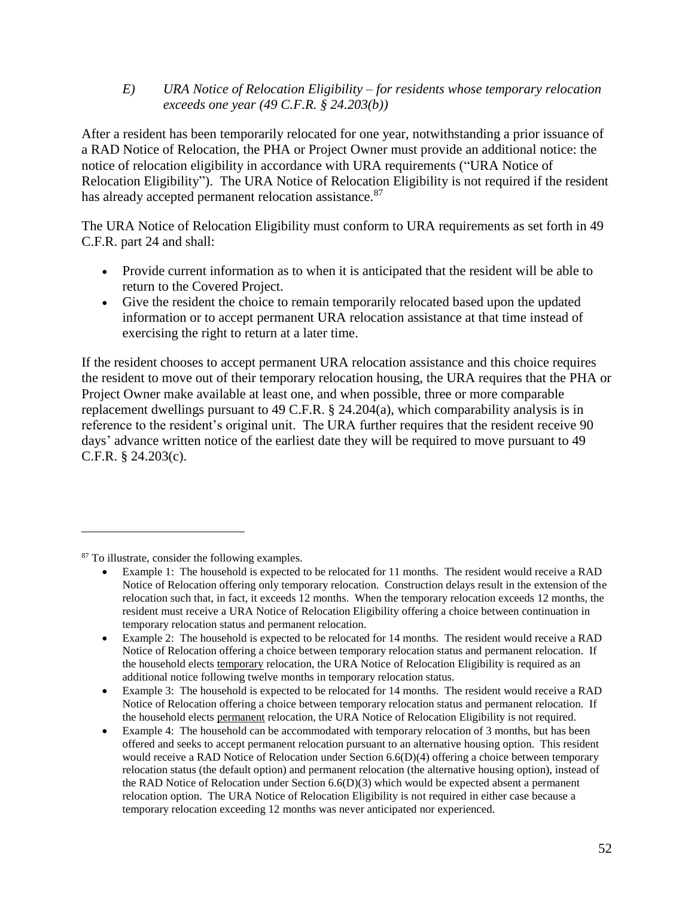*E) URA Notice of Relocation Eligibility – for residents whose temporary relocation exceeds one year (49 C.F.R. § 24.203(b))*

After a resident has been temporarily relocated for one year, notwithstanding a prior issuance of a RAD Notice of Relocation, the PHA or Project Owner must provide an additional notice: the notice of relocation eligibility in accordance with URA requirements ("URA Notice of Relocation Eligibility"). The URA Notice of Relocation Eligibility is not required if the resident has already accepted permanent relocation assistance.[87]

The URA Notice of Relocation Eligibility must conform to URA requirements as set forth in 49 C.F.R. part 24 and shall:

- Provide current information as to when it is anticipated that the resident will be able to return to the Covered Project.
- Give the resident the choice to remain temporarily relocated based upon the updated information or to accept permanent URA relocation assistance at that time instead of exercising the right to return at a later time.

If the resident chooses to accept permanent URA relocation assistance and this choice requires the resident to move out of their temporary relocation housing, the URA requires that the PHA or Project Owner make available at least one, and when possible, three or more comparable replacement dwellings pursuant to 49 C.F.R. § 24.204(a), which comparability analysis is in reference to the resident's original unit. The URA further requires that the resident receive 90 days' advance written notice of the earliest date they will be required to move pursuant to 49 C.F.R. § 24.203(c).

---

[87] To illustrate, consider the following examples.

- Example 1: The household is expected to be relocated for 11 months. The resident would receive a RAD Notice of Relocation offering only temporary relocation. Construction delays result in the extension of the relocation such that, in fact, it exceeds 12 months. When the temporary relocation exceeds 12 months, the resident must receive a URA Notice of Relocation Eligibility offering a choice between continuation in temporary relocation status and permanent relocation.
- Example 2: The household is expected to be relocated for 14 months. The resident would receive a RAD Notice of Relocation offering a choice between temporary relocation status and permanent relocation. If the household elects temporary relocation, the URA Notice of Relocation Eligibility is required as an additional notice following twelve months in temporary relocation status.
- Example 3: The household is expected to be relocated for 14 months. The resident would receive a RAD Notice of Relocation offering a choice between temporary relocation status and permanent relocation. If the household elects permanent relocation, the URA Notice of Relocation Eligibility is not required.
- Example 4: The household can be accommodated with temporary relocation of 3 months, but has been offered and seeks to accept permanent relocation pursuant to an alternative housing option. This resident would receive a RAD Notice of Relocation under Section 6.6(D)(4) offering a choice between temporary relocation status (the default option) and permanent relocation (the alternative housing option), instead of the RAD Notice of Relocation under Section 6.6(D)(3) which would be expected absent a permanent relocation option. The URA Notice of Relocation Eligibility is not required in either case because a temporary relocation exceeding 12 months was never anticipated nor experienced.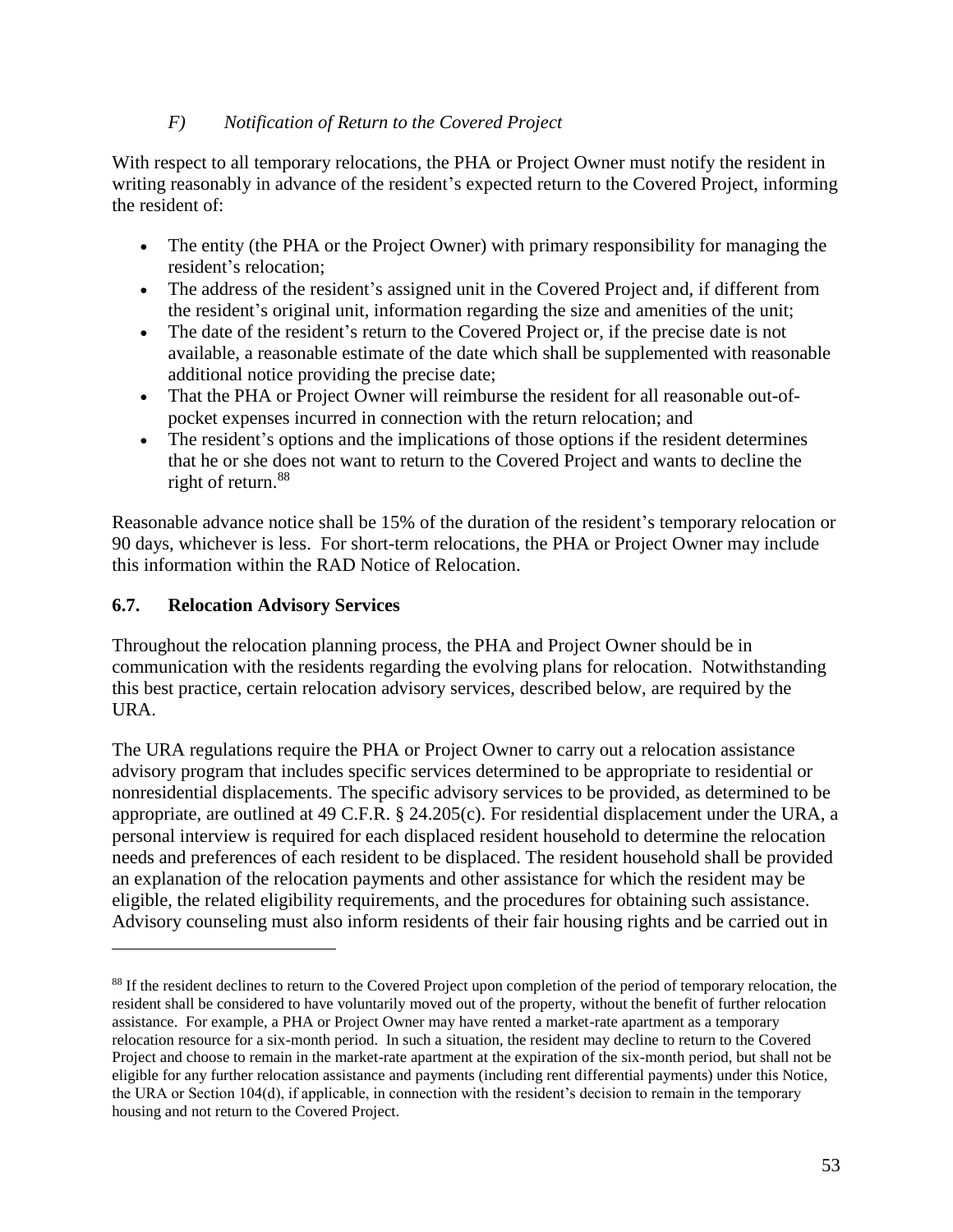### *F) Notification of Return to the Covered Project*

With respect to all temporary relocations, the PHA or Project Owner must notify the resident in writing reasonably in advance of the resident's expected return to the Covered Project, informing the resident of:

- The entity (the PHA or the Project Owner) with primary responsibility for managing the resident's relocation;
- The address of the resident's assigned unit in the Covered Project and, if different from the resident's original unit, information regarding the size and amenities of the unit;
- The date of the resident's return to the Covered Project or, if the precise date is not available, a reasonable estimate of the date which shall be supplemented with reasonable additional notice providing the precise date;
- That the PHA or Project Owner will reimburse the resident for all reasonable out-of-pocket expenses incurred in connection with the return relocation; and
- The resident's options and the implications of those options if the resident determines that he or she does not want to return to the Covered Project and wants to decline the right of return.[88]

Reasonable advance notice shall be 15% of the duration of the resident's temporary relocation or 90 days, whichever is less. For short-term relocations, the PHA or Project Owner may include this information within the RAD Notice of Relocation.

## 6.7. Relocation Advisory Services

Throughout the relocation planning process, the PHA and Project Owner should be in communication with the residents regarding the evolving plans for relocation. Notwithstanding this best practice, certain relocation advisory services, described below, are required by the URA.

The URA regulations require the PHA or Project Owner to carry out a relocation assistance advisory program that includes specific services determined to be appropriate to residential or nonresidential displacements. The specific advisory services to be provided, as determined to be appropriate, are outlined at 49 C.F.R. § 24.205(c). For residential displacement under the URA, a personal interview is required for each displaced resident household to determine the relocation needs and preferences of each resident to be displaced. The resident household shall be provided an explanation of the relocation payments and other assistance for which the resident may be eligible, the related eligibility requirements, and the procedures for obtaining such assistance. Advisory counseling must also inform residents of their fair housing rights and be carried out in

---

[88] If the resident declines to return to the Covered Project upon completion of the period of temporary relocation, the resident shall be considered to have voluntarily moved out of the property, without the benefit of further relocation assistance. For example, a PHA or Project Owner may have rented a market-rate apartment as a temporary relocation resource for a six-month period. In such a situation, the resident may decline to return to the Covered Project and choose to remain in the market-rate apartment at the expiration of the six-month period, but shall not be eligible for any further relocation assistance and payments (including rent differential payments) under this Notice, the URA or Section 104(d), if applicable, in connection with the resident's decision to remain in the temporary housing and not return to the Covered Project.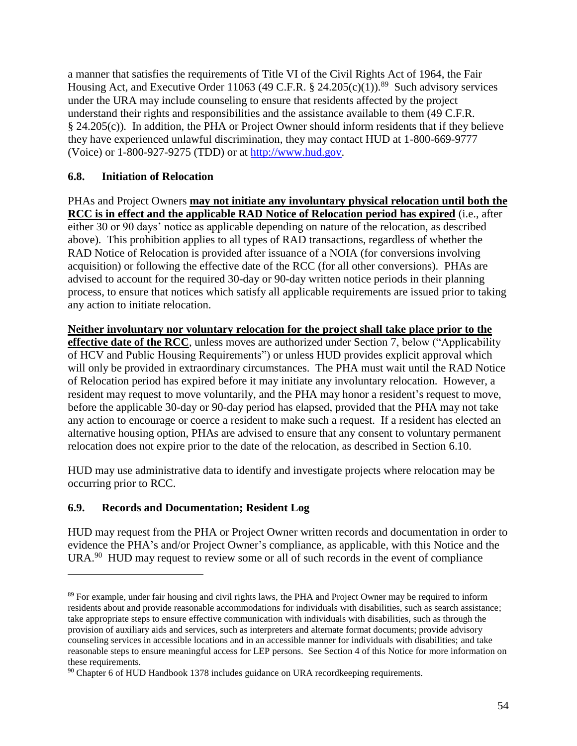a manner that satisfies the requirements of Title VI of the Civil Rights Act of 1964, the Fair Housing Act, and Executive Order 11063 (49 C.F.R. § 24.205(c)(1)).[89] Such advisory services under the URA may include counseling to ensure that residents affected by the project understand their rights and responsibilities and the assistance available to them (49 C.F.R. § 24.205(c)). In addition, the PHA or Project Owner should inform residents that if they believe they have experienced unlawful discrimination, they may contact HUD at 1-800-669-9777 (Voice) or 1-800-927-9275 (TDD) or at [http://www.hud.gov](http://www.hud.gov).

### 6.8. Initiation of Relocation

PHAs and Project Owners **may not initiate any involuntary physical relocation until both the RCC is in effect and the applicable RAD Notice of Relocation period has expired** (i.e., after either 30 or 90 days' notice as applicable depending on nature of the relocation, as described above). This prohibition applies to all types of RAD transactions, regardless of whether the RAD Notice of Relocation is provided after issuance of a NOIA (for conversions involving acquisition) or following the effective date of the RCC (for all other conversions). PHAs are advised to account for the required 30-day or 90-day written notice periods in their planning process, to ensure that notices which satisfy all applicable requirements are issued prior to taking any action to initiate relocation.

**Neither involuntary nor voluntary relocation for the project shall take place prior to the effective date of the RCC**, unless moves are authorized under Section 7, below ("Applicability of HCV and Public Housing Requirements") or unless HUD provides explicit approval which will only be provided in extraordinary circumstances. The PHA must wait until the RAD Notice of Relocation period has expired before it may initiate any involuntary relocation. However, a resident may request to move voluntarily, and the PHA may honor a resident's request to move, before the applicable 30-day or 90-day period has elapsed, provided that the PHA may not take any action to encourage or coerce a resident to make such a request. If a resident has elected an alternative housing option, PHAs are advised to ensure that any consent to voluntary permanent relocation does not expire prior to the date of the relocation, as described in Section 6.10.

HUD may use administrative data to identify and investigate projects where relocation may be occurring prior to RCC.

### 6.9. Records and Documentation; Resident Log

HUD may request from the PHA or Project Owner written records and documentation in order to evidence the PHA's and/or Project Owner's compliance, as applicable, with this Notice and the URA.[90] HUD may request to review some or all of such records in the event of compliance

---

[89] For example, under fair housing and civil rights laws, the PHA and Project Owner may be required to inform residents about and provide reasonable accommodations for individuals with disabilities, such as search assistance; take appropriate steps to ensure effective communication with individuals with disabilities, such as through the provision of auxiliary aids and services, such as interpreters and alternate format documents; provide advisory counseling services in accessible locations and in an accessible manner for individuals with disabilities; and take reasonable steps to ensure meaningful access for LEP persons. See Section 4 of this Notice for more information on these requirements.

[90] Chapter 6 of HUD Handbook 1378 includes guidance on URA recordkeeping requirements.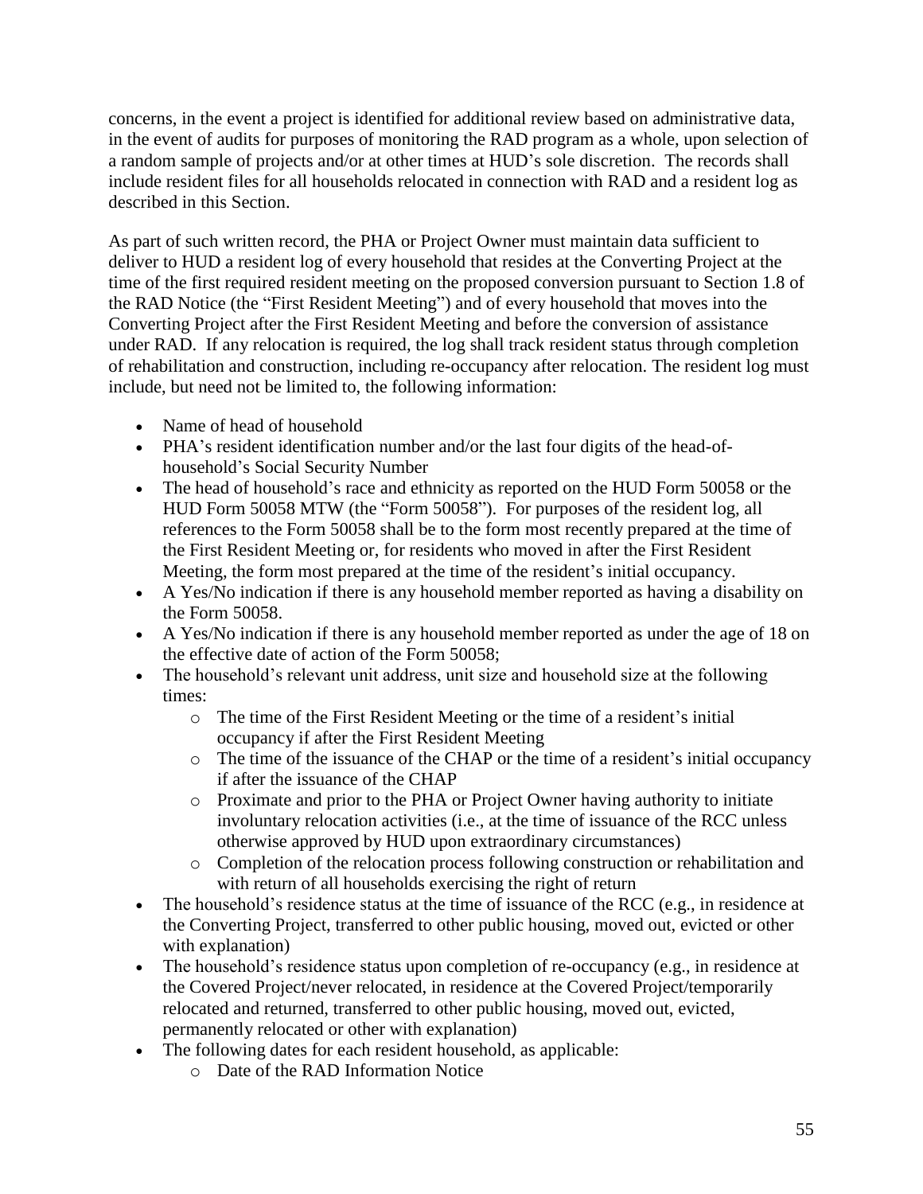concerns, in the event a project is identified for additional review based on administrative data, in the event of audits for purposes of monitoring the RAD program as a whole, upon selection of a random sample of projects and/or at other times at HUD's sole discretion. The records shall include resident files for all households relocated in connection with RAD and a resident log as described in this Section.

As part of such written record, the PHA or Project Owner must maintain data sufficient to deliver to HUD a resident log of every household that resides at the Converting Project at the time of the first required resident meeting on the proposed conversion pursuant to Section 1.8 of the RAD Notice (the "First Resident Meeting") and of every household that moves into the Converting Project after the First Resident Meeting and before the conversion of assistance under RAD. If any relocation is required, the log shall track resident status through completion of rehabilitation and construction, including re-occupancy after relocation. The resident log must include, but need not be limited to, the following information:

- Name of head of household
- PHA's resident identification number and/or the last four digits of the head-of-household's Social Security Number
- The head of household's race and ethnicity as reported on the HUD Form 50058 or the HUD Form 50058 MTW (the "Form 50058"). For purposes of the resident log, all references to the Form 50058 shall be to the form most recently prepared at the time of the First Resident Meeting or, for residents who moved in after the First Resident Meeting, the form most prepared at the time of the resident's initial occupancy.
- A Yes/No indication if there is any household member reported as having a disability on the Form 50058.
- A Yes/No indication if there is any household member reported as under the age of 18 on the effective date of action of the Form 50058;
- The household's relevant unit address, unit size and household size at the following times:
  - The time of the First Resident Meeting or the time of a resident's initial occupancy if after the First Resident Meeting
  - The time of the issuance of the CHAP or the time of a resident's initial occupancy if after the issuance of the CHAP
  - Proximate and prior to the PHA or Project Owner having authority to initiate involuntary relocation activities (i.e., at the time of issuance of the RCC unless otherwise approved by HUD upon extraordinary circumstances)
  - Completion of the relocation process following construction or rehabilitation and with return of all households exercising the right of return
- The household's residence status at the time of issuance of the RCC (e.g., in residence at the Converting Project, transferred to other public housing, moved out, evicted or other with explanation)
- The household's residence status upon completion of re-occupancy (e.g., in residence at the Covered Project/never relocated, in residence at the Covered Project/temporarily relocated and returned, transferred to other public housing, moved out, evicted, permanently relocated or other with explanation)
- The following dates for each resident household, as applicable:
  - Date of the RAD Information Notice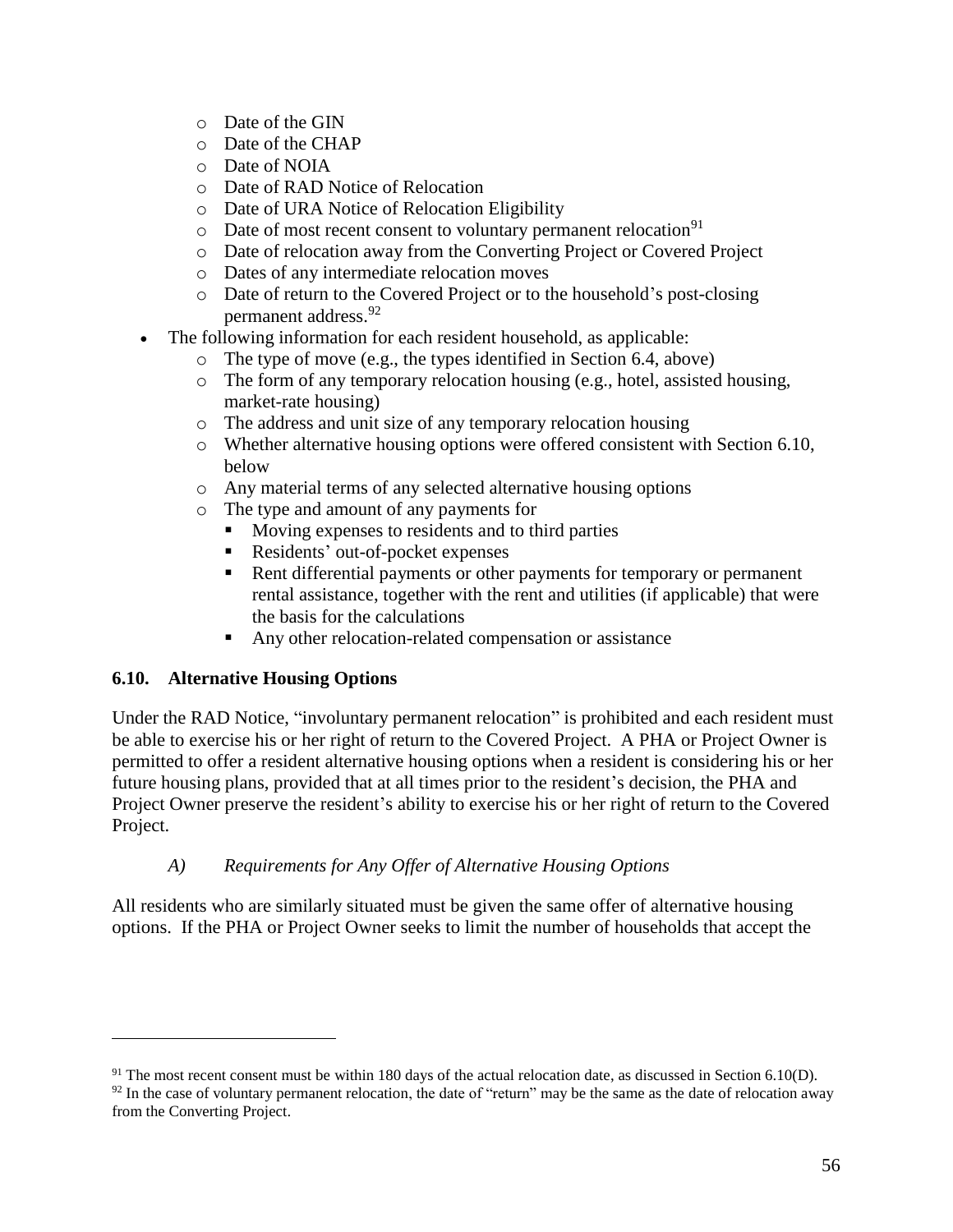- Date of the GIN
  - Date of the CHAP
  - Date of NOIA
  - Date of RAD Notice of Relocation
  - Date of URA Notice of Relocation Eligibility
  - Date of most recent consent to voluntary permanent relocation[91]
  - Date of relocation away from the Converting Project or Covered Project
  - Dates of any intermediate relocation moves
  - Date of return to the Covered Project or to the household's post-closing permanent address.[92]
- The following information for each resident household, as applicable:
  - The type of move (e.g., the types identified in Section 6.4, above)
  - The form of any temporary relocation housing (e.g., hotel, assisted housing, market-rate housing)
  - The address and unit size of any temporary relocation housing
  - Whether alternative housing options were offered consistent with Section 6.10, below
  - Any material terms of any selected alternative housing options
  - The type and amount of any payments for
    - Moving expenses to residents and to third parties
    - Residents' out-of-pocket expenses
    - Rent differential payments or other payments for temporary or permanent rental assistance, together with the rent and utilities (if applicable) that were the basis for the calculations
    - Any other relocation-related compensation or assistance

## 6.10. Alternative Housing Options

Under the RAD Notice, "involuntary permanent relocation" is prohibited and each resident must be able to exercise his or her right of return to the Covered Project. A PHA or Project Owner is permitted to offer a resident alternative housing options when a resident is considering his or her future housing plans, provided that at all times prior to the resident's decision, the PHA and Project Owner preserve the resident's ability to exercise his or her right of return to the Covered Project.

### *A) Requirements for Any Offer of Alternative Housing Options*

All residents who are similarly situated must be given the same offer of alternative housing options. If the PHA or Project Owner seeks to limit the number of households that accept the

[91] The most recent consent must be within 180 days of the actual relocation date, as discussed in Section 6.10(D).

[92] In the case of voluntary permanent relocation, the date of "return" may be the same as the date of relocation away from the Converting Project.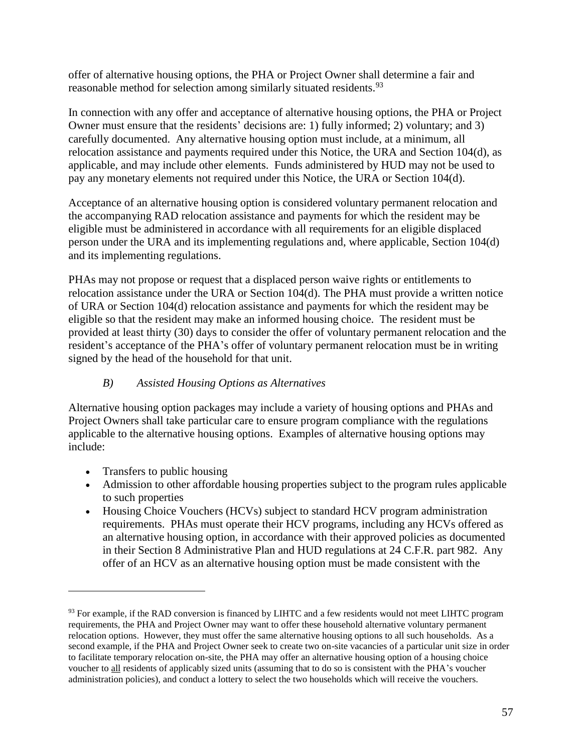offer of alternative housing options, the PHA or Project Owner shall determine a fair and reasonable method for selection among similarly situated residents.[93]

In connection with any offer and acceptance of alternative housing options, the PHA or Project Owner must ensure that the residents' decisions are: 1) fully informed; 2) voluntary; and 3) carefully documented. Any alternative housing option must include, at a minimum, all relocation assistance and payments required under this Notice, the URA and Section 104(d), as applicable, and may include other elements. Funds administered by HUD may not be used to pay any monetary elements not required under this Notice, the URA or Section 104(d).

Acceptance of an alternative housing option is considered voluntary permanent relocation and the accompanying RAD relocation assistance and payments for which the resident may be eligible must be administered in accordance with all requirements for an eligible displaced person under the URA and its implementing regulations and, where applicable, Section 104(d) and its implementing regulations.

PHAs may not propose or request that a displaced person waive rights or entitlements to relocation assistance under the URA or Section 104(d). The PHA must provide a written notice of URA or Section 104(d) relocation assistance and payments for which the resident may be eligible so that the resident may make an informed housing choice. The resident must be provided at least thirty (30) days to consider the offer of voluntary permanent relocation and the resident's acceptance of the PHA's offer of voluntary permanent relocation must be in writing signed by the head of the household for that unit.

*B) Assisted Housing Options as Alternatives*

Alternative housing option packages may include a variety of housing options and PHAs and Project Owners shall take particular care to ensure program compliance with the regulations applicable to the alternative housing options. Examples of alternative housing options may include:

- Transfers to public housing
- Admission to other affordable housing properties subject to the program rules applicable to such properties
- Housing Choice Vouchers (HCVs) subject to standard HCV program administration requirements. PHAs must operate their HCV programs, including any HCVs offered as an alternative housing option, in accordance with their approved policies as documented in their Section 8 Administrative Plan and HUD regulations at 24 C.F.R. part 982. Any offer of an HCV as an alternative housing option must be made consistent with the

---

[93] For example, if the RAD conversion is financed by LIHTC and a few residents would not meet LIHTC program requirements, the PHA and Project Owner may want to offer these household alternative voluntary permanent relocation options. However, they must offer the same alternative housing options to all such households. As a second example, if the PHA and Project Owner seek to create two on-site vacancies of a particular unit size in order to facilitate temporary relocation on-site, the PHA may offer an alternative housing option of a housing choice voucher to <u>all</u> residents of applicably sized units (assuming that to do so is consistent with the PHA's voucher administration policies), and conduct a lottery to select the two households which will receive the vouchers.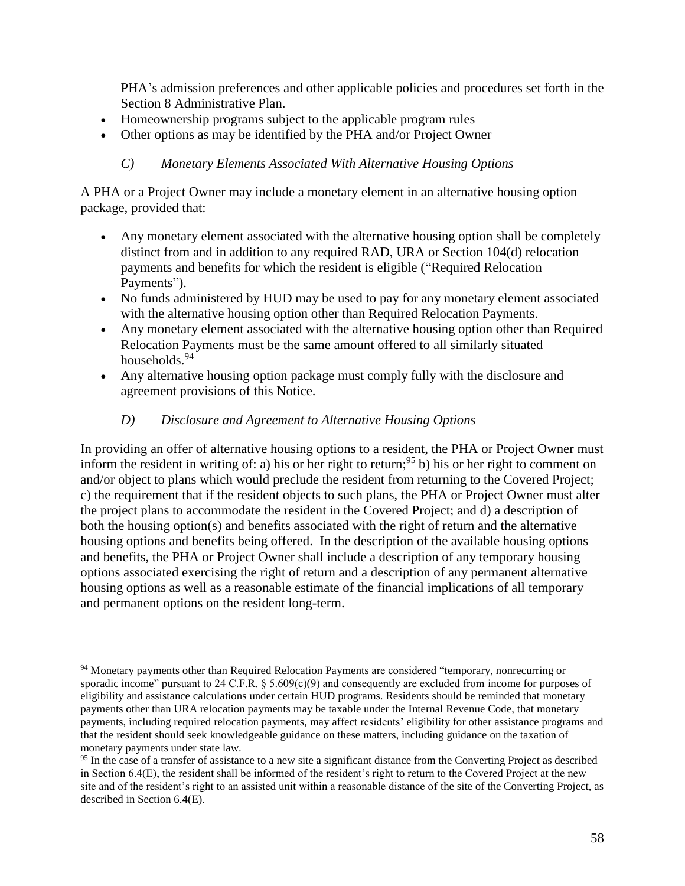PHA's admission preferences and other applicable policies and procedures set forth in the Section 8 Administrative Plan.

- Homeownership programs subject to the applicable program rules
- Other options as may be identified by the PHA and/or Project Owner

### *C) Monetary Elements Associated With Alternative Housing Options*

A PHA or a Project Owner may include a monetary element in an alternative housing option package, provided that:

- Any monetary element associated with the alternative housing option shall be completely distinct from and in addition to any required RAD, URA or Section 104(d) relocation payments and benefits for which the resident is eligible ("Required Relocation Payments").
- No funds administered by HUD may be used to pay for any monetary element associated with the alternative housing option other than Required Relocation Payments.
- Any monetary element associated with the alternative housing option other than Required Relocation Payments must be the same amount offered to all similarly situated households.[94]
- Any alternative housing option package must comply fully with the disclosure and agreement provisions of this Notice.

### *D) Disclosure and Agreement to Alternative Housing Options*

In providing an offer of alternative housing options to a resident, the PHA or Project Owner must inform the resident in writing of: a) his or her right to return;[95] b) his or her right to comment on and/or object to plans which would preclude the resident from returning to the Covered Project; c) the requirement that if the resident objects to such plans, the PHA or Project Owner must alter the project plans to accommodate the resident in the Covered Project; and d) a description of both the housing option(s) and benefits associated with the right of return and the alternative housing options and benefits being offered. In the description of the available housing options and benefits, the PHA or Project Owner shall include a description of any temporary housing options associated exercising the right of return and a description of any permanent alternative housing options as well as a reasonable estimate of the financial implications of all temporary and permanent options on the resident long-term.

---

[94] Monetary payments other than Required Relocation Payments are considered "temporary, nonrecurring or sporadic income" pursuant to 24 C.F.R. § 5.609(c)(9) and consequently are excluded from income for purposes of eligibility and assistance calculations under certain HUD programs. Residents should be reminded that monetary payments other than URA relocation payments may be taxable under the Internal Revenue Code, that monetary payments, including required relocation payments, may affect residents' eligibility for other assistance programs and that the resident should seek knowledgeable guidance on these matters, including guidance on the taxation of monetary payments under state law.

[95] In the case of a transfer of assistance to a new site a significant distance from the Converting Project as described in Section 6.4(E), the resident shall be informed of the resident's right to return to the Covered Project at the new site and of the resident's right to an assisted unit within a reasonable distance of the site of the Converting Project, as described in Section 6.4(E).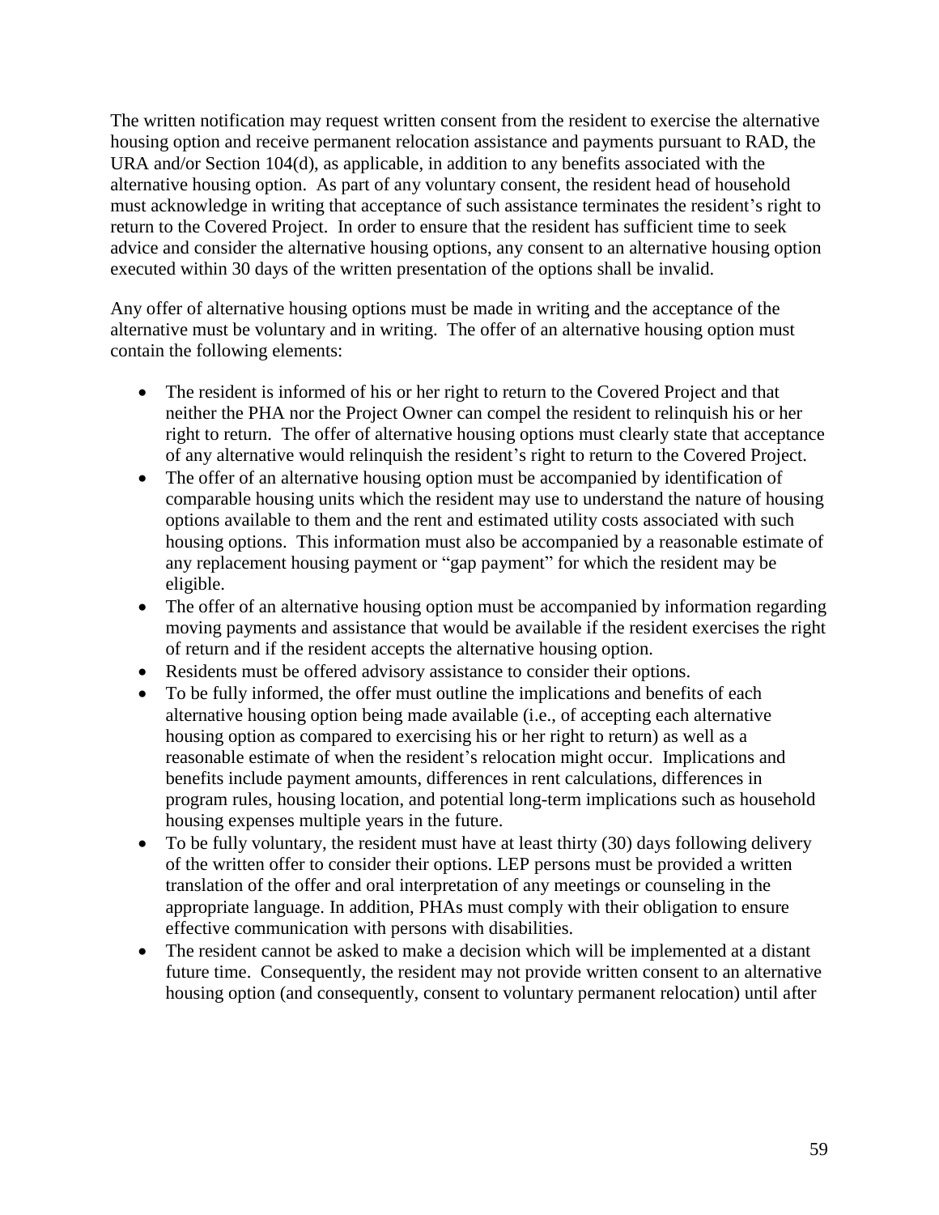The written notification may request written consent from the resident to exercise the alternative housing option and receive permanent relocation assistance and payments pursuant to RAD, the URA and/or Section 104(d), as applicable, in addition to any benefits associated with the alternative housing option. As part of any voluntary consent, the resident head of household must acknowledge in writing that acceptance of such assistance terminates the resident's right to return to the Covered Project. In order to ensure that the resident has sufficient time to seek advice and consider the alternative housing options, any consent to an alternative housing option executed within 30 days of the written presentation of the options shall be invalid.

Any offer of alternative housing options must be made in writing and the acceptance of the alternative must be voluntary and in writing. The offer of an alternative housing option must contain the following elements:

- The resident is informed of his or her right to return to the Covered Project and that neither the PHA nor the Project Owner can compel the resident to relinquish his or her right to return. The offer of alternative housing options must clearly state that acceptance of any alternative would relinquish the resident's right to return to the Covered Project.
- The offer of an alternative housing option must be accompanied by identification of comparable housing units which the resident may use to understand the nature of housing options available to them and the rent and estimated utility costs associated with such housing options. This information must also be accompanied by a reasonable estimate of any replacement housing payment or "gap payment" for which the resident may be eligible.
- The offer of an alternative housing option must be accompanied by information regarding moving payments and assistance that would be available if the resident exercises the right of return and if the resident accepts the alternative housing option.
- Residents must be offered advisory assistance to consider their options.
- To be fully informed, the offer must outline the implications and benefits of each alternative housing option being made available (i.e., of accepting each alternative housing option as compared to exercising his or her right to return) as well as a reasonable estimate of when the resident's relocation might occur. Implications and benefits include payment amounts, differences in rent calculations, differences in program rules, housing location, and potential long-term implications such as household housing expenses multiple years in the future.
- To be fully voluntary, the resident must have at least thirty (30) days following delivery of the written offer to consider their options. LEP persons must be provided a written translation of the offer and oral interpretation of any meetings or counseling in the appropriate language. In addition, PHAs must comply with their obligation to ensure effective communication with persons with disabilities.
- The resident cannot be asked to make a decision which will be implemented at a distant future time. Consequently, the resident may not provide written consent to an alternative housing option (and consequently, consent to voluntary permanent relocation) until after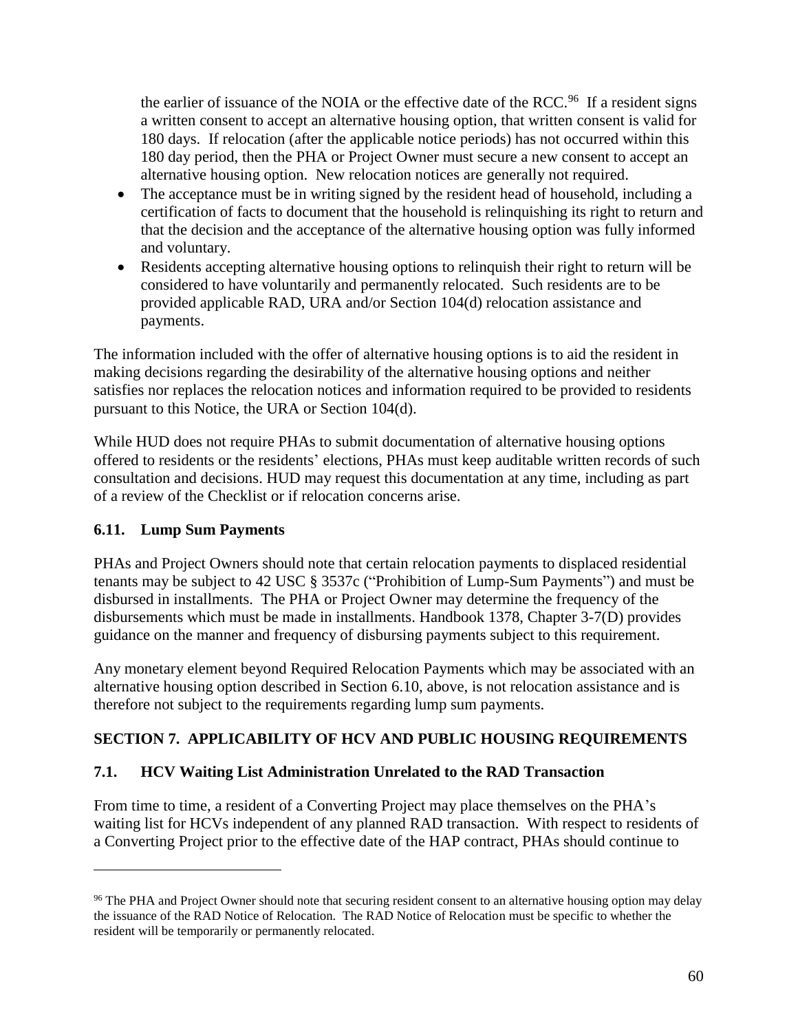the earlier of issuance of the NOIA or the effective date of the RCC.[96] If a resident signs a written consent to accept an alternative housing option, that written consent is valid for 180 days. If relocation (after the applicable notice periods) has not occurred within this 180 day period, then the PHA or Project Owner must secure a new consent to accept an alternative housing option. New relocation notices are generally not required.

- The acceptance must be in writing signed by the resident head of household, including a certification of facts to document that the household is relinquishing its right to return and that the decision and the acceptance of the alternative housing option was fully informed and voluntary.
- Residents accepting alternative housing options to relinquish their right to return will be considered to have voluntarily and permanently relocated. Such residents are to be provided applicable RAD, URA and/or Section 104(d) relocation assistance and payments.

The information included with the offer of alternative housing options is to aid the resident in making decisions regarding the desirability of the alternative housing options and neither satisfies nor replaces the relocation notices and information required to be provided to residents pursuant to this Notice, the URA or Section 104(d).

While HUD does not require PHAs to submit documentation of alternative housing options offered to residents or the residents' elections, PHAs must keep auditable written records of such consultation and decisions. HUD may request this documentation at any time, including as part of a review of the Checklist or if relocation concerns arise.

### 6.11. Lump Sum Payments

PHAs and Project Owners should note that certain relocation payments to displaced residential tenants may be subject to 42 USC § 3537c ("Prohibition of Lump-Sum Payments") and must be disbursed in installments. The PHA or Project Owner may determine the frequency of the disbursements which must be made in installments. Handbook 1378, Chapter 3-7(D) provides guidance on the manner and frequency of disbursing payments subject to this requirement.

Any monetary element beyond Required Relocation Payments which may be associated with an alternative housing option described in Section 6.10, above, is not relocation assistance and is therefore not subject to the requirements regarding lump sum payments.

## SECTION 7. APPLICABILITY OF HCV AND PUBLIC HOUSING REQUIREMENTS

### 7.1. HCV Waiting List Administration Unrelated to the RAD Transaction

From time to time, a resident of a Converting Project may place themselves on the PHA's waiting list for HCVs independent of any planned RAD transaction. With respect to residents of a Converting Project prior to the effective date of the HAP contract, PHAs should continue to

---

[96] The PHA and Project Owner should note that securing resident consent to an alternative housing option may delay the issuance of the RAD Notice of Relocation. The RAD Notice of Relocation must be specific to whether the resident will be temporarily or permanently relocated.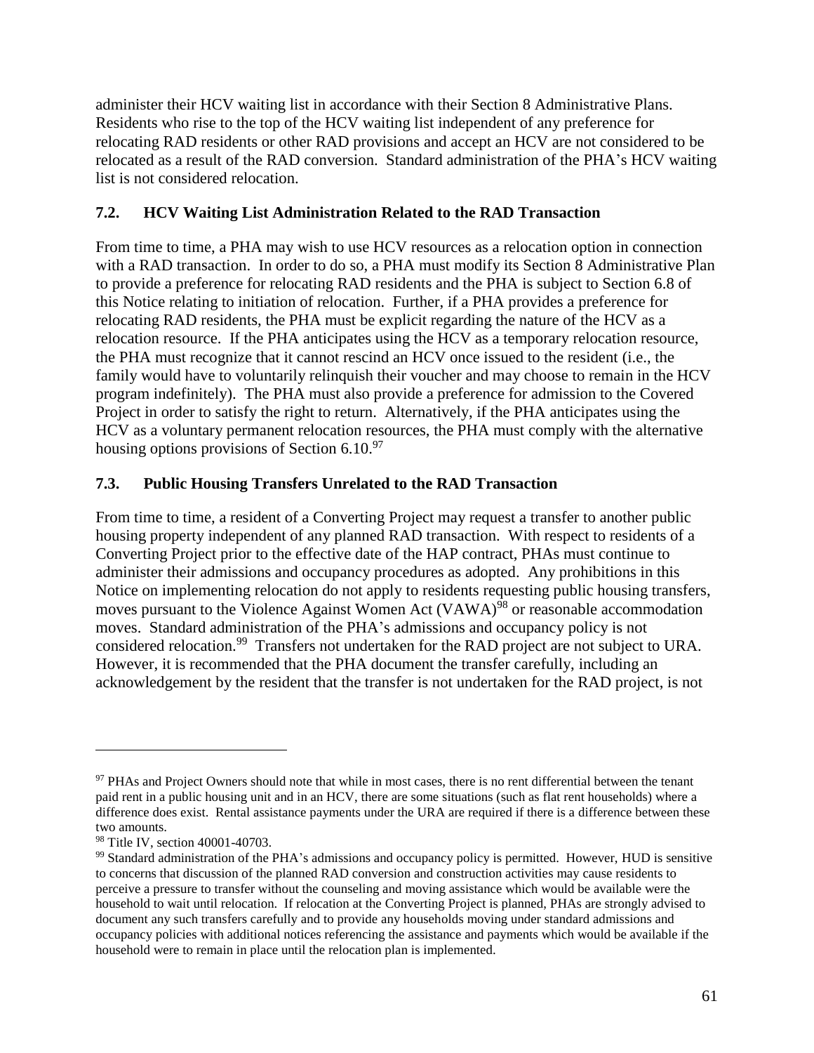administer their HCV waiting list in accordance with their Section 8 Administrative Plans. Residents who rise to the top of the HCV waiting list independent of any preference for relocating RAD residents or other RAD provisions and accept an HCV are not considered to be relocated as a result of the RAD conversion. Standard administration of the PHA's HCV waiting list is not considered relocation.

### 7.2. HCV Waiting List Administration Related to the RAD Transaction

From time to time, a PHA may wish to use HCV resources as a relocation option in connection with a RAD transaction. In order to do so, a PHA must modify its Section 8 Administrative Plan to provide a preference for relocating RAD residents and the PHA is subject to Section 6.8 of this Notice relating to initiation of relocation. Further, if a PHA provides a preference for relocating RAD residents, the PHA must be explicit regarding the nature of the HCV as a relocation resource. If the PHA anticipates using the HCV as a temporary relocation resource, the PHA must recognize that it cannot rescind an HCV once issued to the resident (i.e., the family would have to voluntarily relinquish their voucher and may choose to remain in the HCV program indefinitely). The PHA must also provide a preference for admission to the Covered Project in order to satisfy the right to return. Alternatively, if the PHA anticipates using the HCV as a voluntary permanent relocation resources, the PHA must comply with the alternative housing options provisions of Section 6.10.[97]

### 7.3. Public Housing Transfers Unrelated to the RAD Transaction

From time to time, a resident of a Converting Project may request a transfer to another public housing property independent of any planned RAD transaction. With respect to residents of a Converting Project prior to the effective date of the HAP contract, PHAs must continue to administer their admissions and occupancy procedures as adopted. Any prohibitions in this Notice on implementing relocation do not apply to residents requesting public housing transfers, moves pursuant to the Violence Against Women Act (VAWA)[98] or reasonable accommodation moves. Standard administration of the PHA's admissions and occupancy policy is not considered relocation.[99] Transfers not undertaken for the RAD project are not subject to URA. However, it is recommended that the PHA document the transfer carefully, including an acknowledgement by the resident that the transfer is not undertaken for the RAD project, is not

---

[97] PHAs and Project Owners should note that while in most cases, there is no rent differential between the tenant paid rent in a public housing unit and in an HCV, there are some situations (such as flat rent households) where a difference does exist. Rental assistance payments under the URA are required if there is a difference between these two amounts.

[98] Title IV, section 40001-40703.

[99] Standard administration of the PHA's admissions and occupancy policy is permitted. However, HUD is sensitive to concerns that discussion of the planned RAD conversion and construction activities may cause residents to perceive a pressure to transfer without the counseling and moving assistance which would be available were the household to wait until relocation. If relocation at the Converting Project is planned, PHAs are strongly advised to document any such transfers carefully and to provide any households moving under standard admissions and occupancy policies with additional notices referencing the assistance and payments which would be available if the household were to remain in place until the relocation plan is implemented.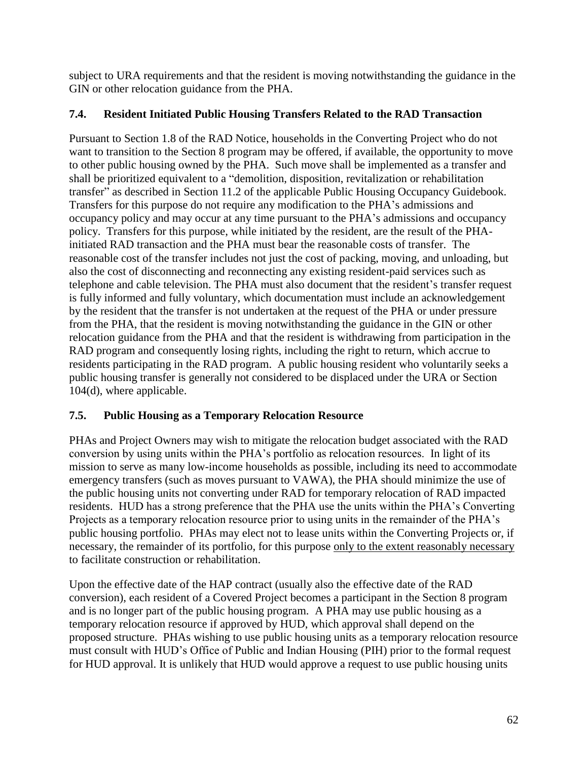subject to URA requirements and that the resident is moving notwithstanding the guidance in the GIN or other relocation guidance from the PHA.

### 7.4. Resident Initiated Public Housing Transfers Related to the RAD Transaction

Pursuant to Section 1.8 of the RAD Notice, households in the Converting Project who do not want to transition to the Section 8 program may be offered, if available, the opportunity to move to other public housing owned by the PHA. Such move shall be implemented as a transfer and shall be prioritized equivalent to a "demolition, disposition, revitalization or rehabilitation transfer" as described in Section 11.2 of the applicable Public Housing Occupancy Guidebook. Transfers for this purpose do not require any modification to the PHA's admissions and occupancy policy and may occur at any time pursuant to the PHA's admissions and occupancy policy. Transfers for this purpose, while initiated by the resident, are the result of the PHA-initiated RAD transaction and the PHA must bear the reasonable costs of transfer. The reasonable cost of the transfer includes not just the cost of packing, moving, and unloading, but also the cost of disconnecting and reconnecting any existing resident-paid services such as telephone and cable television. The PHA must also document that the resident's transfer request is fully informed and fully voluntary, which documentation must include an acknowledgement by the resident that the transfer is not undertaken at the request of the PHA or under pressure from the PHA, that the resident is moving notwithstanding the guidance in the GIN or other relocation guidance from the PHA and that the resident is withdrawing from participation in the RAD program and consequently losing rights, including the right to return, which accrue to residents participating in the RAD program. A public housing resident who voluntarily seeks a public housing transfer is generally not considered to be displaced under the URA or Section 104(d), where applicable.

### 7.5. Public Housing as a Temporary Relocation Resource

PHAs and Project Owners may wish to mitigate the relocation budget associated with the RAD conversion by using units within the PHA's portfolio as relocation resources. In light of its mission to serve as many low-income households as possible, including its need to accommodate emergency transfers (such as moves pursuant to VAWA), the PHA should minimize the use of the public housing units not converting under RAD for temporary relocation of RAD impacted residents. HUD has a strong preference that the PHA use the units within the PHA's Converting Projects as a temporary relocation resource prior to using units in the remainder of the PHA's public housing portfolio. PHAs may elect not to lease units within the Converting Projects or, if necessary, the remainder of its portfolio, for this purpose <u>only to the extent reasonably necessary</u> to facilitate construction or rehabilitation.

Upon the effective date of the HAP contract (usually also the effective date of the RAD conversion), each resident of a Covered Project becomes a participant in the Section 8 program and is no longer part of the public housing program. A PHA may use public housing as a temporary relocation resource if approved by HUD, which approval shall depend on the proposed structure. PHAs wishing to use public housing units as a temporary relocation resource must consult with HUD's Office of Public and Indian Housing (PIH) prior to the formal request for HUD approval. It is unlikely that HUD would approve a request to use public housing units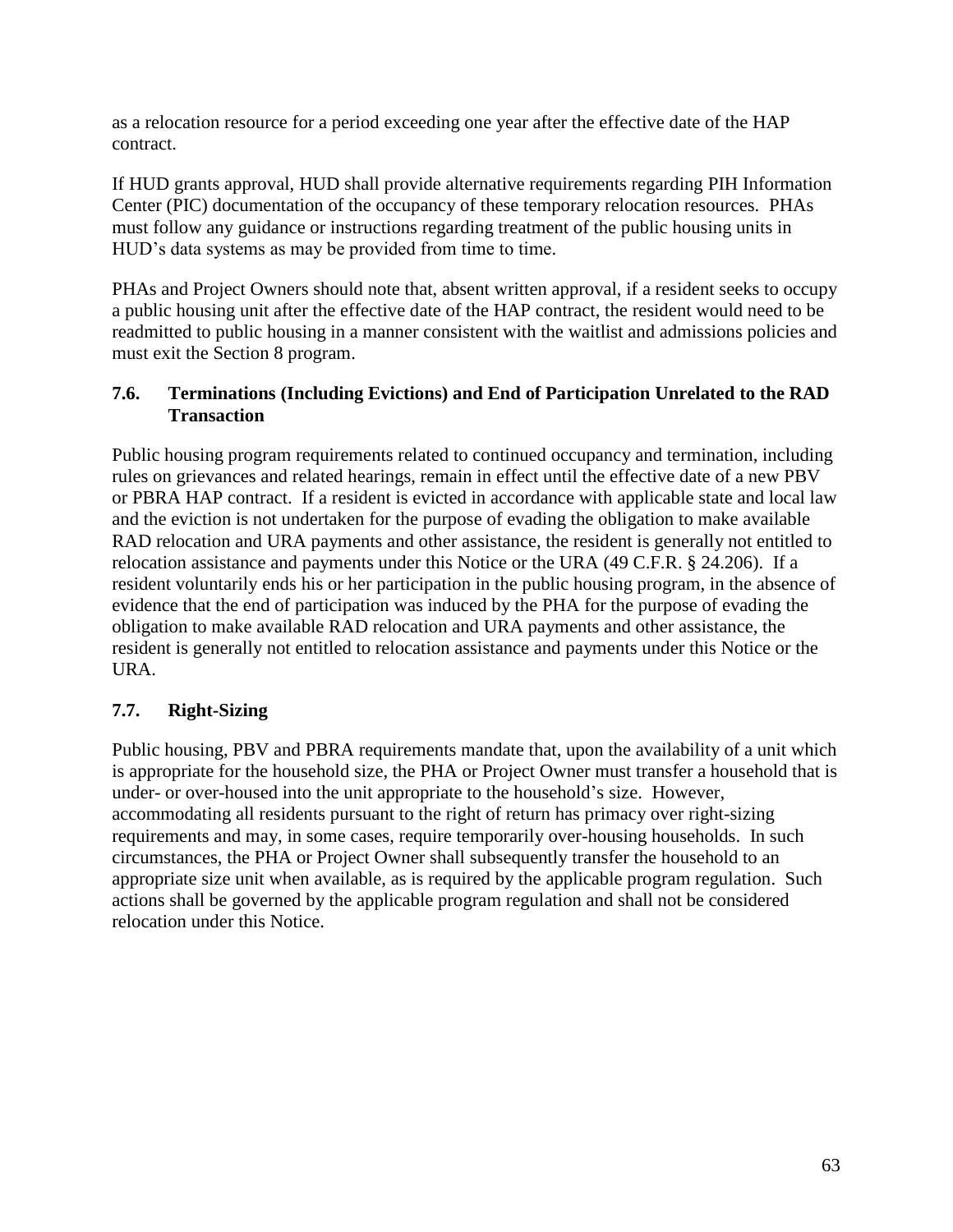as a relocation resource for a period exceeding one year after the effective date of the HAP contract.

If HUD grants approval, HUD shall provide alternative requirements regarding PIH Information Center (PIC) documentation of the occupancy of these temporary relocation resources. PHAs must follow any guidance or instructions regarding treatment of the public housing units in HUD's data systems as may be provided from time to time.

PHAs and Project Owners should note that, absent written approval, if a resident seeks to occupy a public housing unit after the effective date of the HAP contract, the resident would need to be readmitted to public housing in a manner consistent with the waitlist and admissions policies and must exit the Section 8 program.

### 7.6. Terminations (Including Evictions) and End of Participation Unrelated to the RAD Transaction

Public housing program requirements related to continued occupancy and termination, including rules on grievances and related hearings, remain in effect until the effective date of a new PBV or PBRA HAP contract. If a resident is evicted in accordance with applicable state and local law and the eviction is not undertaken for the purpose of evading the obligation to make available RAD relocation and URA payments and other assistance, the resident is generally not entitled to relocation assistance and payments under this Notice or the URA (49 C.F.R. § 24.206). If a resident voluntarily ends his or her participation in the public housing program, in the absence of evidence that the end of participation was induced by the PHA for the purpose of evading the obligation to make available RAD relocation and URA payments and other assistance, the resident is generally not entitled to relocation assistance and payments under this Notice or the URA.

### 7.7. Right-Sizing

Public housing, PBV and PBRA requirements mandate that, upon the availability of a unit which is appropriate for the household size, the PHA or Project Owner must transfer a household that is under- or over-housed into the unit appropriate to the household's size. However, accommodating all residents pursuant to the right of return has primacy over right-sizing requirements and may, in some cases, require temporarily over-housing households. In such circumstances, the PHA or Project Owner shall subsequently transfer the household to an appropriate size unit when available, as is required by the applicable program regulation. Such actions shall be governed by the applicable program regulation and shall not be considered relocation under this Notice.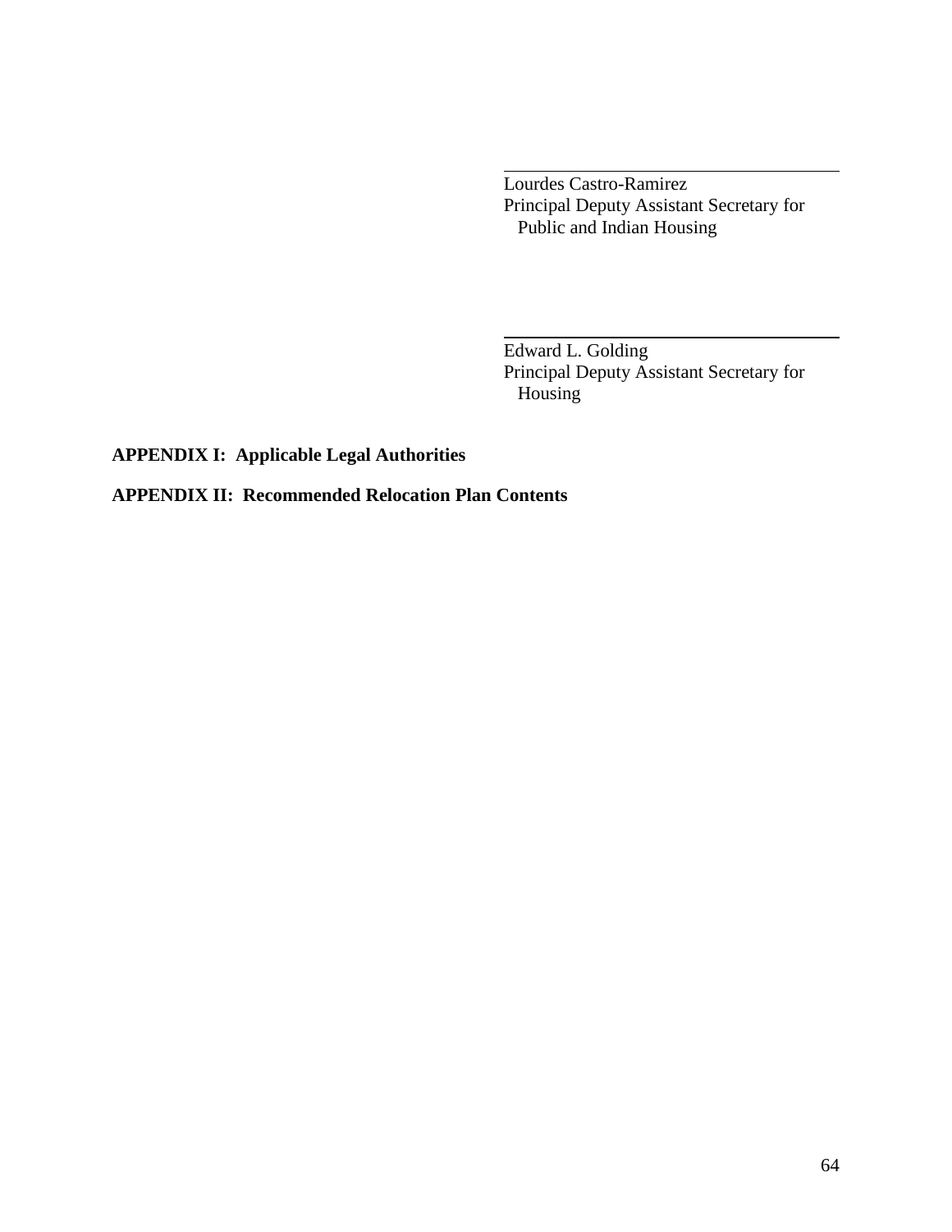\_\_\_\_\_\_\_\_\_\_\_\_\_\_\_\_\_\_\_\_\_\_\_\_\_\_\_\_\_\_\_\_\_\_\_\_

Lourdes Castro-Ramirez
Principal Deputy Assistant Secretary for
Public and Indian Housing

\_\_\_\_\_\_\_\_\_\_\_\_\_\_\_\_\_\_\_\_\_\_\_\_\_\_\_\_\_\_\_\_\_\_\_\_

Edward L. Golding
Principal Deputy Assistant Secretary for
Housing

**APPENDIX I: Applicable Legal Authorities**

**APPENDIX II: Recommended Relocation Plan Contents**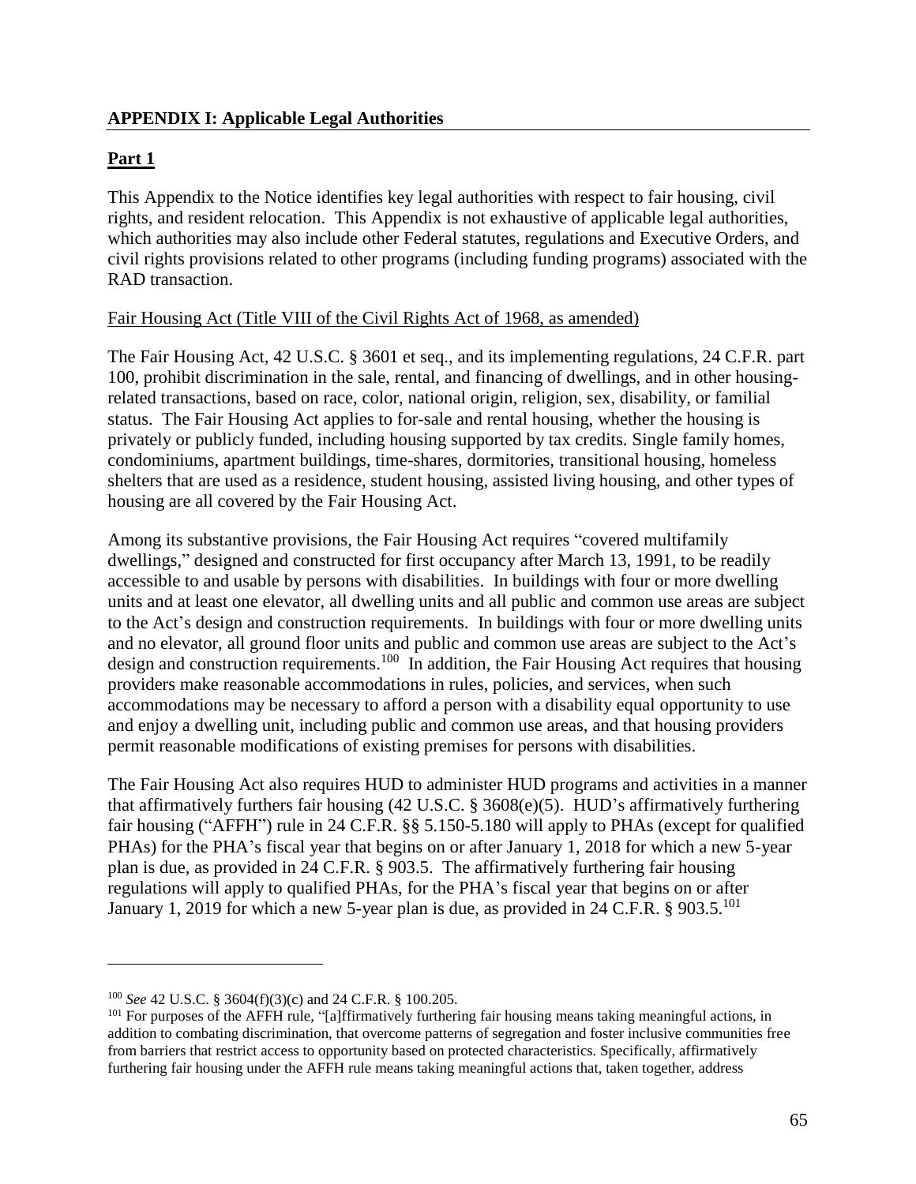## APPENDIX I: Applicable Legal Authorities

### Part 1

This Appendix to the Notice identifies key legal authorities with respect to fair housing, civil rights, and resident relocation. This Appendix is not exhaustive of applicable legal authorities, which authorities may also include other Federal statutes, regulations and Executive Orders, and civil rights provisions related to other programs (including funding programs) associated with the RAD transaction.

Fair Housing Act (Title VIII of the Civil Rights Act of 1968, as amended)

The Fair Housing Act, 42 U.S.C. § 3601 et seq., and its implementing regulations, 24 C.F.R. part 100, prohibit discrimination in the sale, rental, and financing of dwellings, and in other housing-related transactions, based on race, color, national origin, religion, sex, disability, or familial status. The Fair Housing Act applies to for-sale and rental housing, whether the housing is privately or publicly funded, including housing supported by tax credits. Single family homes, condominiums, apartment buildings, time-shares, dormitories, transitional housing, homeless shelters that are used as a residence, student housing, assisted living housing, and other types of housing are all covered by the Fair Housing Act.

Among its substantive provisions, the Fair Housing Act requires "covered multifamily dwellings," designed and constructed for first occupancy after March 13, 1991, to be readily accessible to and usable by persons with disabilities. In buildings with four or more dwelling units and at least one elevator, all dwelling units and all public and common use areas are subject to the Act's design and construction requirements. In buildings with four or more dwelling units and no elevator, all ground floor units and public and common use areas are subject to the Act's design and construction requirements.[100] In addition, the Fair Housing Act requires that housing providers make reasonable accommodations in rules, policies, and services, when such accommodations may be necessary to afford a person with a disability equal opportunity to use and enjoy a dwelling unit, including public and common use areas, and that housing providers permit reasonable modifications of existing premises for persons with disabilities.

The Fair Housing Act also requires HUD to administer HUD programs and activities in a manner that affirmatively furthers fair housing (42 U.S.C. § 3608(e)(5). HUD's affirmatively furthering fair housing ("AFFH") rule in 24 C.F.R. §§ 5.150-5.180 will apply to PHAs (except for qualified PHAs) for the PHA's fiscal year that begins on or after January 1, 2018 for which a new 5-year plan is due, as provided in 24 C.F.R. § 903.5. The affirmatively furthering fair housing regulations will apply to qualified PHAs, for the PHA's fiscal year that begins on or after January 1, 2019 for which a new 5-year plan is due, as provided in 24 C.F.R. § 903.5.[101]

---

[100] *See* 42 U.S.C. § 3604(f)(3)(c) and 24 C.F.R. § 100.205.

[101] For purposes of the AFFH rule, "[a]ffirmatively furthering fair housing means taking meaningful actions, in addition to combating discrimination, that overcome patterns of segregation and foster inclusive communities free from barriers that restrict access to opportunity based on protected characteristics. Specifically, affirmatively furthering fair housing under the AFFH rule means taking meaningful actions that, taken together, address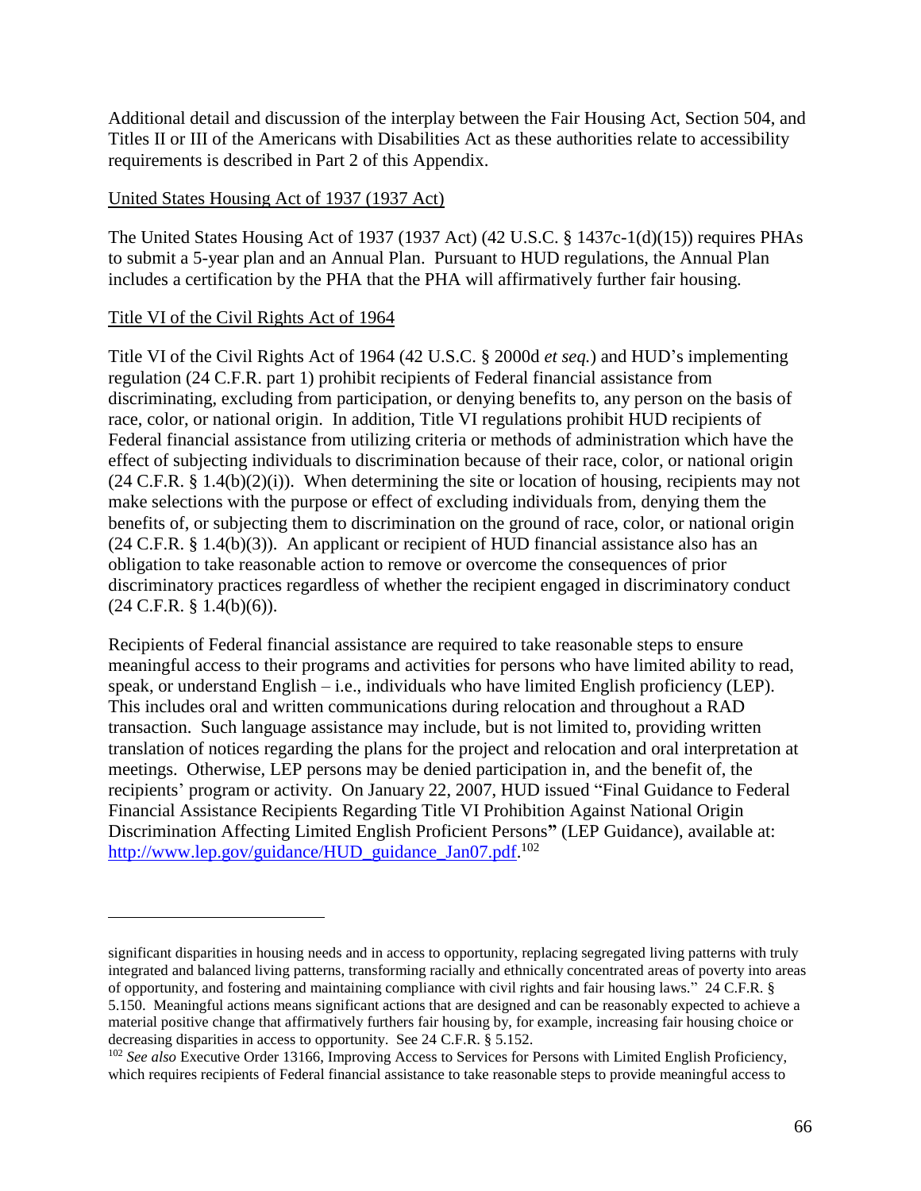Additional detail and discussion of the interplay between the Fair Housing Act, Section 504, and Titles II or III of the Americans with Disabilities Act as these authorities relate to accessibility requirements is described in Part 2 of this Appendix.

United States Housing Act of 1937 (1937 Act)

The United States Housing Act of 1937 (1937 Act) (42 U.S.C. § 1437c-1(d)(15)) requires PHAs to submit a 5-year plan and an Annual Plan. Pursuant to HUD regulations, the Annual Plan includes a certification by the PHA that the PHA will affirmatively further fair housing.

Title VI of the Civil Rights Act of 1964

Title VI of the Civil Rights Act of 1964 (42 U.S.C. § 2000d *et seq.*) and HUD's implementing regulation (24 C.F.R. part 1) prohibit recipients of Federal financial assistance from discriminating, excluding from participation, or denying benefits to, any person on the basis of race, color, or national origin. In addition, Title VI regulations prohibit HUD recipients of Federal financial assistance from utilizing criteria or methods of administration which have the effect of subjecting individuals to discrimination because of their race, color, or national origin (24 C.F.R. § 1.4(b)(2)(i)). When determining the site or location of housing, recipients may not make selections with the purpose or effect of excluding individuals from, denying them the benefits of, or subjecting them to discrimination on the ground of race, color, or national origin (24 C.F.R. § 1.4(b)(3)). An applicant or recipient of HUD financial assistance also has an obligation to take reasonable action to remove or overcome the consequences of prior discriminatory practices regardless of whether the recipient engaged in discriminatory conduct (24 C.F.R. § 1.4(b)(6)).

Recipients of Federal financial assistance are required to take reasonable steps to ensure meaningful access to their programs and activities for persons who have limited ability to read, speak, or understand English – i.e., individuals who have limited English proficiency (LEP). This includes oral and written communications during relocation and throughout a RAD transaction. Such language assistance may include, but is not limited to, providing written translation of notices regarding the plans for the project and relocation and oral interpretation at meetings. Otherwise, LEP persons may be denied participation in, and the benefit of, the recipients' program or activity. On January 22, 2007, HUD issued "Final Guidance to Federal Financial Assistance Recipients Regarding Title VI Prohibition Against National Origin Discrimination Affecting Limited English Proficient Persons**"** (LEP Guidance), available at: http://www.lep.gov/guidance/HUD_guidance_Jan07.pdf.[102]

---

significant disparities in housing needs and in access to opportunity, replacing segregated living patterns with truly integrated and balanced living patterns, transforming racially and ethnically concentrated areas of poverty into areas of opportunity, and fostering and maintaining compliance with civil rights and fair housing laws." 24 C.F.R. § 5.150. Meaningful actions means significant actions that are designed and can be reasonably expected to achieve a material positive change that affirmatively furthers fair housing by, for example, increasing fair housing choice or decreasing disparities in access to opportunity. See 24 C.F.R. § 5.152.

[102] *See also* Executive Order 13166, Improving Access to Services for Persons with Limited English Proficiency, which requires recipients of Federal financial assistance to take reasonable steps to provide meaningful access to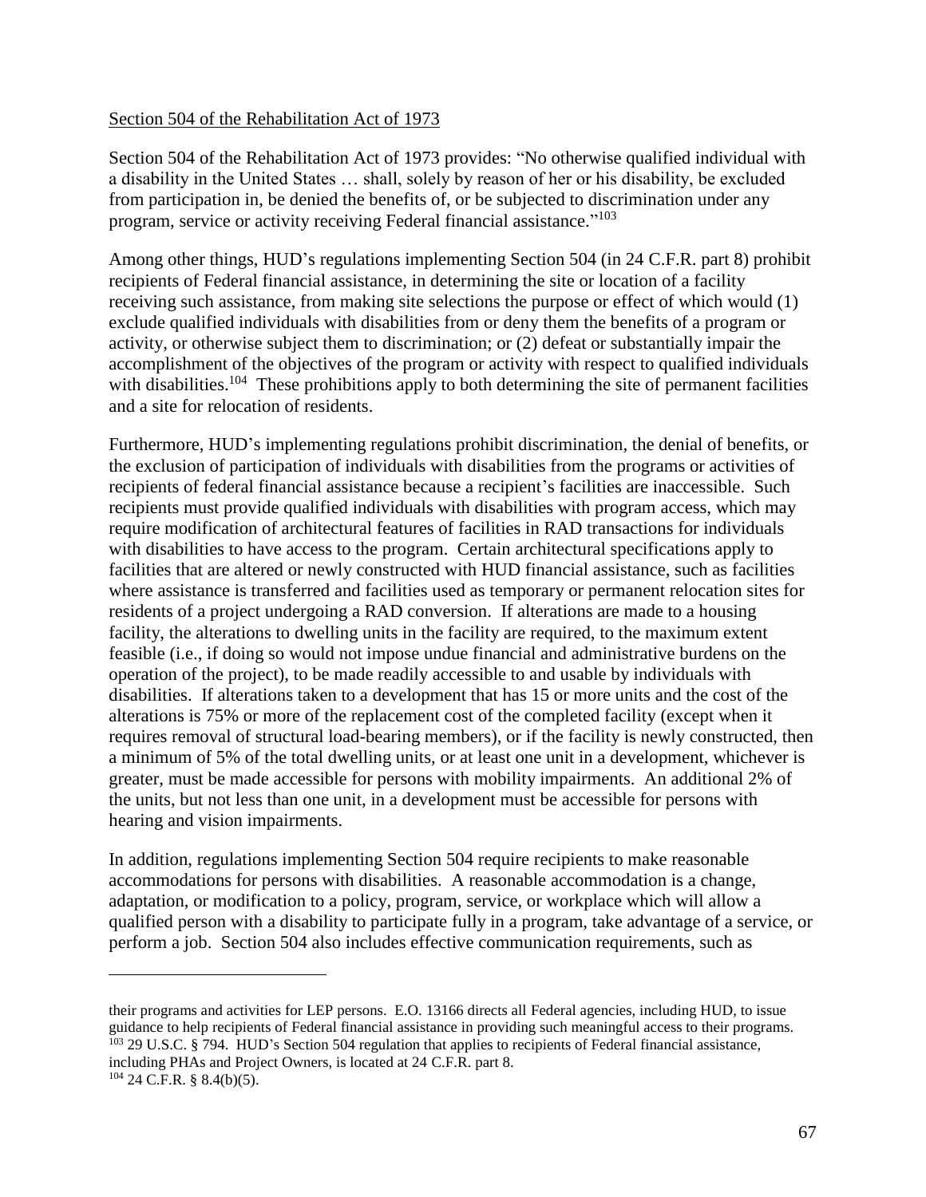<u>Section 504 of the Rehabilitation Act of 1973</u>

Section 504 of the Rehabilitation Act of 1973 provides: "No otherwise qualified individual with a disability in the United States … shall, solely by reason of her or his disability, be excluded from participation in, be denied the benefits of, or be subjected to discrimination under any program, service or activity receiving Federal financial assistance."[103]

Among other things, HUD's regulations implementing Section 504 (in 24 C.F.R. part 8) prohibit recipients of Federal financial assistance, in determining the site or location of a facility receiving such assistance, from making site selections the purpose or effect of which would (1) exclude qualified individuals with disabilities from or deny them the benefits of a program or activity, or otherwise subject them to discrimination; or (2) defeat or substantially impair the accomplishment of the objectives of the program or activity with respect to qualified individuals with disabilities.[104] These prohibitions apply to both determining the site of permanent facilities and a site for relocation of residents.

Furthermore, HUD's implementing regulations prohibit discrimination, the denial of benefits, or the exclusion of participation of individuals with disabilities from the programs or activities of recipients of federal financial assistance because a recipient's facilities are inaccessible. Such recipients must provide qualified individuals with disabilities with program access, which may require modification of architectural features of facilities in RAD transactions for individuals with disabilities to have access to the program. Certain architectural specifications apply to facilities that are altered or newly constructed with HUD financial assistance, such as facilities where assistance is transferred and facilities used as temporary or permanent relocation sites for residents of a project undergoing a RAD conversion. If alterations are made to a housing facility, the alterations to dwelling units in the facility are required, to the maximum extent feasible (i.e., if doing so would not impose undue financial and administrative burdens on the operation of the project), to be made readily accessible to and usable by individuals with disabilities. If alterations taken to a development that has 15 or more units and the cost of the alterations is 75% or more of the replacement cost of the completed facility (except when it requires removal of structural load-bearing members), or if the facility is newly constructed, then a minimum of 5% of the total dwelling units, or at least one unit in a development, whichever is greater, must be made accessible for persons with mobility impairments. An additional 2% of the units, but not less than one unit, in a development must be accessible for persons with hearing and vision impairments.

In addition, regulations implementing Section 504 require recipients to make reasonable accommodations for persons with disabilities. A reasonable accommodation is a change, adaptation, or modification to a policy, program, service, or workplace which will allow a qualified person with a disability to participate fully in a program, take advantage of a service, or perform a job. Section 504 also includes effective communication requirements, such as

---

their programs and activities for LEP persons. E.O. 13166 directs all Federal agencies, including HUD, to issue guidance to help recipients of Federal financial assistance in providing such meaningful access to their programs.

[103] 29 U.S.C. § 794. HUD's Section 504 regulation that applies to recipients of Federal financial assistance, including PHAs and Project Owners, is located at 24 C.F.R. part 8.

[104] 24 C.F.R. § 8.4(b)(5).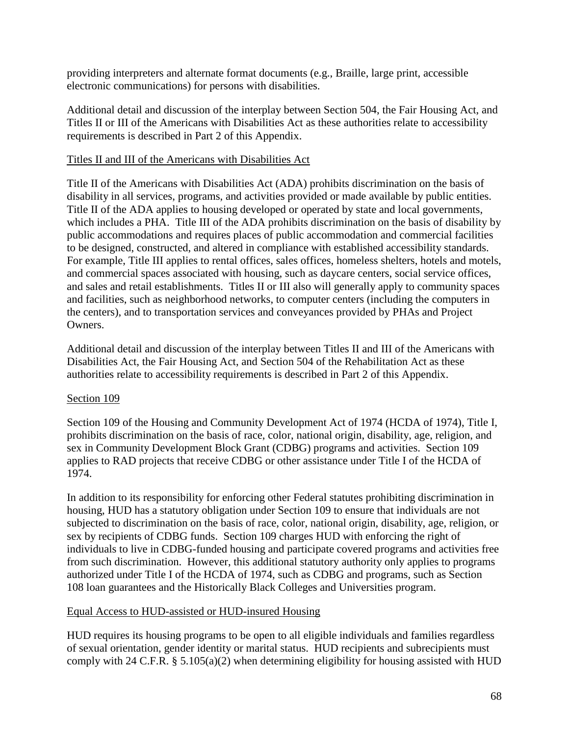providing interpreters and alternate format documents (e.g., Braille, large print, accessible electronic communications) for persons with disabilities.

Additional detail and discussion of the interplay between Section 504, the Fair Housing Act, and Titles II or III of the Americans with Disabilities Act as these authorities relate to accessibility requirements is described in Part 2 of this Appendix.

Titles II and III of the Americans with Disabilities Act

Title II of the Americans with Disabilities Act (ADA) prohibits discrimination on the basis of disability in all services, programs, and activities provided or made available by public entities. Title II of the ADA applies to housing developed or operated by state and local governments, which includes a PHA. Title III of the ADA prohibits discrimination on the basis of disability by public accommodations and requires places of public accommodation and commercial facilities to be designed, constructed, and altered in compliance with established accessibility standards. For example, Title III applies to rental offices, sales offices, homeless shelters, hotels and motels, and commercial spaces associated with housing, such as daycare centers, social service offices, and sales and retail establishments. Titles II or III also will generally apply to community spaces and facilities, such as neighborhood networks, to computer centers (including the computers in the centers), and to transportation services and conveyances provided by PHAs and Project Owners.

Additional detail and discussion of the interplay between Titles II and III of the Americans with Disabilities Act, the Fair Housing Act, and Section 504 of the Rehabilitation Act as these authorities relate to accessibility requirements is described in Part 2 of this Appendix.

Section 109

Section 109 of the Housing and Community Development Act of 1974 (HCDA of 1974), Title I, prohibits discrimination on the basis of race, color, national origin, disability, age, religion, and sex in Community Development Block Grant (CDBG) programs and activities. Section 109 applies to RAD projects that receive CDBG or other assistance under Title I of the HCDA of 1974.

In addition to its responsibility for enforcing other Federal statutes prohibiting discrimination in housing, HUD has a statutory obligation under Section 109 to ensure that individuals are not subjected to discrimination on the basis of race, color, national origin, disability, age, religion, or sex by recipients of CDBG funds. Section 109 charges HUD with enforcing the right of individuals to live in CDBG-funded housing and participate covered programs and activities free from such discrimination. However, this additional statutory authority only applies to programs authorized under Title I of the HCDA of 1974, such as CDBG and programs, such as Section 108 loan guarantees and the Historically Black Colleges and Universities program.

Equal Access to HUD-assisted or HUD-insured Housing

HUD requires its housing programs to be open to all eligible individuals and families regardless of sexual orientation, gender identity or marital status. HUD recipients and subrecipients must comply with 24 C.F.R. § 5.105(a)(2) when determining eligibility for housing assisted with HUD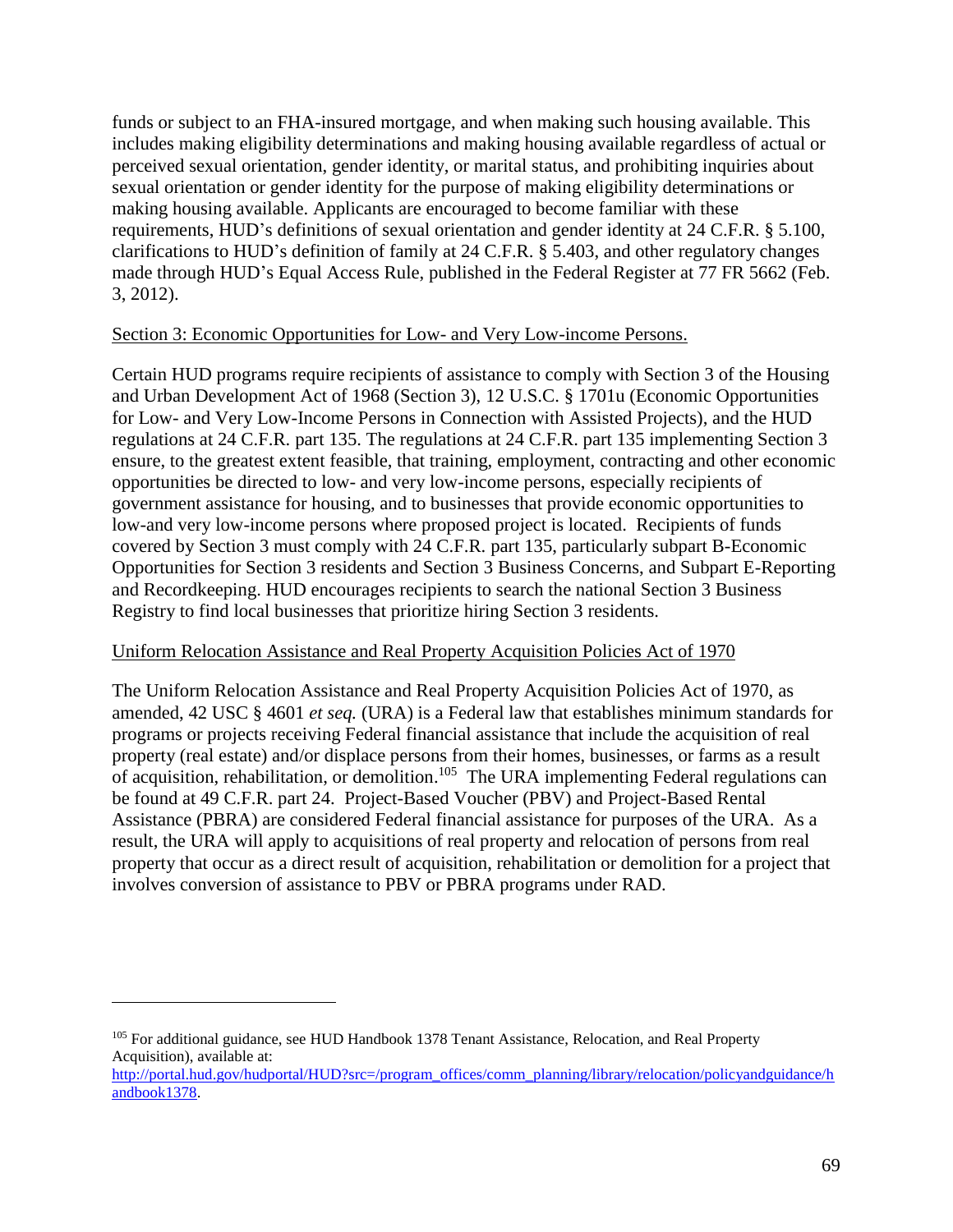funds or subject to an FHA-insured mortgage, and when making such housing available. This includes making eligibility determinations and making housing available regardless of actual or perceived sexual orientation, gender identity, or marital status, and prohibiting inquiries about sexual orientation or gender identity for the purpose of making eligibility determinations or making housing available. Applicants are encouraged to become familiar with these requirements, HUD's definitions of sexual orientation and gender identity at 24 C.F.R. § 5.100, clarifications to HUD's definition of family at 24 C.F.R. § 5.403, and other regulatory changes made through HUD's Equal Access Rule, published in the Federal Register at 77 FR 5662 (Feb. 3, 2012).

Section 3: Economic Opportunities for Low- and Very Low-income Persons.

Certain HUD programs require recipients of assistance to comply with Section 3 of the Housing and Urban Development Act of 1968 (Section 3), 12 U.S.C. § 1701u (Economic Opportunities for Low- and Very Low-Income Persons in Connection with Assisted Projects), and the HUD regulations at 24 C.F.R. part 135. The regulations at 24 C.F.R. part 135 implementing Section 3 ensure, to the greatest extent feasible, that training, employment, contracting and other economic opportunities be directed to low- and very low-income persons, especially recipients of government assistance for housing, and to businesses that provide economic opportunities to low-and very low-income persons where proposed project is located. Recipients of funds covered by Section 3 must comply with 24 C.F.R. part 135, particularly subpart B-Economic Opportunities for Section 3 residents and Section 3 Business Concerns, and Subpart E-Reporting and Recordkeeping. HUD encourages recipients to search the national Section 3 Business Registry to find local businesses that prioritize hiring Section 3 residents.

Uniform Relocation Assistance and Real Property Acquisition Policies Act of 1970

The Uniform Relocation Assistance and Real Property Acquisition Policies Act of 1970, as amended, 42 USC § 4601 *et seq.* (URA) is a Federal law that establishes minimum standards for programs or projects receiving Federal financial assistance that include the acquisition of real property (real estate) and/or displace persons from their homes, businesses, or farms as a result of acquisition, rehabilitation, or demolition.[105] The URA implementing Federal regulations can be found at 49 C.F.R. part 24. Project-Based Voucher (PBV) and Project-Based Rental Assistance (PBRA) are considered Federal financial assistance for purposes of the URA. As a result, the URA will apply to acquisitions of real property and relocation of persons from real property that occur as a direct result of acquisition, rehabilitation or demolition for a project that involves conversion of assistance to PBV or PBRA programs under RAD.

---

[105] For additional guidance, see HUD Handbook 1378 Tenant Assistance, Relocation, and Real Property Acquisition), available at: http://portal.hud.gov/hudportal/HUD?src=/program_offices/comm_planning/library/relocation/policyandguidance/handbook1378.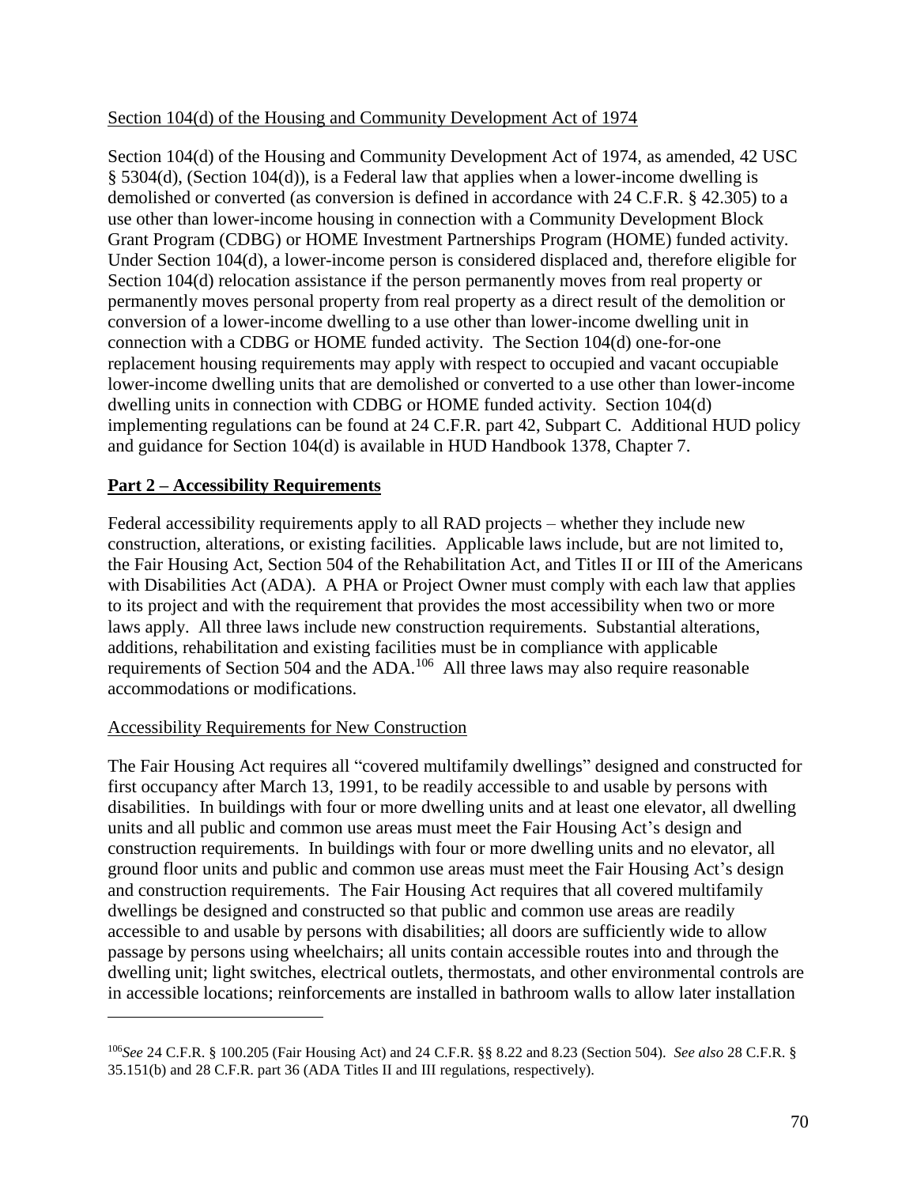Section 104(d) of the Housing and Community Development Act of 1974

Section 104(d) of the Housing and Community Development Act of 1974, as amended, 42 USC § 5304(d), (Section 104(d)), is a Federal law that applies when a lower-income dwelling is demolished or converted (as conversion is defined in accordance with 24 C.F.R. § 42.305) to a use other than lower-income housing in connection with a Community Development Block Grant Program (CDBG) or HOME Investment Partnerships Program (HOME) funded activity. Under Section 104(d), a lower-income person is considered displaced and, therefore eligible for Section 104(d) relocation assistance if the person permanently moves from real property or permanently moves personal property from real property as a direct result of the demolition or conversion of a lower-income dwelling to a use other than lower-income dwelling unit in connection with a CDBG or HOME funded activity. The Section 104(d) one-for-one replacement housing requirements may apply with respect to occupied and vacant occupiable lower-income dwelling units that are demolished or converted to a use other than lower-income dwelling units in connection with CDBG or HOME funded activity. Section 104(d) implementing regulations can be found at 24 C.F.R. part 42, Subpart C. Additional HUD policy and guidance for Section 104(d) is available in HUD Handbook 1378, Chapter 7.

## Part 2 – Accessibility Requirements

Federal accessibility requirements apply to all RAD projects – whether they include new construction, alterations, or existing facilities. Applicable laws include, but are not limited to, the Fair Housing Act, Section 504 of the Rehabilitation Act, and Titles II or III of the Americans with Disabilities Act (ADA). A PHA or Project Owner must comply with each law that applies to its project and with the requirement that provides the most accessibility when two or more laws apply. All three laws include new construction requirements. Substantial alterations, additions, rehabilitation and existing facilities must be in compliance with applicable requirements of Section 504 and the ADA.[106] All three laws may also require reasonable accommodations or modifications.

Accessibility Requirements for New Construction

The Fair Housing Act requires all "covered multifamily dwellings" designed and constructed for first occupancy after March 13, 1991, to be readily accessible to and usable by persons with disabilities. In buildings with four or more dwelling units and at least one elevator, all dwelling units and all public and common use areas must meet the Fair Housing Act's design and construction requirements. In buildings with four or more dwelling units and no elevator, all ground floor units and public and common use areas must meet the Fair Housing Act's design and construction requirements. The Fair Housing Act requires that all covered multifamily dwellings be designed and constructed so that public and common use areas are readily accessible to and usable by persons with disabilities; all doors are sufficiently wide to allow passage by persons using wheelchairs; all units contain accessible routes into and through the dwelling unit; light switches, electrical outlets, thermostats, and other environmental controls are in accessible locations; reinforcements are installed in bathroom walls to allow later installation

---

[106] *See* 24 C.F.R. § 100.205 (Fair Housing Act) and 24 C.F.R. §§ 8.22 and 8.23 (Section 504). *See also* 28 C.F.R. § 35.151(b) and 28 C.F.R. part 36 (ADA Titles II and III regulations, respectively).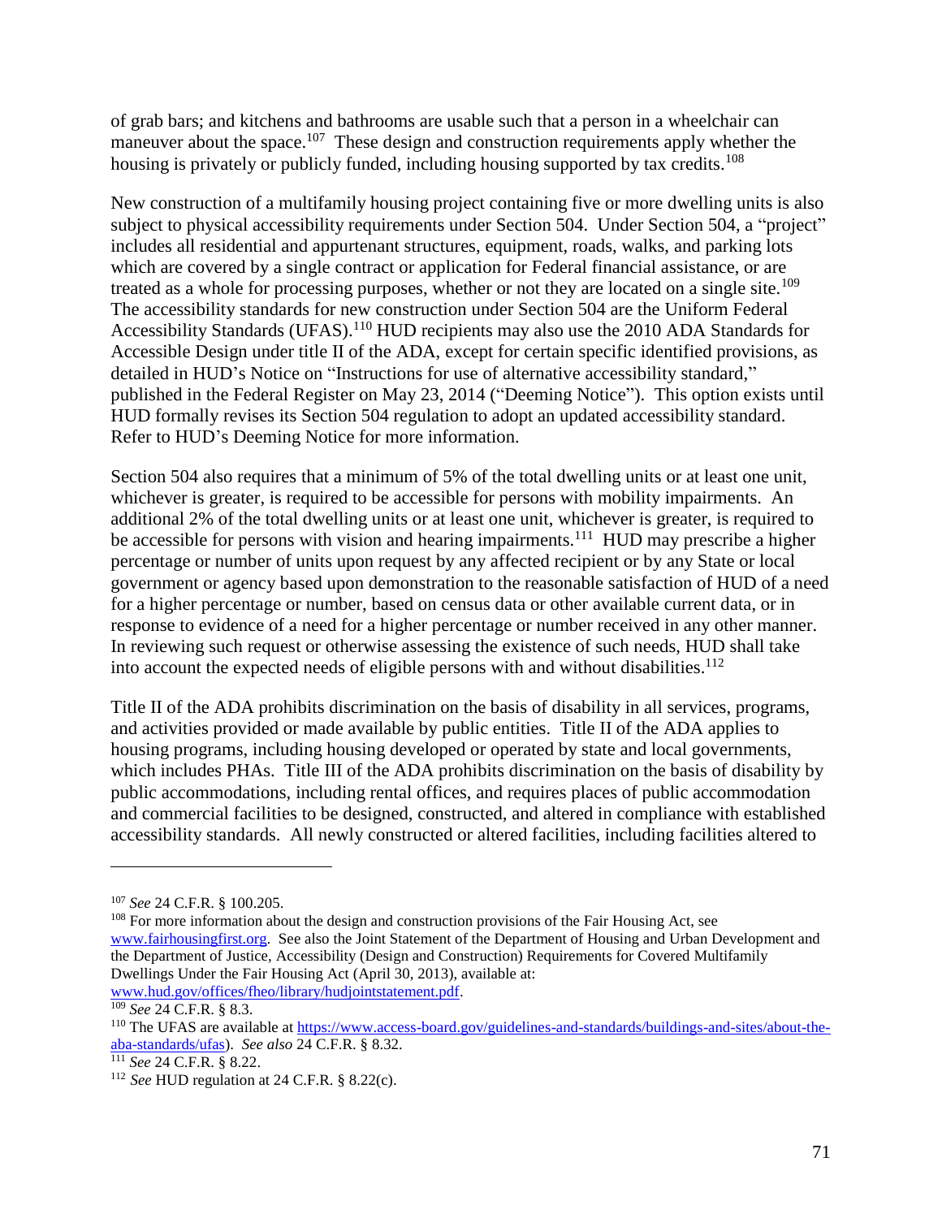of grab bars; and kitchens and bathrooms are usable such that a person in a wheelchair can maneuver about the space.[107] These design and construction requirements apply whether the housing is privately or publicly funded, including housing supported by tax credits.[108]

New construction of a multifamily housing project containing five or more dwelling units is also subject to physical accessibility requirements under Section 504. Under Section 504, a "project" includes all residential and appurtenant structures, equipment, roads, walks, and parking lots which are covered by a single contract or application for Federal financial assistance, or are treated as a whole for processing purposes, whether or not they are located on a single site.[109] The accessibility standards for new construction under Section 504 are the Uniform Federal Accessibility Standards (UFAS).[110] HUD recipients may also use the 2010 ADA Standards for Accessible Design under title II of the ADA, except for certain specific identified provisions, as detailed in HUD's Notice on "Instructions for use of alternative accessibility standard," published in the Federal Register on May 23, 2014 ("Deeming Notice"). This option exists until HUD formally revises its Section 504 regulation to adopt an updated accessibility standard. Refer to HUD's Deeming Notice for more information.

Section 504 also requires that a minimum of 5% of the total dwelling units or at least one unit, whichever is greater, is required to be accessible for persons with mobility impairments. An additional 2% of the total dwelling units or at least one unit, whichever is greater, is required to be accessible for persons with vision and hearing impairments.[111] HUD may prescribe a higher percentage or number of units upon request by any affected recipient or by any State or local government or agency based upon demonstration to the reasonable satisfaction of HUD of a need for a higher percentage or number, based on census data or other available current data, or in response to evidence of a need for a higher percentage or number received in any other manner. In reviewing such request or otherwise assessing the existence of such needs, HUD shall take into account the expected needs of eligible persons with and without disabilities.[112]

Title II of the ADA prohibits discrimination on the basis of disability in all services, programs, and activities provided or made available by public entities. Title II of the ADA applies to housing programs, including housing developed or operated by state and local governments, which includes PHAs. Title III of the ADA prohibits discrimination on the basis of disability by public accommodations, including rental offices, and requires places of public accommodation and commercial facilities to be designed, constructed, and altered in compliance with established accessibility standards. All newly constructed or altered facilities, including facilities altered to

---

[107] *See* 24 C.F.R. § 100.205.

[108] For more information about the design and construction provisions of the Fair Housing Act, see www.fairhousingfirst.org. See also the Joint Statement of the Department of Housing and Urban Development and the Department of Justice, Accessibility (Design and Construction) Requirements for Covered Multifamily Dwellings Under the Fair Housing Act (April 30, 2013), available at: www.hud.gov/offices/fheo/library/hudjointstatement.pdf.

[109] *See* 24 C.F.R. § 8.3.

[110] The UFAS are available at https://www.access-board.gov/guidelines-and-standards/buildings-and-sites/about-the-aba-standards/ufas). *See also* 24 C.F.R. § 8.32.

[111] *See* 24 C.F.R. § 8.22.

[112] *See* HUD regulation at 24 C.F.R. § 8.22(c).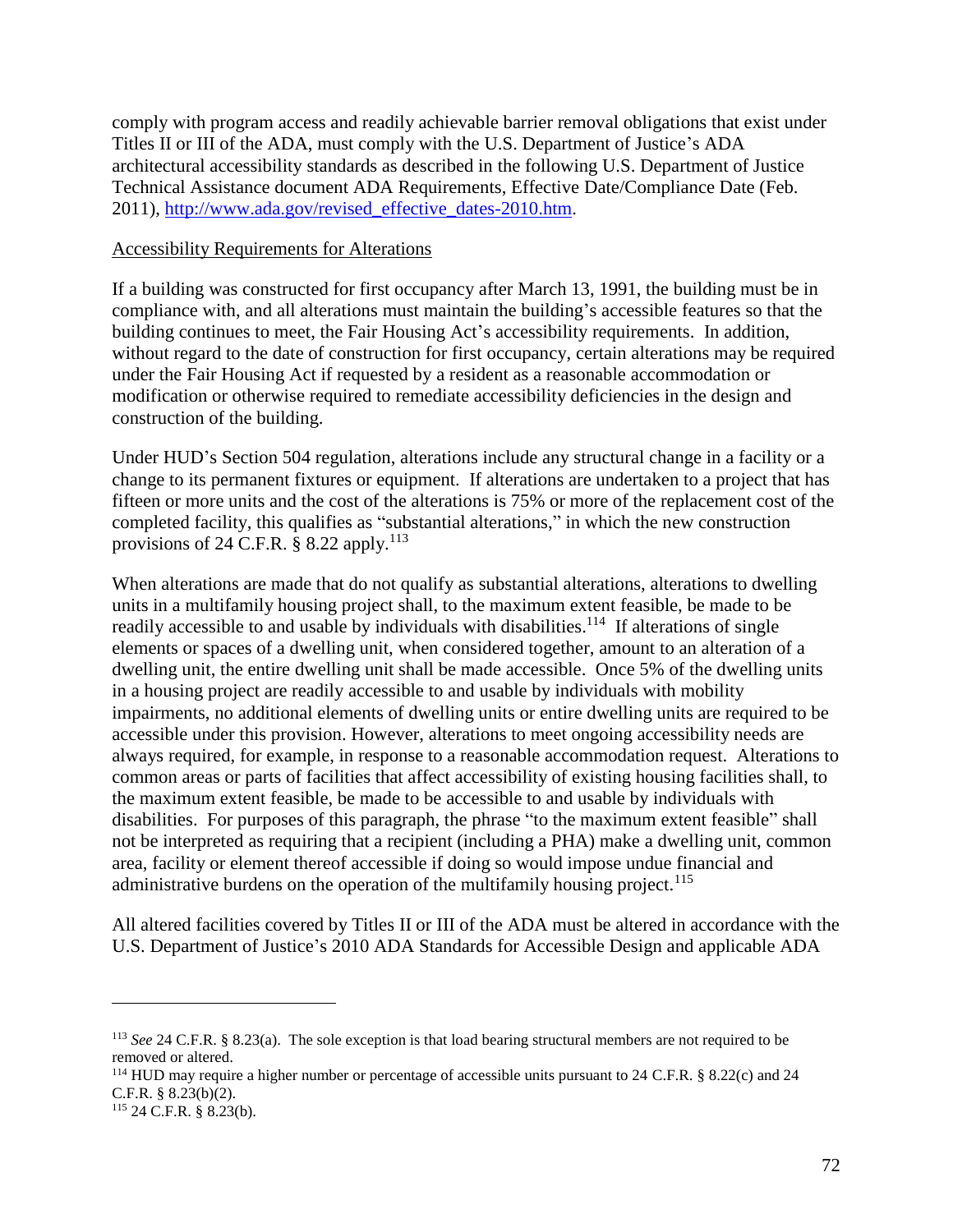comply with program access and readily achievable barrier removal obligations that exist under Titles II or III of the ADA, must comply with the U.S. Department of Justice's ADA architectural accessibility standards as described in the following U.S. Department of Justice Technical Assistance document ADA Requirements, Effective Date/Compliance Date (Feb. 2011), http://www.ada.gov/revised_effective_dates-2010.htm.

Accessibility Requirements for Alterations

If a building was constructed for first occupancy after March 13, 1991, the building must be in compliance with, and all alterations must maintain the building's accessible features so that the building continues to meet, the Fair Housing Act's accessibility requirements. In addition, without regard to the date of construction for first occupancy, certain alterations may be required under the Fair Housing Act if requested by a resident as a reasonable accommodation or modification or otherwise required to remediate accessibility deficiencies in the design and construction of the building.

Under HUD's Section 504 regulation, alterations include any structural change in a facility or a change to its permanent fixtures or equipment. If alterations are undertaken to a project that has fifteen or more units and the cost of the alterations is 75% or more of the replacement cost of the completed facility, this qualifies as "substantial alterations," in which the new construction provisions of 24 C.F.R. § 8.22 apply.[113]

When alterations are made that do not qualify as substantial alterations, alterations to dwelling units in a multifamily housing project shall, to the maximum extent feasible, be made to be readily accessible to and usable by individuals with disabilities.[114] If alterations of single elements or spaces of a dwelling unit, when considered together, amount to an alteration of a dwelling unit, the entire dwelling unit shall be made accessible. Once 5% of the dwelling units in a housing project are readily accessible to and usable by individuals with mobility impairments, no additional elements of dwelling units or entire dwelling units are required to be accessible under this provision. However, alterations to meet ongoing accessibility needs are always required, for example, in response to a reasonable accommodation request. Alterations to common areas or parts of facilities that affect accessibility of existing housing facilities shall, to the maximum extent feasible, be made to be accessible to and usable by individuals with disabilities. For purposes of this paragraph, the phrase "to the maximum extent feasible" shall not be interpreted as requiring that a recipient (including a PHA) make a dwelling unit, common area, facility or element thereof accessible if doing so would impose undue financial and administrative burdens on the operation of the multifamily housing project.[115]

All altered facilities covered by Titles II or III of the ADA must be altered in accordance with the U.S. Department of Justice's 2010 ADA Standards for Accessible Design and applicable ADA

---

[113] *See* 24 C.F.R. § 8.23(a). The sole exception is that load bearing structural members are not required to be removed or altered.

[114] HUD may require a higher number or percentage of accessible units pursuant to 24 C.F.R. § 8.22(c) and 24 C.F.R. § 8.23(b)(2).

[115] 24 C.F.R. § 8.23(b).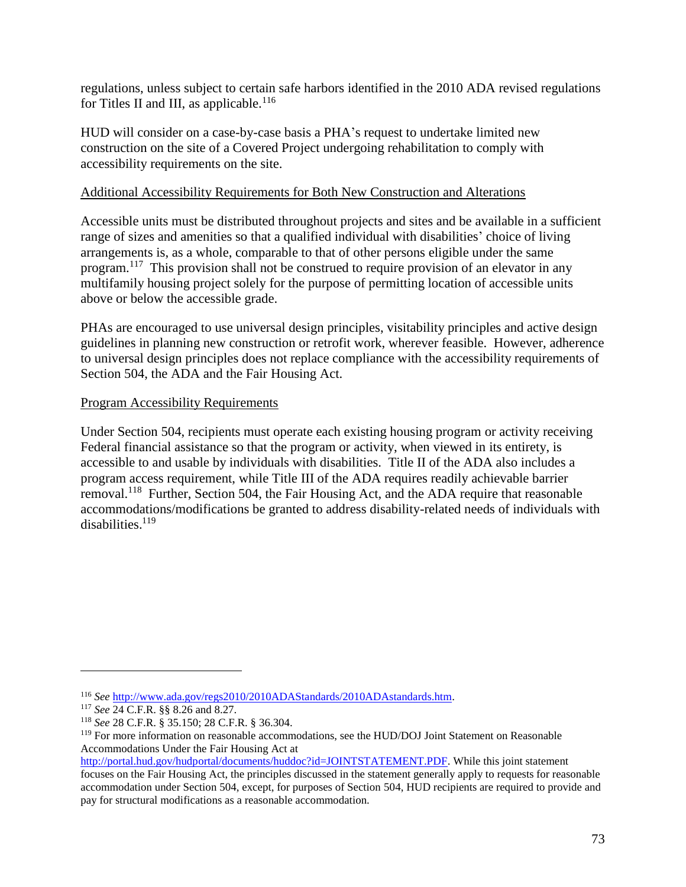regulations, unless subject to certain safe harbors identified in the 2010 ADA revised regulations for Titles II and III, as applicable.[116]

HUD will consider on a case-by-case basis a PHA's request to undertake limited new construction on the site of a Covered Project undergoing rehabilitation to comply with accessibility requirements on the site.

Additional Accessibility Requirements for Both New Construction and Alterations

Accessible units must be distributed throughout projects and sites and be available in a sufficient range of sizes and amenities so that a qualified individual with disabilities' choice of living arrangements is, as a whole, comparable to that of other persons eligible under the same program.[117] This provision shall not be construed to require provision of an elevator in any multifamily housing project solely for the purpose of permitting location of accessible units above or below the accessible grade.

PHAs are encouraged to use universal design principles, visitability principles and active design guidelines in planning new construction or retrofit work, wherever feasible. However, adherence to universal design principles does not replace compliance with the accessibility requirements of Section 504, the ADA and the Fair Housing Act.

Program Accessibility Requirements

Under Section 504, recipients must operate each existing housing program or activity receiving Federal financial assistance so that the program or activity, when viewed in its entirety, is accessible to and usable by individuals with disabilities. Title II of the ADA also includes a program access requirement, while Title III of the ADA requires readily achievable barrier removal.[118] Further, Section 504, the Fair Housing Act, and the ADA require that reasonable accommodations/modifications be granted to address disability-related needs of individuals with disabilities.[119]

---

[116] *See* http://www.ada.gov/regs2010/2010ADAStandards/2010ADAstandards.htm.

[117] *See* 24 C.F.R. §§ 8.26 and 8.27.

[118] *See* 28 C.F.R. § 35.150; 28 C.F.R. § 36.304.

[119] For more information on reasonable accommodations, see the HUD/DOJ Joint Statement on Reasonable Accommodations Under the Fair Housing Act at http://portal.hud.gov/hudportal/documents/huddoc?id=JOINTSTATEMENT.PDF. While this joint statement focuses on the Fair Housing Act, the principles discussed in the statement generally apply to requests for reasonable accommodation under Section 504, except, for purposes of Section 504, HUD recipients are required to provide and pay for structural modifications as a reasonable accommodation.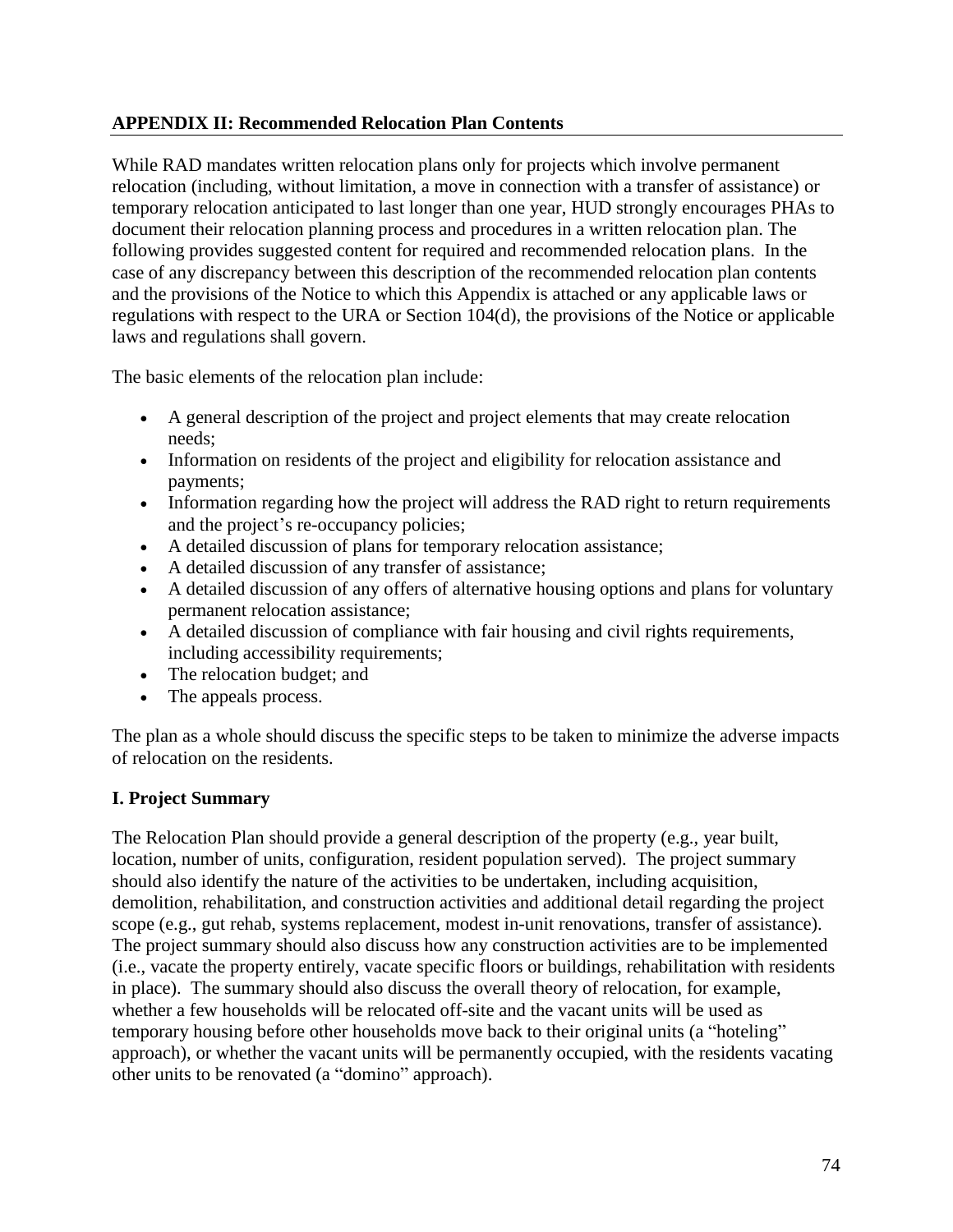## APPENDIX II: Recommended Relocation Plan Contents

While RAD mandates written relocation plans only for projects which involve permanent relocation (including, without limitation, a move in connection with a transfer of assistance) or temporary relocation anticipated to last longer than one year, HUD strongly encourages PHAs to document their relocation planning process and procedures in a written relocation plan. The following provides suggested content for required and recommended relocation plans. In the case of any discrepancy between this description of the recommended relocation plan contents and the provisions of the Notice to which this Appendix is attached or any applicable laws or regulations with respect to the URA or Section 104(d), the provisions of the Notice or applicable laws and regulations shall govern.

The basic elements of the relocation plan include:

- A general description of the project and project elements that may create relocation needs;
- Information on residents of the project and eligibility for relocation assistance and payments;
- Information regarding how the project will address the RAD right to return requirements and the project's re-occupancy policies;
- A detailed discussion of plans for temporary relocation assistance;
- A detailed discussion of any transfer of assistance;
- A detailed discussion of any offers of alternative housing options and plans for voluntary permanent relocation assistance;
- A detailed discussion of compliance with fair housing and civil rights requirements, including accessibility requirements;
- The relocation budget; and
- The appeals process.

The plan as a whole should discuss the specific steps to be taken to minimize the adverse impacts of relocation on the residents.

### I. Project Summary

The Relocation Plan should provide a general description of the property (e.g., year built, location, number of units, configuration, resident population served). The project summary should also identify the nature of the activities to be undertaken, including acquisition, demolition, rehabilitation, and construction activities and additional detail regarding the project scope (e.g., gut rehab, systems replacement, modest in-unit renovations, transfer of assistance). The project summary should also discuss how any construction activities are to be implemented (i.e., vacate the property entirely, vacate specific floors or buildings, rehabilitation with residents in place). The summary should also discuss the overall theory of relocation, for example, whether a few households will be relocated off-site and the vacant units will be used as temporary housing before other households move back to their original units (a "hoteling" approach), or whether the vacant units will be permanently occupied, with the residents vacating other units to be renovated (a "domino" approach).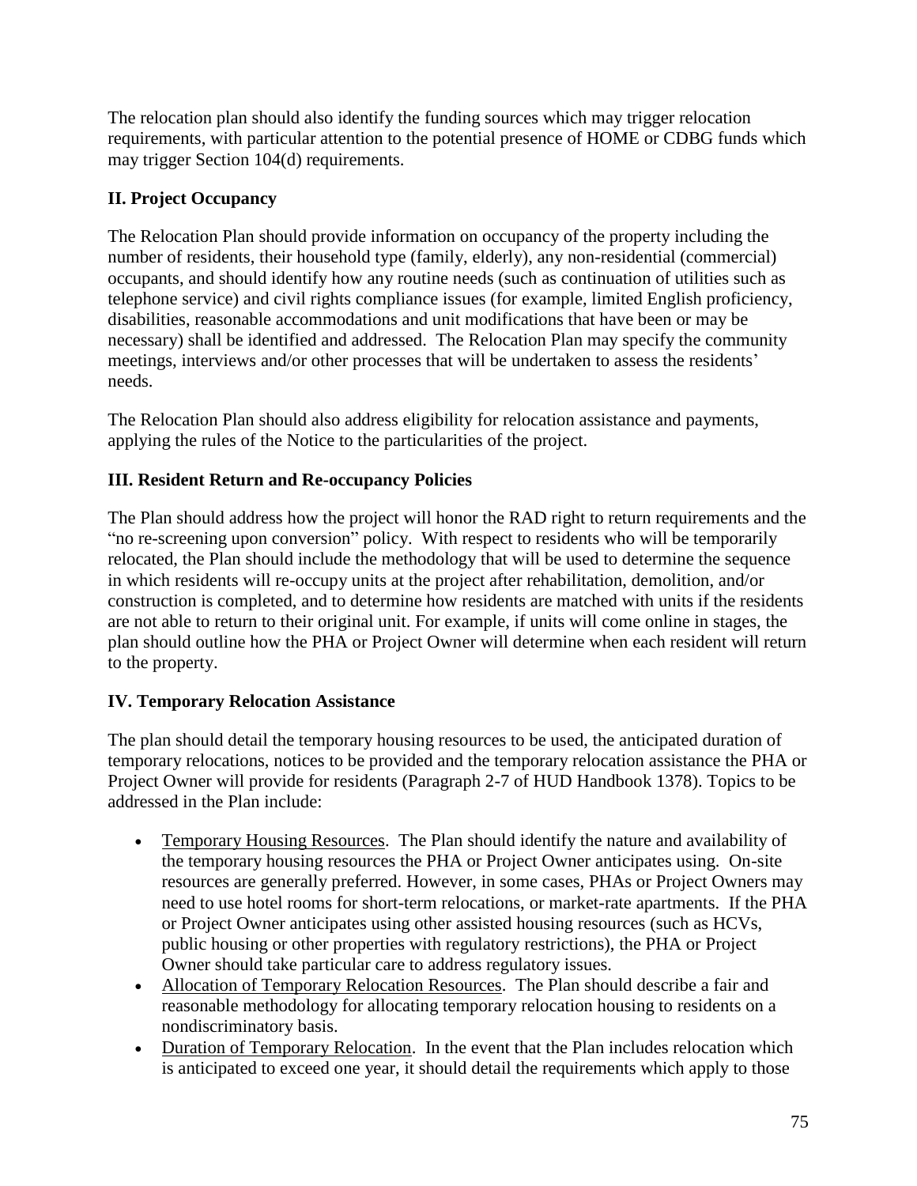The relocation plan should also identify the funding sources which may trigger relocation requirements, with particular attention to the potential presence of HOME or CDBG funds which may trigger Section 104(d) requirements.

## II. Project Occupancy

The Relocation Plan should provide information on occupancy of the property including the number of residents, their household type (family, elderly), any non-residential (commercial) occupants, and should identify how any routine needs (such as continuation of utilities such as telephone service) and civil rights compliance issues (for example, limited English proficiency, disabilities, reasonable accommodations and unit modifications that have been or may be necessary) shall be identified and addressed. The Relocation Plan may specify the community meetings, interviews and/or other processes that will be undertaken to assess the residents' needs.

The Relocation Plan should also address eligibility for relocation assistance and payments, applying the rules of the Notice to the particularities of the project.

## III. Resident Return and Re-occupancy Policies

The Plan should address how the project will honor the RAD right to return requirements and the "no re-screening upon conversion" policy. With respect to residents who will be temporarily relocated, the Plan should include the methodology that will be used to determine the sequence in which residents will re-occupy units at the project after rehabilitation, demolition, and/or construction is completed, and to determine how residents are matched with units if the residents are not able to return to their original unit. For example, if units will come online in stages, the plan should outline how the PHA or Project Owner will determine when each resident will return to the property.

## IV. Temporary Relocation Assistance

The plan should detail the temporary housing resources to be used, the anticipated duration of temporary relocations, notices to be provided and the temporary relocation assistance the PHA or Project Owner will provide for residents (Paragraph 2-7 of HUD Handbook 1378). Topics to be addressed in the Plan include:

- Temporary Housing Resources. The Plan should identify the nature and availability of the temporary housing resources the PHA or Project Owner anticipates using. On-site resources are generally preferred. However, in some cases, PHAs or Project Owners may need to use hotel rooms for short-term relocations, or market-rate apartments. If the PHA or Project Owner anticipates using other assisted housing resources (such as HCVs, public housing or other properties with regulatory restrictions), the PHA or Project Owner should take particular care to address regulatory issues.
- Allocation of Temporary Relocation Resources. The Plan should describe a fair and reasonable methodology for allocating temporary relocation housing to residents on a nondiscriminatory basis.
- Duration of Temporary Relocation. In the event that the Plan includes relocation which is anticipated to exceed one year, it should detail the requirements which apply to those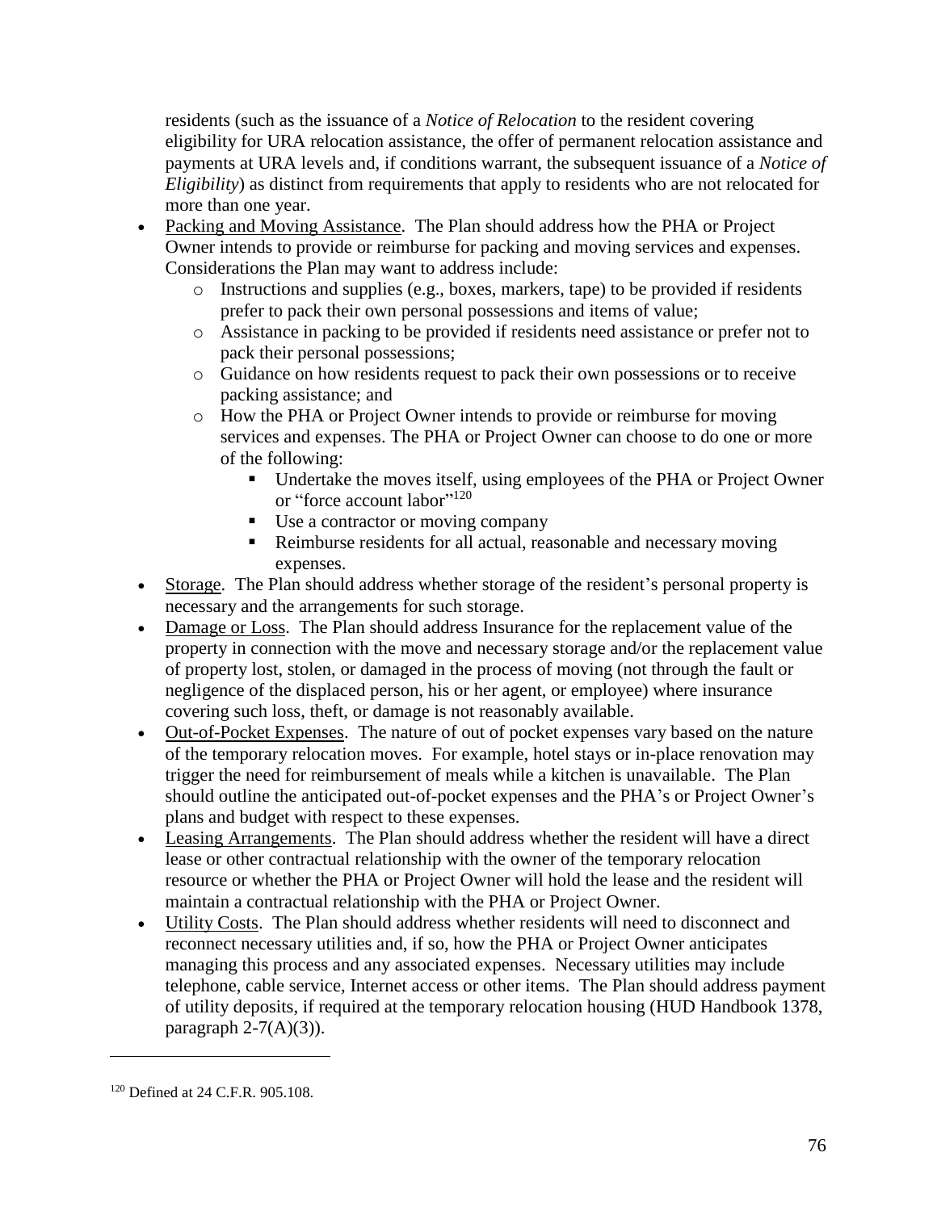residents (such as the issuance of a *Notice of Relocation* to the resident covering eligibility for URA relocation assistance, the offer of permanent relocation assistance and payments at URA levels and, if conditions warrant, the subsequent issuance of a *Notice of Eligibility*) as distinct from requirements that apply to residents who are not relocated for more than one year.

- Packing and Moving Assistance. The Plan should address how the PHA or Project Owner intends to provide or reimburse for packing and moving services and expenses. Considerations the Plan may want to address include:
  - Instructions and supplies (e.g., boxes, markers, tape) to be provided if residents prefer to pack their own personal possessions and items of value;
  - Assistance in packing to be provided if residents need assistance or prefer not to pack their personal possessions;
  - Guidance on how residents request to pack their own possessions or to receive packing assistance; and
  - How the PHA or Project Owner intends to provide or reimburse for moving services and expenses. The PHA or Project Owner can choose to do one or more of the following:
    - Undertake the moves itself, using employees of the PHA or Project Owner or "force account labor"[120]
    - Use a contractor or moving company
    - Reimburse residents for all actual, reasonable and necessary moving expenses.
- Storage. The Plan should address whether storage of the resident's personal property is necessary and the arrangements for such storage.
- Damage or Loss. The Plan should address Insurance for the replacement value of the property in connection with the move and necessary storage and/or the replacement value of property lost, stolen, or damaged in the process of moving (not through the fault or negligence of the displaced person, his or her agent, or employee) where insurance covering such loss, theft, or damage is not reasonably available.
- Out-of-Pocket Expenses. The nature of out of pocket expenses vary based on the nature of the temporary relocation moves. For example, hotel stays or in-place renovation may trigger the need for reimbursement of meals while a kitchen is unavailable. The Plan should outline the anticipated out-of-pocket expenses and the PHA's or Project Owner's plans and budget with respect to these expenses.
- Leasing Arrangements. The Plan should address whether the resident will have a direct lease or other contractual relationship with the owner of the temporary relocation resource or whether the PHA or Project Owner will hold the lease and the resident will maintain a contractual relationship with the PHA or Project Owner.
- Utility Costs. The Plan should address whether residents will need to disconnect and reconnect necessary utilities and, if so, how the PHA or Project Owner anticipates managing this process and any associated expenses. Necessary utilities may include telephone, cable service, Internet access or other items. The Plan should address payment of utility deposits, if required at the temporary relocation housing (HUD Handbook 1378, paragraph 2-7(A)(3)).

---

[120] Defined at 24 C.F.R. 905.108.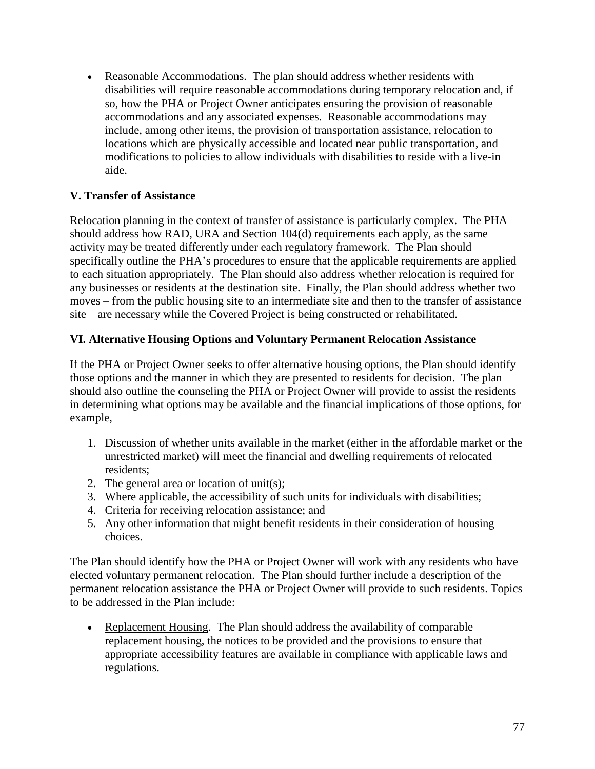- Reasonable Accommodations. The plan should address whether residents with disabilities will require reasonable accommodations during temporary relocation and, if so, how the PHA or Project Owner anticipates ensuring the provision of reasonable accommodations and any associated expenses. Reasonable accommodations may include, among other items, the provision of transportation assistance, relocation to locations which are physically accessible and located near public transportation, and modifications to policies to allow individuals with disabilities to reside with a live-in aide.

## V. Transfer of Assistance

Relocation planning in the context of transfer of assistance is particularly complex. The PHA should address how RAD, URA and Section 104(d) requirements each apply, as the same activity may be treated differently under each regulatory framework. The Plan should specifically outline the PHA's procedures to ensure that the applicable requirements are applied to each situation appropriately. The Plan should also address whether relocation is required for any businesses or residents at the destination site. Finally, the Plan should address whether two moves – from the public housing site to an intermediate site and then to the transfer of assistance site – are necessary while the Covered Project is being constructed or rehabilitated.

## VI. Alternative Housing Options and Voluntary Permanent Relocation Assistance

If the PHA or Project Owner seeks to offer alternative housing options, the Plan should identify those options and the manner in which they are presented to residents for decision. The plan should also outline the counseling the PHA or Project Owner will provide to assist the residents in determining what options may be available and the financial implications of those options, for example,

1. Discussion of whether units available in the market (either in the affordable market or the unrestricted market) will meet the financial and dwelling requirements of relocated residents;
2. The general area or location of unit(s);
3. Where applicable, the accessibility of such units for individuals with disabilities;
4. Criteria for receiving relocation assistance; and
5. Any other information that might benefit residents in their consideration of housing choices.

The Plan should identify how the PHA or Project Owner will work with any residents who have elected voluntary permanent relocation. The Plan should further include a description of the permanent relocation assistance the PHA or Project Owner will provide to such residents. Topics to be addressed in the Plan include:

- Replacement Housing. The Plan should address the availability of comparable replacement housing, the notices to be provided and the provisions to ensure that appropriate accessibility features are available in compliance with applicable laws and regulations.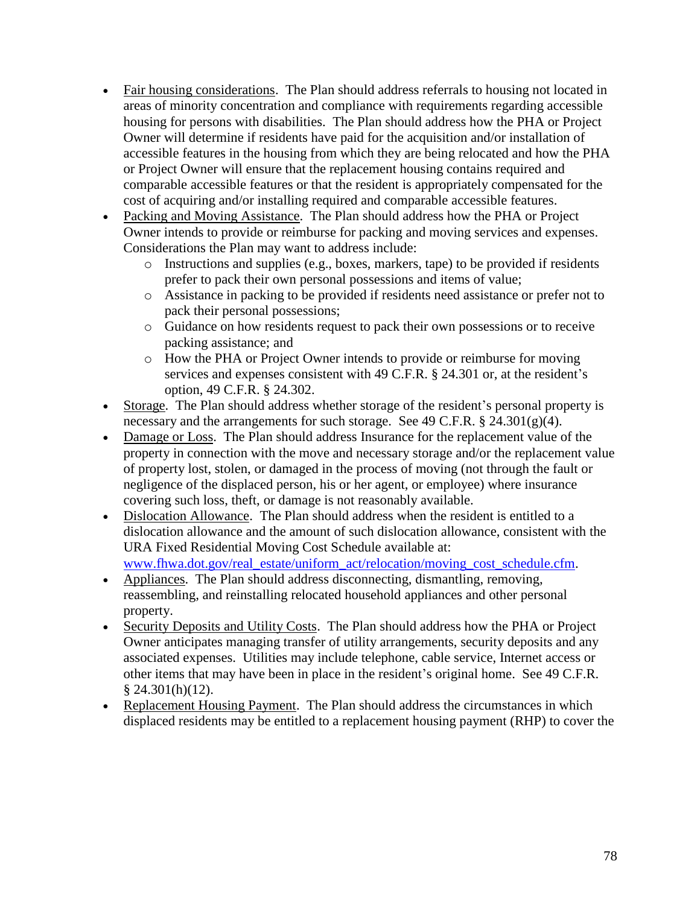- Fair housing considerations. The Plan should address referrals to housing not located in areas of minority concentration and compliance with requirements regarding accessible housing for persons with disabilities. The Plan should address how the PHA or Project Owner will determine if residents have paid for the acquisition and/or installation of accessible features in the housing from which they are being relocated and how the PHA or Project Owner will ensure that the replacement housing contains required and comparable accessible features or that the resident is appropriately compensated for the cost of acquiring and/or installing required and comparable accessible features.
- Packing and Moving Assistance. The Plan should address how the PHA or Project Owner intends to provide or reimburse for packing and moving services and expenses. Considerations the Plan may want to address include:
  - Instructions and supplies (e.g., boxes, markers, tape) to be provided if residents prefer to pack their own personal possessions and items of value;
  - Assistance in packing to be provided if residents need assistance or prefer not to pack their personal possessions;
  - Guidance on how residents request to pack their own possessions or to receive packing assistance; and
  - How the PHA or Project Owner intends to provide or reimburse for moving services and expenses consistent with 49 C.F.R. § 24.301 or, at the resident's option, 49 C.F.R. § 24.302.
- Storage. The Plan should address whether storage of the resident's personal property is necessary and the arrangements for such storage. See 49 C.F.R. § 24.301(g)(4).
- Damage or Loss. The Plan should address Insurance for the replacement value of the property in connection with the move and necessary storage and/or the replacement value of property lost, stolen, or damaged in the process of moving (not through the fault or negligence of the displaced person, his or her agent, or employee) where insurance covering such loss, theft, or damage is not reasonably available.
- Dislocation Allowance. The Plan should address when the resident is entitled to a dislocation allowance and the amount of such dislocation allowance, consistent with the URA Fixed Residential Moving Cost Schedule available at: www.fhwa.dot.gov/real_estate/uniform_act/relocation/moving_cost_schedule.cfm.
- Appliances. The Plan should address disconnecting, dismantling, removing, reassembling, and reinstalling relocated household appliances and other personal property.
- Security Deposits and Utility Costs. The Plan should address how the PHA or Project Owner anticipates managing transfer of utility arrangements, security deposits and any associated expenses. Utilities may include telephone, cable service, Internet access or other items that may have been in place in the resident's original home. See 49 C.F.R. § 24.301(h)(12).
- Replacement Housing Payment. The Plan should address the circumstances in which displaced residents may be entitled to a replacement housing payment (RHP) to cover the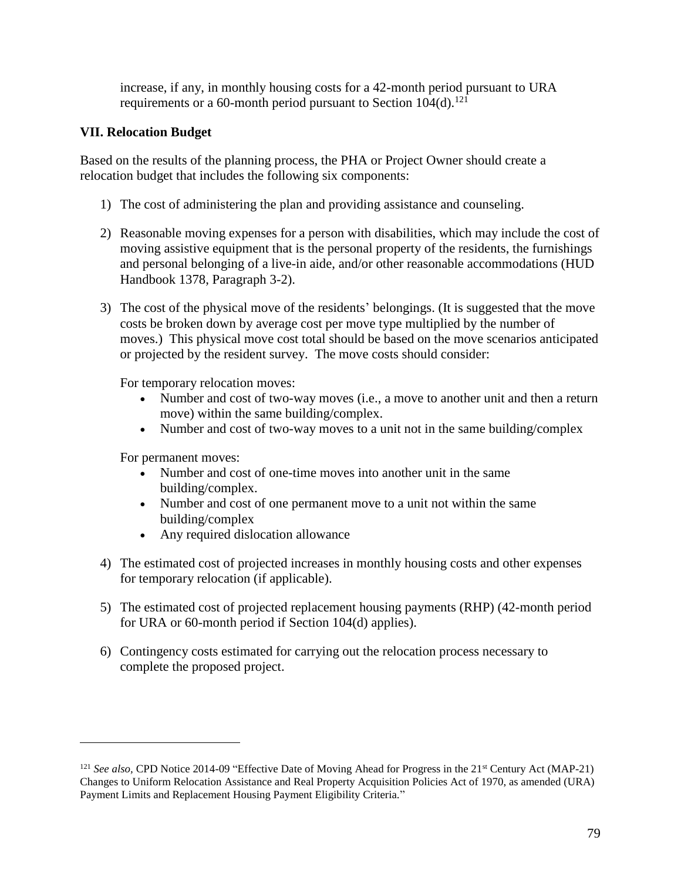increase, if any, in monthly housing costs for a 42-month period pursuant to URA requirements or a 60-month period pursuant to Section 104(d).[121]

**VII. Relocation Budget**

Based on the results of the planning process, the PHA or Project Owner should create a relocation budget that includes the following six components:

1) The cost of administering the plan and providing assistance and counseling.

2) Reasonable moving expenses for a person with disabilities, which may include the cost of moving assistive equipment that is the personal property of the residents, the furnishings and personal belonging of a live-in aide, and/or other reasonable accommodations (HUD Handbook 1378, Paragraph 3-2).

3) The cost of the physical move of the residents' belongings. (It is suggested that the move costs be broken down by average cost per move type multiplied by the number of moves.) This physical move cost total should be based on the move scenarios anticipated or projected by the resident survey. The move costs should consider:

   For temporary relocation moves:
   - Number and cost of two-way moves (i.e., a move to another unit and then a return move) within the same building/complex.
   - Number and cost of two-way moves to a unit not in the same building/complex

   For permanent moves:
   - Number and cost of one-time moves into another unit in the same building/complex.
   - Number and cost of one permanent move to a unit not within the same building/complex
   - Any required dislocation allowance

4) The estimated cost of projected increases in monthly housing costs and other expenses for temporary relocation (if applicable).

5) The estimated cost of projected replacement housing payments (RHP) (42-month period for URA or 60-month period if Section 104(d) applies).

6) Contingency costs estimated for carrying out the relocation process necessary to complete the proposed project.

---

[121] *See also*, CPD Notice 2014-09 "Effective Date of Moving Ahead for Progress in the 21st Century Act (MAP-21) Changes to Uniform Relocation Assistance and Real Property Acquisition Policies Act of 1970, as amended (URA) Payment Limits and Replacement Housing Payment Eligibility Criteria."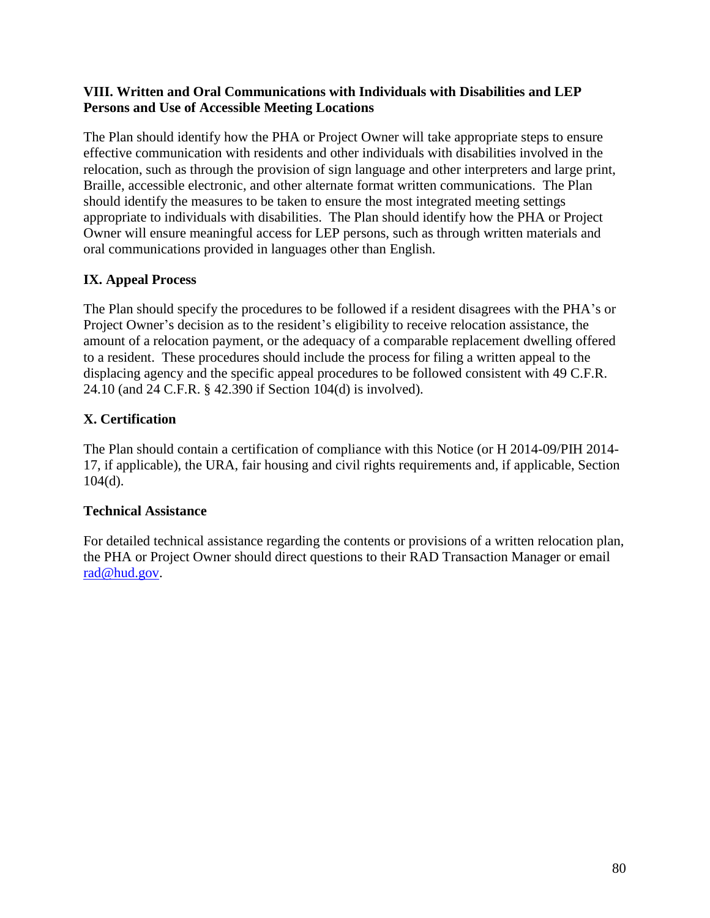### VIII. Written and Oral Communications with Individuals with Disabilities and LEP Persons and Use of Accessible Meeting Locations

The Plan should identify how the PHA or Project Owner will take appropriate steps to ensure effective communication with residents and other individuals with disabilities involved in the relocation, such as through the provision of sign language and other interpreters and large print, Braille, accessible electronic, and other alternate format written communications. The Plan should identify the measures to be taken to ensure the most integrated meeting settings appropriate to individuals with disabilities. The Plan should identify how the PHA or Project Owner will ensure meaningful access for LEP persons, such as through written materials and oral communications provided in languages other than English.

### IX. Appeal Process

The Plan should specify the procedures to be followed if a resident disagrees with the PHA's or Project Owner's decision as to the resident's eligibility to receive relocation assistance, the amount of a relocation payment, or the adequacy of a comparable replacement dwelling offered to a resident. These procedures should include the process for filing a written appeal to the displacing agency and the specific appeal procedures to be followed consistent with 49 C.F.R. 24.10 (and 24 C.F.R. § 42.390 if Section 104(d) is involved).

### X. Certification

The Plan should contain a certification of compliance with this Notice (or H 2014-09/PIH 2014-17, if applicable), the URA, fair housing and civil rights requirements and, if applicable, Section 104(d).

### Technical Assistance

For detailed technical assistance regarding the contents or provisions of a written relocation plan, the PHA or Project Owner should direct questions to their RAD Transaction Manager or email rad@hud.gov.